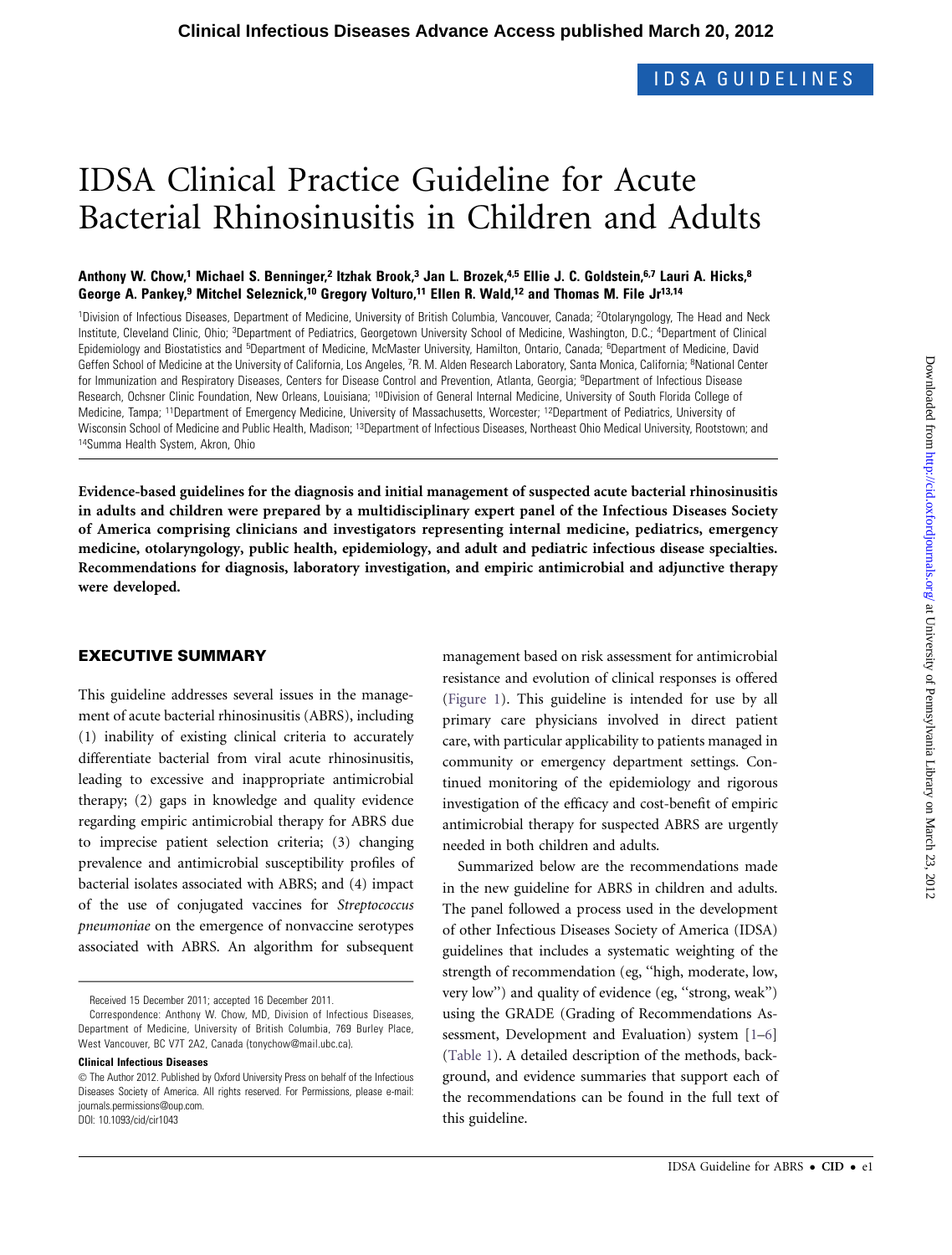# IDSA Clinical Practice Guideline for Acute Bacterial Rhinosinusitis in Children and Adults

**Anthony W. Chow,[1] Michael S. Benninger,[2] Itzhak Brook,[3] Jan L. Brozek,[4,5] Ellie J. C. Goldstein,[6,7] Lauri A. Hicks,[8] George A. Pankey,[9] Mitchel Seleznick,[10] Gregory Volturo,[11] Ellen R. Wald,[12] and Thomas M. File Jr[13,14]**

[1]Division of Infectious Diseases, Department of Medicine, University of British Columbia, Vancouver, Canada; [2]Otolaryngology, The Head and Neck Institute, Cleveland Clinic, Ohio; [3]Department of Pediatrics, Georgetown University School of Medicine, Washington, D.C.; [4]Department of Clinical Epidemiology and Biostatistics and [5]Department of Medicine, McMaster University, Hamilton, Ontario, Canada; [6]Department of Medicine, David Geffen School of Medicine at the University of California, Los Angeles, [7]R. M. Alden Research Laboratory, Santa Monica, California; [8]National Center for Immunization and Respiratory Diseases, Centers for Disease Control and Prevention, Atlanta, Georgia; [9]Department of Infectious Disease Research, Ochsner Clinic Foundation, New Orleans, Louisiana; [10]Division of General Internal Medicine, University of South Florida College of Medicine, Tampa; [11]Department of Emergency Medicine, University of Massachusetts, Worcester; [12]Department of Pediatrics, University of Wisconsin School of Medicine and Public Health, Madison; [13]Department of Infectious Diseases, Northeast Ohio Medical University, Rootstown; and [14]Summa Health System, Akron, Ohio

**Evidence-based guidelines for the diagnosis and initial management of suspected acute bacterial rhinosinusitis in adults and children were prepared by a multidisciplinary expert panel of the Infectious Diseases Society of America comprising clinicians and investigators representing internal medicine, pediatrics, emergency medicine, otolaryngology, public health, epidemiology, and adult and pediatric infectious disease specialties. Recommendations for diagnosis, laboratory investigation, and empiric antimicrobial and adjunctive therapy were developed.**

## EXECUTIVE SUMMARY

This guideline addresses several issues in the management of acute bacterial rhinosinusitis (ABRS), including (1) inability of existing clinical criteria to accurately differentiate bacterial from viral acute rhinosinusitis, leading to excessive and inappropriate antimicrobial therapy; (2) gaps in knowledge and quality evidence regarding empiric antimicrobial therapy for ABRS due to imprecise patient selection criteria; (3) changing prevalence and antimicrobial susceptibility profiles of bacterial isolates associated with ABRS; and (4) impact of the use of conjugated vaccines for *Streptococcus pneumoniae* on the emergence of nonvaccine serotypes associated with ABRS. An algorithm for subsequent management based on risk assessment for antimicrobial resistance and evolution of clinical responses is offered (Figure 1). This guideline is intended for use by all primary care physicians involved in direct patient care, with particular applicability to patients managed in community or emergency department settings. Continued monitoring of the epidemiology and rigorous investigation of the efficacy and cost-benefit of empiric antimicrobial therapy for suspected ABRS are urgently needed in both children and adults.

Summarized below are the recommendations made in the new guideline for ABRS in children and adults. The panel followed a process used in the development of other Infectious Diseases Society of America (IDSA) guidelines that includes a systematic weighting of the strength of recommendation (eg, "high, moderate, low, very low") and quality of evidence (eg, "strong, weak") using the GRADE (Grading of Recommendations Assessment, Development and Evaluation) system [1–6] (Table 1). A detailed description of the methods, background, and evidence summaries that support each of the recommendations can be found in the full text of this guideline.

Received 15 December 2011; accepted 16 December 2011.

Correspondence: Anthony W. Chow, MD, Division of Infectious Diseases, Department of Medicine, University of British Columbia, 769 Burley Place, West Vancouver, BC V7T 2A2, Canada (tonychow@mail.ubc.ca).

**Clinical Infectious Diseases**

© The Author 2012. Published by Oxford University Press on behalf of the Infectious Diseases Society of America. All rights reserved. For Permissions, please e-mail: journals.permissions@oup.com.
DOI: 10.1093/cid/cir1043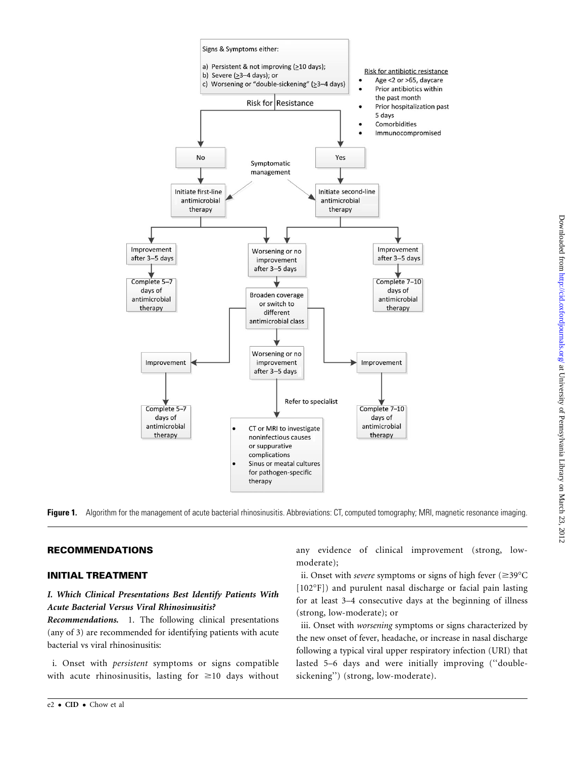Signs & Symptoms either:

a) Persistent & not improving (≥10 days);
b) Severe (≥3–4 days); or
c) Worsening or "double-sickening" (≥3–4 days)

Risk for Resistance

Risk for antibiotic resistance

- Age <2 or >65, daycare
- Prior antibiotics within the past month
- Prior hospitalization past 5 days
- Comorbidities
- Immunocompromised

No → Initiate first-line antimicrobial therapy

Yes → Initiate second-line antimicrobial therapy

Symptomatic management

Improvement after 3–5 days → Complete 5–7 days of antimicrobial therapy

Worsening or no improvement after 3–5 days → Broaden coverage or switch to different antimicrobial class

Improvement after 3–5 days → Complete 7–10 days of antimicrobial therapy

Improvement → Complete 5–7 days of antimicrobial therapy

Worsening or no improvement after 3–5 days → Refer to specialist

- CT or MRI to investigate noninfectious causes or suppurative complications
- Sinus or meatal cultures for pathogen-specific therapy

Improvement → Complete 7–10 days of antimicrobial therapy

**Figure 1.** Algorithm for the management of acute bacterial rhinosinusitis. Abbreviations: CT, computed tomography; MRI, magnetic resonance imaging.

## RECOMMENDATIONS

## INITIAL TREATMENT

### *I. Which Clinical Presentations Best Identify Patients With Acute Bacterial Versus Viral Rhinosinusitis?*

***Recommendations.*** 1. The following clinical presentations (any of 3) are recommended for identifying patients with acute bacterial vs viral rhinosinusitis:

i. Onset with *persistent* symptoms or signs compatible with acute rhinosinusitis, lasting for ≥10 days without any evidence of clinical improvement (strong, low-moderate);

ii. Onset with *severe* symptoms or signs of high fever (≥39°C [102°F]) and purulent nasal discharge or facial pain lasting for at least 3–4 consecutive days at the beginning of illness (strong, low-moderate); or

iii. Onset with *worsening* symptoms or signs characterized by the new onset of fever, headache, or increase in nasal discharge following a typical viral upper respiratory infection (URI) that lasted 5–6 days and were initially improving ("double-sickening") (strong, low-moderate).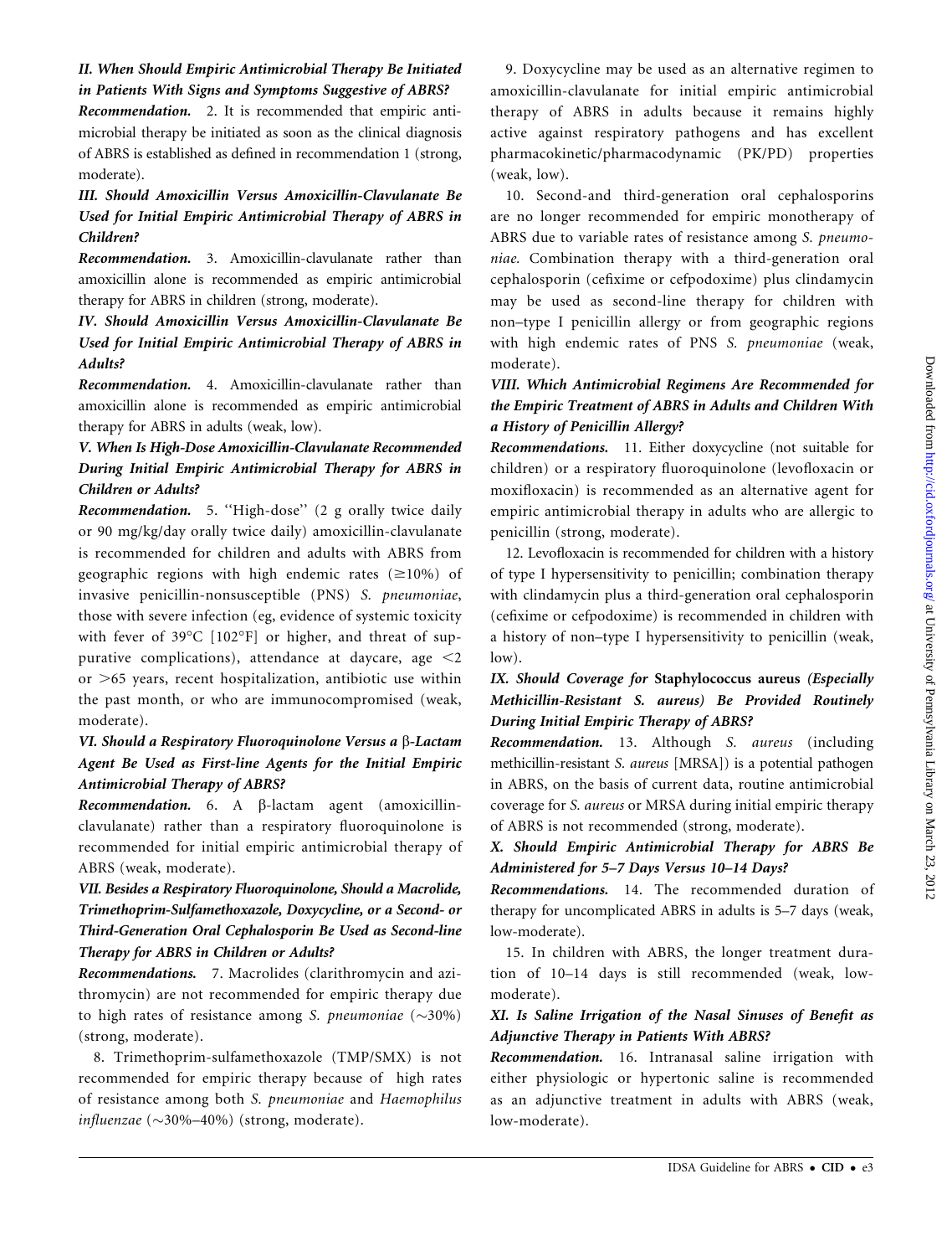### II. When Should Empiric Antimicrobial Therapy Be Initiated in Patients With Signs and Symptoms Suggestive of ABRS?

***Recommendation.*** 2. It is recommended that empiric antimicrobial therapy be initiated as soon as the clinical diagnosis of ABRS is established as defined in recommendation 1 (strong, moderate).

### III. Should Amoxicillin Versus Amoxicillin-Clavulanate Be Used for Initial Empiric Antimicrobial Therapy of ABRS in Children?

***Recommendation.*** 3. Amoxicillin-clavulanate rather than amoxicillin alone is recommended as empiric antimicrobial therapy for ABRS in children (strong, moderate).

### IV. Should Amoxicillin Versus Amoxicillin-Clavulanate Be Used for Initial Empiric Antimicrobial Therapy of ABRS in Adults?

***Recommendation.*** 4. Amoxicillin-clavulanate rather than amoxicillin alone is recommended as empiric antimicrobial therapy for ABRS in adults (weak, low).

### V. When Is High-Dose Amoxicillin-Clavulanate Recommended During Initial Empiric Antimicrobial Therapy for ABRS in Children or Adults?

***Recommendation.*** 5. ''High-dose'' (2 g orally twice daily or 90 mg/kg/day orally twice daily) amoxicillin-clavulanate is recommended for children and adults with ABRS from geographic regions with high endemic rates (≥10%) of invasive penicillin-nonsusceptible (PNS) *S. pneumoniae*, those with severe infection (eg, evidence of systemic toxicity with fever of 39°C [102°F] or higher, and threat of suppurative complications), attendance at daycare, age <2 or >65 years, recent hospitalization, antibiotic use within the past month, or who are immunocompromised (weak, moderate).

### VI. Should a Respiratory Fluoroquinolone Versus a β-Lactam Agent Be Used as First-line Agents for the Initial Empiric Antimicrobial Therapy of ABRS?

***Recommendation.*** 6. A β-lactam agent (amoxicillin-clavulanate) rather than a respiratory fluoroquinolone is recommended for initial empiric antimicrobial therapy of ABRS (weak, moderate).

### VII. Besides a Respiratory Fluoroquinolone, Should a Macrolide, Trimethoprim-Sulfamethoxazole, Doxycycline, or a Second- or Third-Generation Oral Cephalosporin Be Used as Second-line Therapy for ABRS in Children or Adults?

***Recommendations.*** 7. Macrolides (clarithromycin and azithromycin) are not recommended for empiric therapy due to high rates of resistance among *S. pneumoniae* (~30%) (strong, moderate).

8. Trimethoprim-sulfamethoxazole (TMP/SMX) is not recommended for empiric therapy because of high rates of resistance among both *S. pneumoniae* and *Haemophilus influenzae* (~30%–40%) (strong, moderate).

9. Doxycycline may be used as an alternative regimen to amoxicillin-clavulanate for initial empiric antimicrobial therapy of ABRS in adults because it remains highly active against respiratory pathogens and has excellent pharmacokinetic/pharmacodynamic (PK/PD) properties (weak, low).

10. Second-and third-generation oral cephalosporins are no longer recommended for empiric monotherapy of ABRS due to variable rates of resistance among *S. pneumoniae*. Combination therapy with a third-generation oral cephalosporin (cefixime or cefpodoxime) plus clindamycin may be used as second-line therapy for children with non–type I penicillin allergy or from geographic regions with high endemic rates of PNS *S. pneumoniae* (weak, moderate).

### VIII. Which Antimicrobial Regimens Are Recommended for the Empiric Treatment of ABRS in Adults and Children With a History of Penicillin Allergy?

***Recommendations.*** 11. Either doxycycline (not suitable for children) or a respiratory fluoroquinolone (levofloxacin or moxifloxacin) is recommended as an alternative agent for empiric antimicrobial therapy in adults who are allergic to penicillin (strong, moderate).

12. Levofloxacin is recommended for children with a history of type I hypersensitivity to penicillin; combination therapy with clindamycin plus a third-generation oral cephalosporin (cefixime or cefpodoxime) is recommended in children with a history of non–type I hypersensitivity to penicillin (weak, low).

### IX. Should Coverage for Staphylococcus aureus (Especially Methicillin-Resistant S. aureus) Be Provided Routinely During Initial Empiric Therapy of ABRS?

***Recommendation.*** 13. Although *S. aureus* (including methicillin-resistant *S. aureus* [MRSA]) is a potential pathogen in ABRS, on the basis of current data, routine antimicrobial coverage for *S. aureus* or MRSA during initial empiric therapy of ABRS is not recommended (strong, moderate).

### X. Should Empiric Antimicrobial Therapy for ABRS Be Administered for 5–7 Days Versus 10–14 Days?

***Recommendations.*** 14. The recommended duration of therapy for uncomplicated ABRS in adults is 5–7 days (weak, low-moderate).

15. In children with ABRS, the longer treatment duration of 10–14 days is still recommended (weak, low-moderate).

### XI. Is Saline Irrigation of the Nasal Sinuses of Benefit as Adjunctive Therapy in Patients With ABRS?

***Recommendation.*** 16. Intranasal saline irrigation with either physiologic or hypertonic saline is recommended as an adjunctive treatment in adults with ABRS (weak, low-moderate).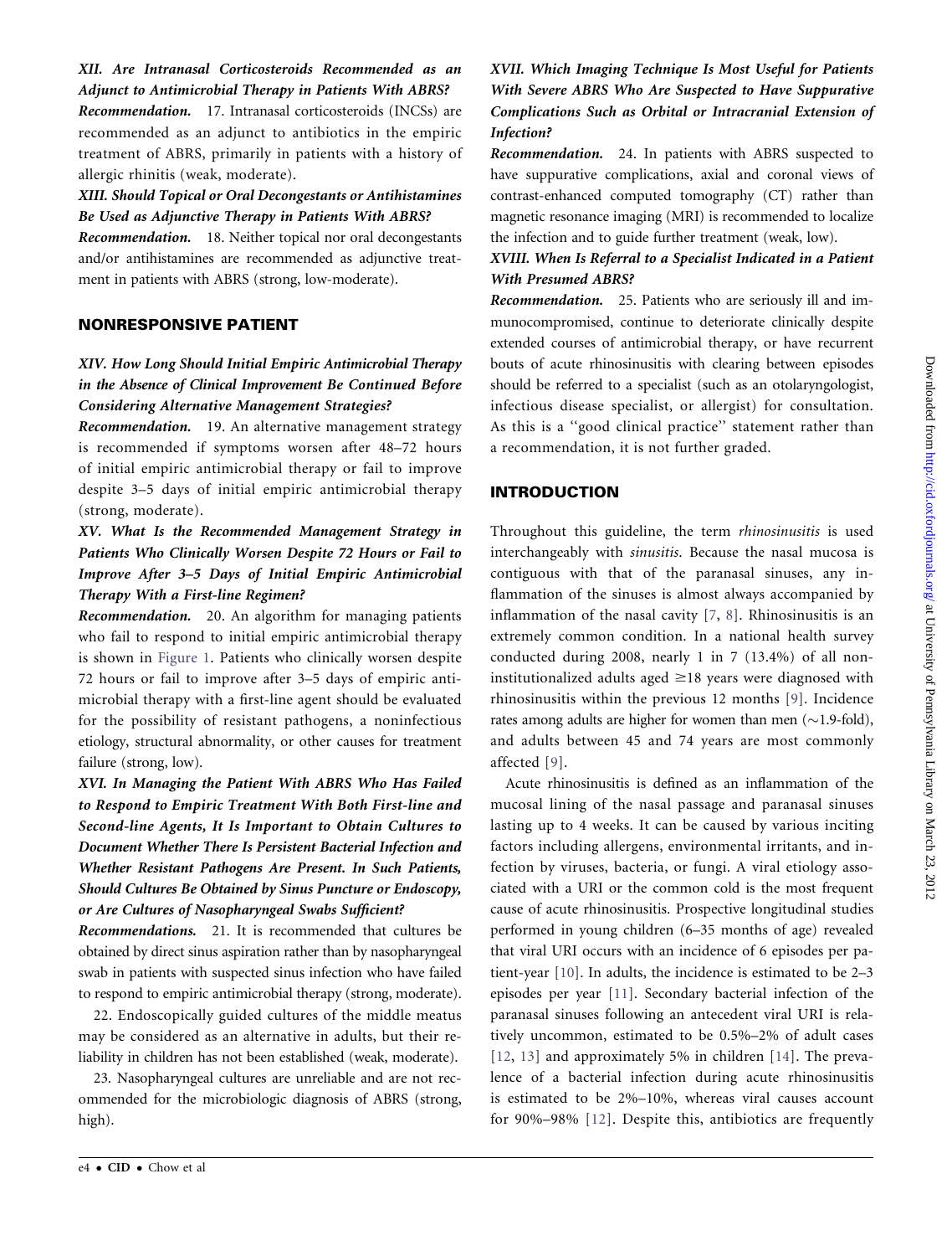*XII. Are Intranasal Corticosteroids Recommended as an Adjunct to Antimicrobial Therapy in Patients With ABRS?*

***Recommendation.*** 17. Intranasal corticosteroids (INCSs) are recommended as an adjunct to antibiotics in the empiric treatment of ABRS, primarily in patients with a history of allergic rhinitis (weak, moderate).

*XIII. Should Topical or Oral Decongestants or Antihistamines Be Used as Adjunctive Therapy in Patients With ABRS?*

***Recommendation.*** 18. Neither topical nor oral decongestants and/or antihistamines are recommended as adjunctive treatment in patients with ABRS (strong, low-moderate).

## NONRESPONSIVE PATIENT

*XIV. How Long Should Initial Empiric Antimicrobial Therapy in the Absence of Clinical Improvement Be Continued Before Considering Alternative Management Strategies?*

***Recommendation.*** 19. An alternative management strategy is recommended if symptoms worsen after 48–72 hours of initial empiric antimicrobial therapy or fail to improve despite 3–5 days of initial empiric antimicrobial therapy (strong, moderate).

*XV. What Is the Recommended Management Strategy in Patients Who Clinically Worsen Despite 72 Hours or Fail to Improve After 3–5 Days of Initial Empiric Antimicrobial Therapy With a First-line Regimen?*

***Recommendation.*** 20. An algorithm for managing patients who fail to respond to initial empiric antimicrobial therapy is shown in Figure 1. Patients who clinically worsen despite 72 hours or fail to improve after 3–5 days of empiric antimicrobial therapy with a first-line agent should be evaluated for the possibility of resistant pathogens, a noninfectious etiology, structural abnormality, or other causes for treatment failure (strong, low).

*XVI. In Managing the Patient With ABRS Who Has Failed to Respond to Empiric Treatment With Both First-line and Second-line Agents, It Is Important to Obtain Cultures to Document Whether There Is Persistent Bacterial Infection and Whether Resistant Pathogens Are Present. In Such Patients, Should Cultures Be Obtained by Sinus Puncture or Endoscopy, or Are Cultures of Nasopharyngeal Swabs Sufficient?*

***Recommendations.*** 21. It is recommended that cultures be obtained by direct sinus aspiration rather than by nasopharyngeal swab in patients with suspected sinus infection who have failed to respond to empiric antimicrobial therapy (strong, moderate).

22. Endoscopically guided cultures of the middle meatus may be considered as an alternative in adults, but their reliability in children has not been established (weak, moderate).

23. Nasopharyngeal cultures are unreliable and are not recommended for the microbiologic diagnosis of ABRS (strong, high).

*XVII. Which Imaging Technique Is Most Useful for Patients With Severe ABRS Who Are Suspected to Have Suppurative Complications Such as Orbital or Intracranial Extension of Infection?*

***Recommendation.*** 24. In patients with ABRS suspected to have suppurative complications, axial and coronal views of contrast-enhanced computed tomography (CT) rather than magnetic resonance imaging (MRI) is recommended to localize the infection and to guide further treatment (weak, low).

*XVIII. When Is Referral to a Specialist Indicated in a Patient With Presumed ABRS?*

***Recommendation.*** 25. Patients who are seriously ill and immunocompromised, continue to deteriorate clinically despite extended courses of antimicrobial therapy, or have recurrent bouts of acute rhinosinusitis with clearing between episodes should be referred to a specialist (such as an otolaryngologist, infectious disease specialist, or allergist) for consultation. As this is a ''good clinical practice'' statement rather than a recommendation, it is not further graded.

## INTRODUCTION

Throughout this guideline, the term *rhinosinusitis* is used interchangeably with *sinusitis*. Because the nasal mucosa is contiguous with that of the paranasal sinuses, any inflammation of the sinuses is almost always accompanied by inflammation of the nasal cavity [7, 8]. Rhinosinusitis is an extremely common condition. In a national health survey conducted during 2008, nearly 1 in 7 (13.4%) of all noninstitutionalized adults aged ≥18 years were diagnosed with rhinosinusitis within the previous 12 months [9]. Incidence rates among adults are higher for women than men (~1.9-fold), and adults between 45 and 74 years are most commonly affected [9].

Acute rhinosinusitis is defined as an inflammation of the mucosal lining of the nasal passage and paranasal sinuses lasting up to 4 weeks. It can be caused by various inciting factors including allergens, environmental irritants, and infection by viruses, bacteria, or fungi. A viral etiology associated with a URI or the common cold is the most frequent cause of acute rhinosinusitis. Prospective longitudinal studies performed in young children (6–35 months of age) revealed that viral URI occurs with an incidence of 6 episodes per patient-year [10]. In adults, the incidence is estimated to be 2–3 episodes per year [11]. Secondary bacterial infection of the paranasal sinuses following an antecedent viral URI is relatively uncommon, estimated to be 0.5%–2% of adult cases [12, 13] and approximately 5% in children [14]. The prevalence of a bacterial infection during acute rhinosinusitis is estimated to be 2%–10%, whereas viral causes account for 90%–98% [12]. Despite this, antibiotics are frequently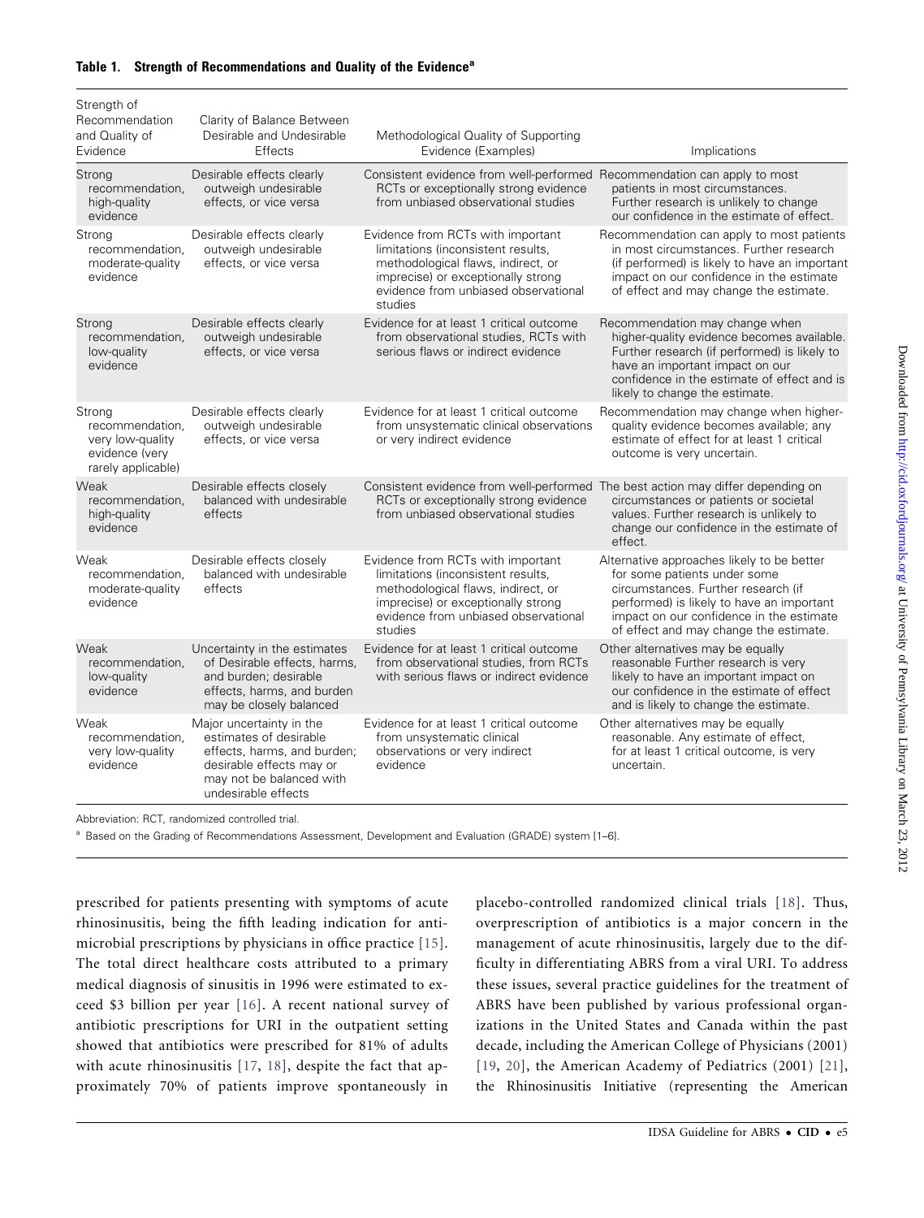**Table 1. Strength of Recommendations and Quality of the Evidence[a]**

| Strength of Recommendation and Quality of Evidence | Clarity of Balance Between Desirable and Undesirable Effects | Methodological Quality of Supporting Evidence (Examples) | Implications |
|---|---|---|---|
| Strong recommendation, high-quality evidence | Desirable effects clearly outweigh undesirable effects, or vice versa | Consistent evidence from well-performed RCTs or exceptionally strong evidence from unbiased observational studies | Recommendation can apply to most patients in most circumstances. Further research is unlikely to change our confidence in the estimate of effect. |
| Strong recommendation, moderate-quality evidence | Desirable effects clearly outweigh undesirable effects, or vice versa | Evidence from RCTs with important limitations (inconsistent results, methodological flaws, indirect, or imprecise) or exceptionally strong evidence from unbiased observational studies | Recommendation can apply to most patients in most circumstances. Further research (if performed) is likely to have an important impact on our confidence in the estimate of effect and may change the estimate. |
| Strong recommendation, low-quality evidence | Desirable effects clearly outweigh undesirable effects, or vice versa | Evidence for at least 1 critical outcome from observational studies, RCTs with serious flaws or indirect evidence | Recommendation may change when higher-quality evidence becomes available. Further research (if performed) is likely to have an important impact on our confidence in the estimate of effect and is likely to change the estimate. |
| Strong recommendation, very low-quality evidence (very rarely applicable) | Desirable effects clearly outweigh undesirable effects, or vice versa | Evidence for at least 1 critical outcome from unsystematic clinical observations or very indirect evidence | Recommendation may change when higher-quality evidence becomes available; any estimate of effect for at least 1 critical outcome is very uncertain. |
| Weak recommendation, high-quality evidence | Desirable effects closely balanced with undesirable effects | Consistent evidence from well-performed RCTs or exceptionally strong evidence from unbiased observational studies | The best action may differ depending on circumstances or patients or societal values. Further research is unlikely to change our confidence in the estimate of effect. |
| Weak recommendation, moderate-quality evidence | Desirable effects closely balanced with undesirable effects | Evidence from RCTs with important limitations (inconsistent results, methodological flaws, indirect, or imprecise) or exceptionally strong evidence from unbiased observational studies | Alternative approaches likely to be better for some patients under some circumstances. Further research (if performed) is likely to have an important impact on our confidence in the estimate of effect and may change the estimate. |
| Weak recommendation, low-quality evidence | Uncertainty in the estimates of Desirable effects, harms, and burden; desirable effects, harms, and burden may be closely balanced | Evidence for at least 1 critical outcome from observational studies, from RCTs with serious flaws or indirect evidence | Other alternatives may be equally reasonable Further research is very likely to have an important impact on our confidence in the estimate of effect and is likely to change the estimate. |
| Weak recommendation, very low-quality evidence | Major uncertainty in the estimates of desirable effects, harms, and burden; desirable effects may or may not be balanced with undesirable effects | Evidence for at least 1 critical outcome from unsystematic clinical observations or very indirect evidence | Other alternatives may be equally reasonable. Any estimate of effect, for at least 1 critical outcome, is very uncertain. |

Abbreviation: RCT, randomized controlled trial.

[a] Based on the Grading of Recommendations Assessment, Development and Evaluation (GRADE) system [1–6].

prescribed for patients presenting with symptoms of acute rhinosinusitis, being the fifth leading indication for antimicrobial prescriptions by physicians in office practice [15]. The total direct healthcare costs attributed to a primary medical diagnosis of sinusitis in 1996 were estimated to exceed $3 billion per year [16]. A recent national survey of antibiotic prescriptions for URI in the outpatient setting showed that antibiotics were prescribed for 81% of adults with acute rhinosinusitis [17, 18], despite the fact that approximately 70% of patients improve spontaneously in placebo-controlled randomized clinical trials [18]. Thus, overprescription of antibiotics is a major concern in the management of acute rhinosinusitis, largely due to the difficulty in differentiating ABRS from a viral URI. To address these issues, several practice guidelines for the treatment of ABRS have been published by various professional organizations in the United States and Canada within the past decade, including the American College of Physicians (2001) [19, 20], the American Academy of Pediatrics (2001) [21], the Rhinosinusitis Initiative (representing the American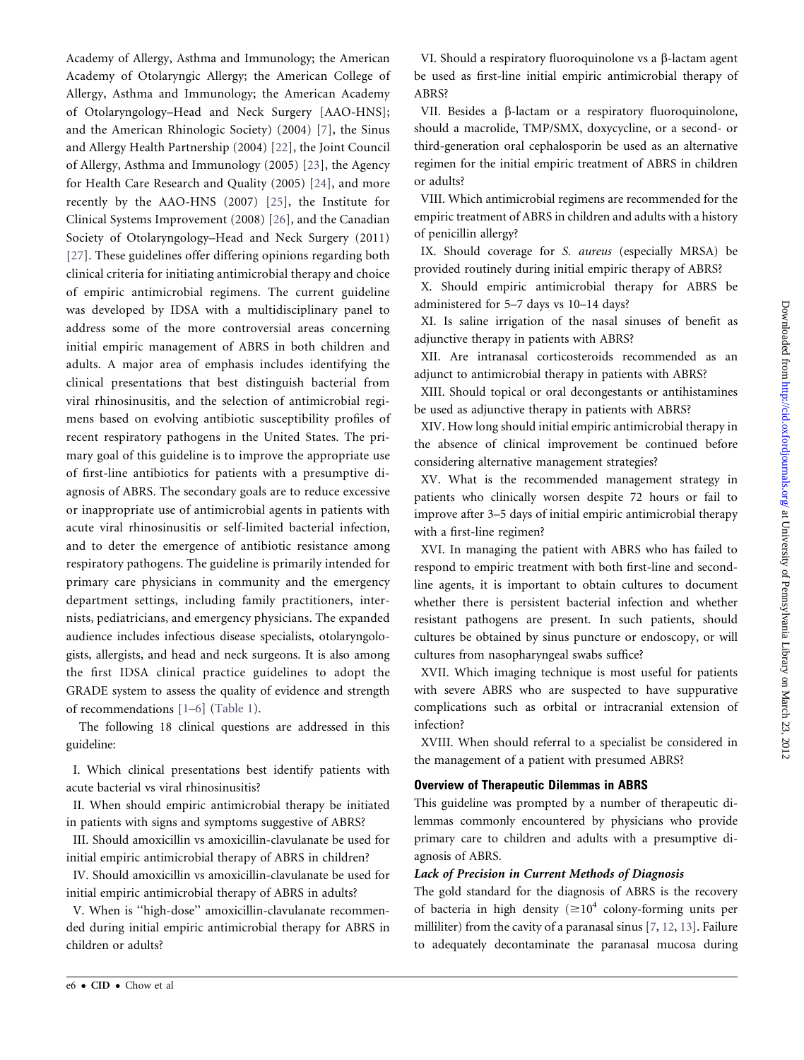Academy of Allergy, Asthma and Immunology; the American Academy of Otolaryngic Allergy; the American College of Allergy, Asthma and Immunology; the American Academy of Otolaryngology–Head and Neck Surgery [AAO-HNS]; and the American Rhinologic Society) (2004) [7], the Sinus and Allergy Health Partnership (2004) [22], the Joint Council of Allergy, Asthma and Immunology (2005) [23], the Agency for Health Care Research and Quality (2005) [24], and more recently by the AAO-HNS (2007) [25], the Institute for Clinical Systems Improvement (2008) [26], and the Canadian Society of Otolaryngology–Head and Neck Surgery (2011) [27]. These guidelines offer differing opinions regarding both clinical criteria for initiating antimicrobial therapy and choice of empiric antimicrobial regimens. The current guideline was developed by IDSA with a multidisciplinary panel to address some of the more controversial areas concerning initial empiric management of ABRS in both children and adults. A major area of emphasis includes identifying the clinical presentations that best distinguish bacterial from viral rhinosinusitis, and the selection of antimicrobial regimens based on evolving antibiotic susceptibility profiles of recent respiratory pathogens in the United States. The primary goal of this guideline is to improve the appropriate use of first-line antibiotics for patients with a presumptive diagnosis of ABRS. The secondary goals are to reduce excessive or inappropriate use of antimicrobial agents in patients with acute viral rhinosinusitis or self-limited bacterial infection, and to deter the emergence of antibiotic resistance among respiratory pathogens. The guideline is primarily intended for primary care physicians in community and the emergency department settings, including family practitioners, internists, pediatricians, and emergency physicians. The expanded audience includes infectious disease specialists, otolaryngologists, allergists, and head and neck surgeons. It is also among the first IDSA clinical practice guidelines to adopt the GRADE system to assess the quality of evidence and strength of recommendations [1–6] (Table 1).

The following 18 clinical questions are addressed in this guideline:

I. Which clinical presentations best identify patients with acute bacterial vs viral rhinosinusitis?

II. When should empiric antimicrobial therapy be initiated in patients with signs and symptoms suggestive of ABRS?

III. Should amoxicillin vs amoxicillin-clavulanate be used for initial empiric antimicrobial therapy of ABRS in children?

IV. Should amoxicillin vs amoxicillin-clavulanate be used for initial empiric antimicrobial therapy of ABRS in adults?

V. When is ''high-dose'' amoxicillin-clavulanate recommended during initial empiric antimicrobial therapy for ABRS in children or adults?

VI. Should a respiratory fluoroquinolone vs a β-lactam agent be used as first-line initial empiric antimicrobial therapy of ABRS?

VII. Besides a β-lactam or a respiratory fluoroquinolone, should a macrolide, TMP/SMX, doxycycline, or a second- or third-generation oral cephalosporin be used as an alternative regimen for the initial empiric treatment of ABRS in children or adults?

VIII. Which antimicrobial regimens are recommended for the empiric treatment of ABRS in children and adults with a history of penicillin allergy?

IX. Should coverage for *S. aureus* (especially MRSA) be provided routinely during initial empiric therapy of ABRS?

X. Should empiric antimicrobial therapy for ABRS be administered for 5–7 days vs 10–14 days?

XI. Is saline irrigation of the nasal sinuses of benefit as adjunctive therapy in patients with ABRS?

XII. Are intranasal corticosteroids recommended as an adjunct to antimicrobial therapy in patients with ABRS?

XIII. Should topical or oral decongestants or antihistamines be used as adjunctive therapy in patients with ABRS?

XIV. How long should initial empiric antimicrobial therapy in the absence of clinical improvement be continued before considering alternative management strategies?

XV. What is the recommended management strategy in patients who clinically worsen despite 72 hours or fail to improve after 3–5 days of initial empiric antimicrobial therapy with a first-line regimen?

XVI. In managing the patient with ABRS who has failed to respond to empiric treatment with both first-line and second-line agents, it is important to obtain cultures to document whether there is persistent bacterial infection and whether resistant pathogens are present. In such patients, should cultures be obtained by sinus puncture or endoscopy, or will cultures from nasopharyngeal swabs suffice?

XVII. Which imaging technique is most useful for patients with severe ABRS who are suspected to have suppurative complications such as orbital or intracranial extension of infection?

XVIII. When should referral to a specialist be considered in the management of a patient with presumed ABRS?

## Overview of Therapeutic Dilemmas in ABRS

This guideline was prompted by a number of therapeutic dilemmas commonly encountered by physicians who provide primary care to children and adults with a presumptive diagnosis of ABRS.

### *Lack of Precision in Current Methods of Diagnosis*

The gold standard for the diagnosis of ABRS is the recovery of bacteria in high density ($\geq 10^4$ colony-forming units per milliliter) from the cavity of a paranasal sinus [7, 12, 13]. Failure to adequately decontaminate the paranasal mucosa during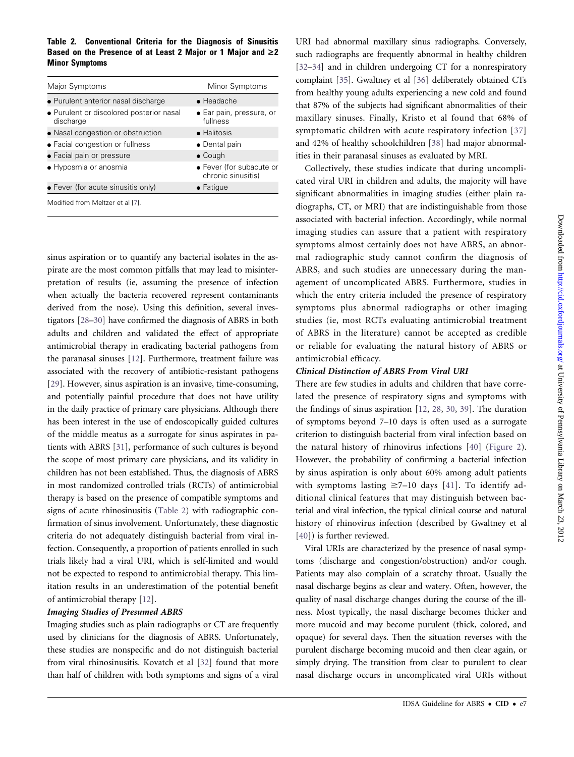**Table 2. Conventional Criteria for the Diagnosis of Sinusitis Based on the Presence of at Least 2 Major or 1 Major and ≥2 Minor Symptoms**

| Major Symptoms | Minor Symptoms |
| --- | --- |
| • Purulent anterior nasal discharge | • Headache |
| • Purulent or discolored posterior nasal discharge | • Ear pain, pressure, or fullness |
| • Nasal congestion or obstruction | • Halitosis |
| • Facial congestion or fullness | • Dental pain |
| • Facial pain or pressure | • Cough |
| • Hyposmia or anosmia | • Fever (for subacute or chronic sinusitis) |
| • Fever (for acute sinusitis only) | • Fatigue |

Modified from Meltzer et al [7].

sinus aspiration or to quantify any bacterial isolates in the aspirate are the most common pitfalls that may lead to misinterpretation of results (ie, assuming the presence of infection when actually the bacteria recovered represent contaminants derived from the nose). Using this definition, several investigators [28–30] have confirmed the diagnosis of ABRS in both adults and children and validated the effect of appropriate antimicrobial therapy in eradicating bacterial pathogens from the paranasal sinuses [12]. Furthermore, treatment failure was associated with the recovery of antibiotic-resistant pathogens [29]. However, sinus aspiration is an invasive, time-consuming, and potentially painful procedure that does not have utility in the daily practice of primary care physicians. Although there has been interest in the use of endoscopically guided cultures of the middle meatus as a surrogate for sinus aspirates in patients with ABRS [31], performance of such cultures is beyond the scope of most primary care physicians, and its validity in children has not been established. Thus, the diagnosis of ABRS in most randomized controlled trials (RCTs) of antimicrobial therapy is based on the presence of compatible symptoms and signs of acute rhinosinusitis (Table 2) with radiographic confirmation of sinus involvement. Unfortunately, these diagnostic criteria do not adequately distinguish bacterial from viral infection. Consequently, a proportion of patients enrolled in such trials likely had a viral URI, which is self-limited and would not be expected to respond to antimicrobial therapy. This limitation results in an underestimation of the potential benefit of antimicrobial therapy [12].

#### *Imaging Studies of Presumed ABRS*

Imaging studies such as plain radiographs or CT are frequently used by clinicians for the diagnosis of ABRS. Unfortunately, these studies are nonspecific and do not distinguish bacterial from viral rhinosinusitis. Kovatch et al [32] found that more than half of children with both symptoms and signs of a viral URI had abnormal maxillary sinus radiographs. Conversely, such radiographs are frequently abnormal in healthy children [32–34] and in children undergoing CT for a nonrespiratory complaint [35]. Gwaltney et al [36] deliberately obtained CTs from healthy young adults experiencing a new cold and found that 87% of the subjects had significant abnormalities of their maxillary sinuses. Finally, Kristo et al found that 68% of symptomatic children with acute respiratory infection [37] and 42% of healthy schoolchildren [38] had major abnormalities in their paranasal sinuses as evaluated by MRI.

Collectively, these studies indicate that during uncomplicated viral URI in children and adults, the majority will have significant abnormalities in imaging studies (either plain radiographs, CT, or MRI) that are indistinguishable from those associated with bacterial infection. Accordingly, while normal imaging studies can assure that a patient with respiratory symptoms almost certainly does not have ABRS, an abnormal radiographic study cannot confirm the diagnosis of ABRS, and such studies are unnecessary during the management of uncomplicated ABRS. Furthermore, studies in which the entry criteria included the presence of respiratory symptoms plus abnormal radiographs or other imaging studies (ie, most RCTs evaluating antimicrobial treatment of ABRS in the literature) cannot be accepted as credible or reliable for evaluating the natural history of ABRS or antimicrobial efficacy.

#### *Clinical Distinction of ABRS From Viral URI*

There are few studies in adults and children that have correlated the presence of respiratory signs and symptoms with the findings of sinus aspiration [12, 28, 30, 39]. The duration of symptoms beyond 7–10 days is often used as a surrogate criterion to distinguish bacterial from viral infection based on the natural history of rhinovirus infections [40] (Figure 2). However, the probability of confirming a bacterial infection by sinus aspiration is only about 60% among adult patients with symptoms lasting ≥7–10 days [41]. To identify additional clinical features that may distinguish between bacterial and viral infection, the typical clinical course and natural history of rhinovirus infection (described by Gwaltney et al [40]) is further reviewed.

Viral URIs are characterized by the presence of nasal symptoms (discharge and congestion/obstruction) and/or cough. Patients may also complain of a scratchy throat. Usually the nasal discharge begins as clear and watery. Often, however, the quality of nasal discharge changes during the course of the illness. Most typically, the nasal discharge becomes thicker and more mucoid and may become purulent (thick, colored, and opaque) for several days. Then the situation reverses with the purulent discharge becoming mucoid and then clear again, or simply drying. The transition from clear to purulent to clear nasal discharge occurs in uncomplicated viral URIs without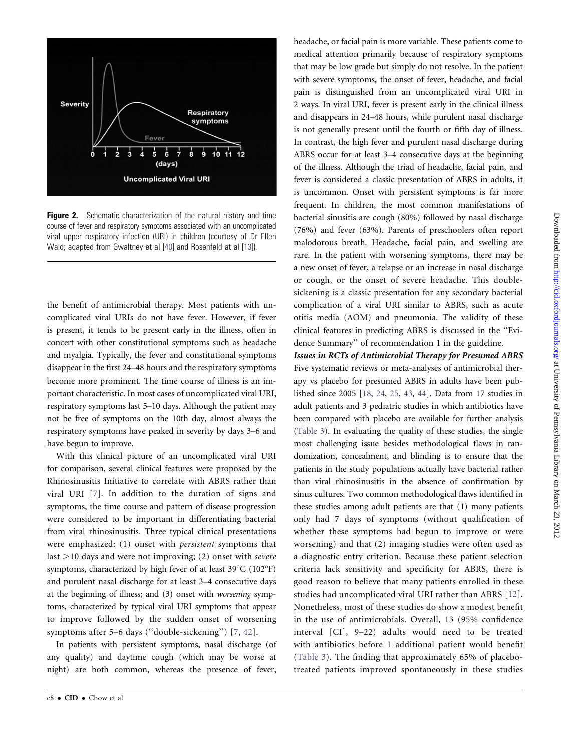**Figure 2.** Schematic characterization of the natural history and time course of fever and respiratory symptoms associated with an uncomplicated viral upper respiratory infection (URI) in children (courtesy of Dr Ellen Wald; adapted from Gwaltney et al [40] and Rosenfeld at al [13]).

the benefit of antimicrobial therapy. Most patients with uncomplicated viral URIs do not have fever. However, if fever is present, it tends to be present early in the illness, often in concert with other constitutional symptoms such as headache and myalgia. Typically, the fever and constitutional symptoms disappear in the first 24–48 hours and the respiratory symptoms become more prominent. The time course of illness is an important characteristic. In most cases of uncomplicated viral URI, respiratory symptoms last 5–10 days. Although the patient may not be free of symptoms on the 10th day, almost always the respiratory symptoms have peaked in severity by days 3–6 and have begun to improve.

With this clinical picture of an uncomplicated viral URI for comparison, several clinical features were proposed by the Rhinosinusitis Initiative to correlate with ABRS rather than viral URI [7]. In addition to the duration of signs and symptoms, the time course and pattern of disease progression were considered to be important in differentiating bacterial from viral rhinosinusitis. Three typical clinical presentations were emphasized: (1) onset with *persistent* symptoms that last >10 days and were not improving; (2) onset with *severe* symptoms, characterized by high fever of at least 39°C (102°F) and purulent nasal discharge for at least 3–4 consecutive days at the beginning of illness; and (3) onset with *worsening* symptoms, characterized by typical viral URI symptoms that appear to improve followed by the sudden onset of worsening symptoms after 5–6 days (''double-sickening'') [7, 42].

In patients with persistent symptoms, nasal discharge (of any quality) and daytime cough (which may be worse at night) are both common, whereas the presence of fever, headache, or facial pain is more variable. These patients come to medical attention primarily because of respiratory symptoms that may be low grade but simply do not resolve. In the patient with severe symptoms**,** the onset of fever, headache, and facial pain is distinguished from an uncomplicated viral URI in 2 ways. In viral URI, fever is present early in the clinical illness and disappears in 24–48 hours, while purulent nasal discharge is not generally present until the fourth or fifth day of illness. In contrast, the high fever and purulent nasal discharge during ABRS occur for at least 3–4 consecutive days at the beginning of the illness. Although the triad of headache, facial pain, and fever is considered a classic presentation of ABRS in adults, it is uncommon. Onset with persistent symptoms is far more frequent. In children, the most common manifestations of bacterial sinusitis are cough (80%) followed by nasal discharge (76%) and fever (63%). Parents of preschoolers often report malodorous breath. Headache, facial pain, and swelling are rare. In the patient with worsening symptoms, there may be a new onset of fever, a relapse or an increase in nasal discharge or cough, or the onset of severe headache. This double-sickening is a classic presentation for any secondary bacterial complication of a viral URI similar to ABRS, such as acute otitis media (AOM) and pneumonia. The validity of these clinical features in predicting ABRS is discussed in the ''Evidence Summary'' of recommendation 1 in the guideline.

***Issues in RCTs of Antimicrobial Therapy for Presumed ABRS***

Five systematic reviews or meta-analyses of antimicrobial therapy vs placebo for presumed ABRS in adults have been published since 2005 [18, 24, 25, 43, 44]. Data from 17 studies in adult patients and 3 pediatric studies in which antibiotics have been compared with placebo are available for further analysis (Table 3). In evaluating the quality of these studies, the single most challenging issue besides methodological flaws in randomization, concealment, and blinding is to ensure that the patients in the study populations actually have bacterial rather than viral rhinosinusitis in the absence of confirmation by sinus cultures. Two common methodological flaws identified in these studies among adult patients are that (1) many patients only had 7 days of symptoms (without qualification of whether these symptoms had begun to improve or were worsening) and that (2) imaging studies were often used as a diagnostic entry criterion. Because these patient selection criteria lack sensitivity and specificity for ABRS, there is good reason to believe that many patients enrolled in these studies had uncomplicated viral URI rather than ABRS [12]. Nonetheless, most of these studies do show a modest benefit in the use of antimicrobials. Overall, 13 (95% confidence interval [CI], 9–22) adults would need to be treated with antibiotics before 1 additional patient would benefit (Table 3). The finding that approximately 65% of placebo-treated patients improved spontaneously in these studies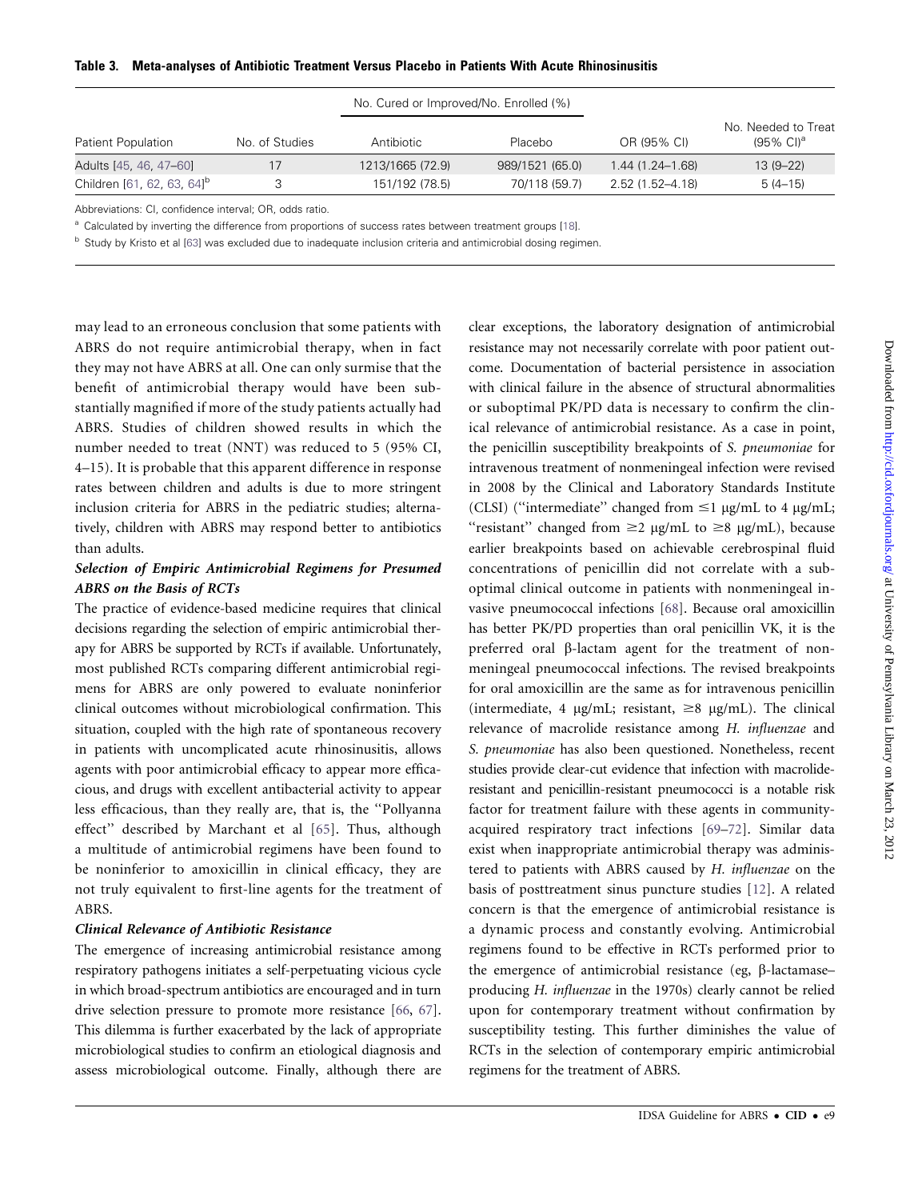**Table 3. Meta-analyses of Antibiotic Treatment Versus Placebo in Patients With Acute Rhinosinusitis**

| | | No. Cured or Improved/No. Enrolled (%) | | | |
|---|---|---|---|---|---|
| Patient Population | No. of Studies | Antibiotic | Placebo | OR (95% CI) | No. Needed to Treat (95% CI)[a] |
| Adults [45, 46, 47–60] | 17 | 1213/1665 (72.9) | 989/1521 (65.0) | 1.44 (1.24–1.68) | 13 (9–22) |
| Children [61, 62, 63, 64][b] | 3 | 151/192 (78.5) | 70/118 (59.7) | 2.52 (1.52–4.18) | 5 (4–15) |

Abbreviations: CI, confidence interval; OR, odds ratio.

[a] Calculated by inverting the difference from proportions of success rates between treatment groups [18].

[b] Study by Kristo et al [63] was excluded due to inadequate inclusion criteria and antimicrobial dosing regimen.

may lead to an erroneous conclusion that some patients with ABRS do not require antimicrobial therapy, when in fact they may not have ABRS at all. One can only surmise that the benefit of antimicrobial therapy would have been substantially magnified if more of the study patients actually had ABRS. Studies of children showed results in which the number needed to treat (NNT) was reduced to 5 (95% CI, 4–15). It is probable that this apparent difference in response rates between children and adults is due to more stringent inclusion criteria for ABRS in the pediatric studies; alternatively, children with ABRS may respond better to antibiotics than adults.

### *Selection of Empiric Antimicrobial Regimens for Presumed ABRS on the Basis of RCTs*

The practice of evidence-based medicine requires that clinical decisions regarding the selection of empiric antimicrobial therapy for ABRS be supported by RCTs if available. Unfortunately, most published RCTs comparing different antimicrobial regimens for ABRS are only powered to evaluate noninferior clinical outcomes without microbiological confirmation. This situation, coupled with the high rate of spontaneous recovery in patients with uncomplicated acute rhinosinusitis, allows agents with poor antimicrobial efficacy to appear more efficacious, and drugs with excellent antibacterial activity to appear less efficacious, than they really are, that is, the ''Pollyanna effect'' described by Marchant et al [65]. Thus, although a multitude of antimicrobial regimens have been found to be noninferior to amoxicillin in clinical efficacy, they are not truly equivalent to first-line agents for the treatment of ABRS.

### *Clinical Relevance of Antibiotic Resistance*

The emergence of increasing antimicrobial resistance among respiratory pathogens initiates a self-perpetuating vicious cycle in which broad-spectrum antibiotics are encouraged and in turn drive selection pressure to promote more resistance [66, 67]. This dilemma is further exacerbated by the lack of appropriate microbiological studies to confirm an etiological diagnosis and assess microbiological outcome. Finally, although there are clear exceptions, the laboratory designation of antimicrobial resistance may not necessarily correlate with poor patient outcome. Documentation of bacterial persistence in association with clinical failure in the absence of structural abnormalities or suboptimal PK/PD data is necessary to confirm the clinical relevance of antimicrobial resistance. As a case in point, the penicillin susceptibility breakpoints of *S. pneumoniae* for intravenous treatment of nonmeningeal infection were revised in 2008 by the Clinical and Laboratory Standards Institute (CLSI) (''intermediate'' changed from ≤1 μg/mL to 4 μg/mL; ''resistant'' changed from ≥2 μg/mL to ≥8 μg/mL), because earlier breakpoints based on achievable cerebrospinal fluid concentrations of penicillin did not correlate with a suboptimal clinical outcome in patients with nonmeningeal invasive pneumococcal infections [68]. Because oral amoxicillin has better PK/PD properties than oral penicillin VK, it is the preferred oral β-lactam agent for the treatment of nonmeningeal pneumococcal infections. The revised breakpoints for oral amoxicillin are the same as for intravenous penicillin (intermediate, 4 μg/mL; resistant, ≥8 μg/mL). The clinical relevance of macrolide resistance among *H. influenzae* and *S. pneumoniae* has also been questioned. Nonetheless, recent studies provide clear-cut evidence that infection with macrolide-resistant and penicillin-resistant pneumococci is a notable risk factor for treatment failure with these agents in community-acquired respiratory tract infections [69–72]. Similar data exist when inappropriate antimicrobial therapy was administered to patients with ABRS caused by *H. influenzae* on the basis of posttreatment sinus puncture studies [12]. A related concern is that the emergence of antimicrobial resistance is a dynamic process and constantly evolving. Antimicrobial regimens found to be effective in RCTs performed prior to the emergence of antimicrobial resistance (eg, β-lactamase–producing *H. influenzae* in the 1970s) clearly cannot be relied upon for contemporary treatment without confirmation by susceptibility testing. This further diminishes the value of RCTs in the selection of contemporary empiric antimicrobial regimens for the treatment of ABRS.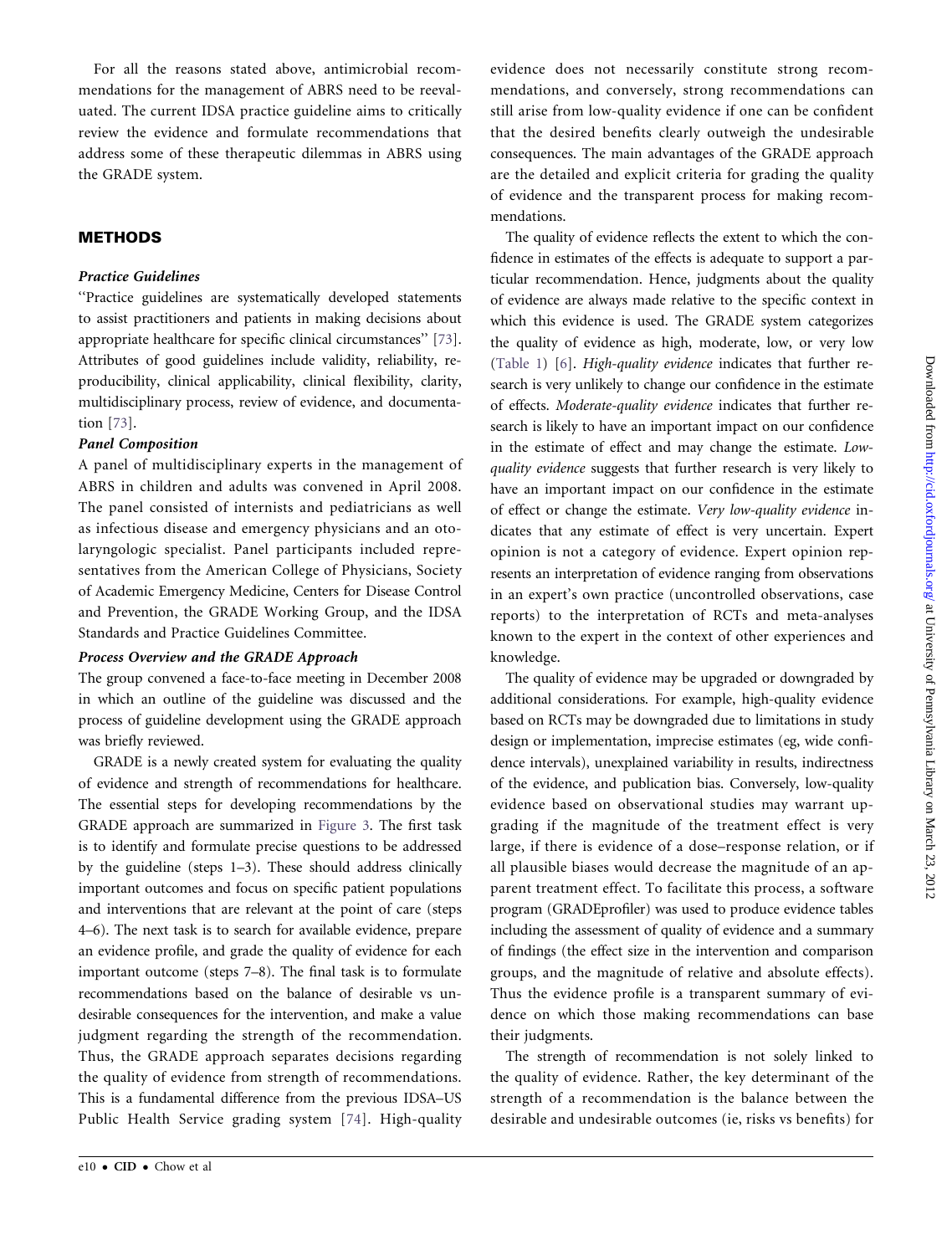For all the reasons stated above, antimicrobial recommendations for the management of ABRS need to be reevaluated. The current IDSA practice guideline aims to critically review the evidence and formulate recommendations that address some of these therapeutic dilemmas in ABRS using the GRADE system.

## METHODS

### Practice Guidelines

"Practice guidelines are systematically developed statements to assist practitioners and patients in making decisions about appropriate healthcare for specific clinical circumstances" [73]. Attributes of good guidelines include validity, reliability, reproducibility, clinical applicability, clinical flexibility, clarity, multidisciplinary process, review of evidence, and documentation [73].

### Panel Composition

A panel of multidisciplinary experts in the management of ABRS in children and adults was convened in April 2008. The panel consisted of internists and pediatricians as well as infectious disease and emergency physicians and an otolaryngologic specialist. Panel participants included representatives from the American College of Physicians, Society of Academic Emergency Medicine, Centers for Disease Control and Prevention, the GRADE Working Group, and the IDSA Standards and Practice Guidelines Committee.

### Process Overview and the GRADE Approach

The group convened a face-to-face meeting in December 2008 in which an outline of the guideline was discussed and the process of guideline development using the GRADE approach was briefly reviewed.

GRADE is a newly created system for evaluating the quality of evidence and strength of recommendations for healthcare. The essential steps for developing recommendations by the GRADE approach are summarized in Figure 3. The first task is to identify and formulate precise questions to be addressed by the guideline (steps 1–3). These should address clinically important outcomes and focus on specific patient populations and interventions that are relevant at the point of care (steps 4–6). The next task is to search for available evidence, prepare an evidence profile, and grade the quality of evidence for each important outcome (steps 7–8). The final task is to formulate recommendations based on the balance of desirable vs undesirable consequences for the intervention, and make a value judgment regarding the strength of the recommendation. Thus, the GRADE approach separates decisions regarding the quality of evidence from strength of recommendations. This is a fundamental difference from the previous IDSA–US Public Health Service grading system [74]. High-quality evidence does not necessarily constitute strong recommendations, and conversely, strong recommendations can still arise from low-quality evidence if one can be confident that the desired benefits clearly outweigh the undesirable consequences. The main advantages of the GRADE approach are the detailed and explicit criteria for grading the quality of evidence and the transparent process for making recommendations.

The quality of evidence reflects the extent to which the confidence in estimates of the effects is adequate to support a particular recommendation. Hence, judgments about the quality of evidence are always made relative to the specific context in which this evidence is used. The GRADE system categorizes the quality of evidence as high, moderate, low, or very low (Table 1) [6]. *High-quality evidence* indicates that further research is very unlikely to change our confidence in the estimate of effects. *Moderate-quality evidence* indicates that further research is likely to have an important impact on our confidence in the estimate of effect and may change the estimate. *Low-quality evidence* suggests that further research is very likely to have an important impact on our confidence in the estimate of effect or change the estimate. *Very low-quality evidence* indicates that any estimate of effect is very uncertain. Expert opinion is not a category of evidence. Expert opinion represents an interpretation of evidence ranging from observations in an expert's own practice (uncontrolled observations, case reports) to the interpretation of RCTs and meta-analyses known to the expert in the context of other experiences and knowledge.

The quality of evidence may be upgraded or downgraded by additional considerations. For example, high-quality evidence based on RCTs may be downgraded due to limitations in study design or implementation, imprecise estimates (eg, wide confidence intervals), unexplained variability in results, indirectness of the evidence, and publication bias. Conversely, low-quality evidence based on observational studies may warrant upgrading if the magnitude of the treatment effect is very large, if there is evidence of a dose–response relation, or if all plausible biases would decrease the magnitude of an apparent treatment effect. To facilitate this process, a software program (GRADEprofiler) was used to produce evidence tables including the assessment of quality of evidence and a summary of findings (the effect size in the intervention and comparison groups, and the magnitude of relative and absolute effects). Thus the evidence profile is a transparent summary of evidence on which those making recommendations can base their judgments.

The strength of recommendation is not solely linked to the quality of evidence. Rather, the key determinant of the strength of a recommendation is the balance between the desirable and undesirable outcomes (ie, risks vs benefits) for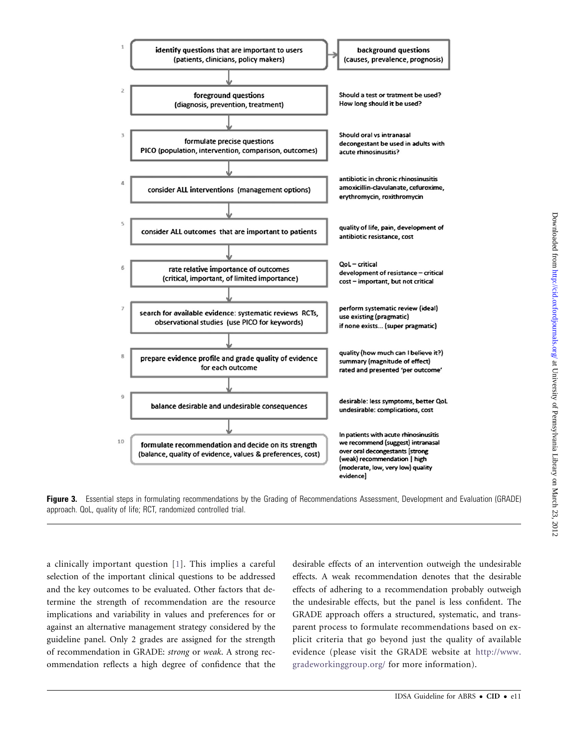| | Step | Example |
|---|---|---|
| 1 | **identify questions** that are important to users (patients, clinicians, policy makers) | background questions (causes, prevalence, prognosis) |
| 2 | **foreground questions** (diagnosis, prevention, treatment) | Should a test or tratment be used? How long should it be used? |
| 3 | **formulate precise questions** PICO (population, intervention, comparison, outcomes) | Should oral vs intranasal decongestant be used in adults with acute rhinosinusitis? |
| 4 | consider **ALL interventions** (management options) | antibiotic in chronic rhinosinusitis amoxicillin-clavulanate, cefuroxime, erythromycin, roxithromycin |
| 5 | consider **ALL outcomes** that are important to patients | quality of life, pain, development of antibiotic resistance, cost |
| 6 | **rate relative importance of outcomes** (critical, important, of limited importance) | QoL – critical; development of resistance – critical; cost – important, but not critical |
| 7 | **search for available evidence**: systematic reviews RCTs, observational studies (use PICO for keywords) | perform systematic review (ideal); use existing (pragmatic); if none exists… (super pragmatic) |
| 8 | **prepare evidence profile and grade quality of evidence** for each outcome | quality (how much can I believe it?); summary (magnitude of effect); rated and presented 'per outcome' |
| 9 | **balance desirable and undesirable consequences** | desirable: less symptoms, better QoL; undesirable: complications, cost |
| 10 | **formulate recommendation and decide on its strength** (balance, quality of evidence, values & preferences, cost) | In patients with acute rhinosinusitis we recommend (suggest) intranasal over oral decongestants [strong (weak) recommendation \| high (moderate, low, very low) quality evidence] |

**Figure 3.** Essential steps in formulating recommendations by the Grading of Recommendations Assessment, Development and Evaluation (GRADE) approach. QoL, quality of life; RCT, randomized controlled trial.

a clinically important question [1]. This implies a careful selection of the important clinical questions to be addressed and the key outcomes to be evaluated. Other factors that determine the strength of recommendation are the resource implications and variability in values and preferences for or against an alternative management strategy considered by the guideline panel. Only 2 grades are assigned for the strength of recommendation in GRADE: *strong* or *weak*. A strong recommendation reflects a high degree of confidence that the desirable effects of an intervention outweigh the undesirable effects. A weak recommendation denotes that the desirable effects of adhering to a recommendation probably outweigh the undesirable effects, but the panel is less confident. The GRADE approach offers a structured, systematic, and transparent process to formulate recommendations based on explicit criteria that go beyond just the quality of available evidence (please visit the GRADE website at http://www.gradeworkinggroup.org/ for more information).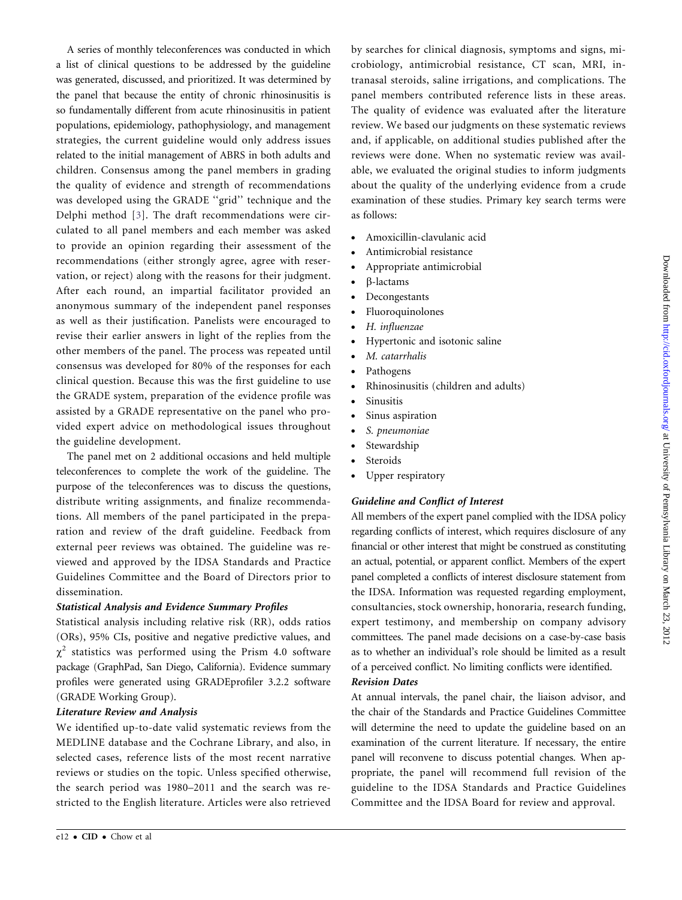A series of monthly teleconferences was conducted in which a list of clinical questions to be addressed by the guideline was generated, discussed, and prioritized. It was determined by the panel that because the entity of chronic rhinosinusitis is so fundamentally different from acute rhinosinusitis in patient populations, epidemiology, pathophysiology, and management strategies, the current guideline would only address issues related to the initial management of ABRS in both adults and children. Consensus among the panel members in grading the quality of evidence and strength of recommendations was developed using the GRADE ''grid'' technique and the Delphi method [3]. The draft recommendations were circulated to all panel members and each member was asked to provide an opinion regarding their assessment of the recommendations (either strongly agree, agree with reservation, or reject) along with the reasons for their judgment. After each round, an impartial facilitator provided an anonymous summary of the independent panel responses as well as their justification. Panelists were encouraged to revise their earlier answers in light of the replies from the other members of the panel. The process was repeated until consensus was developed for 80% of the responses for each clinical question. Because this was the first guideline to use the GRADE system, preparation of the evidence profile was assisted by a GRADE representative on the panel who provided expert advice on methodological issues throughout the guideline development.

The panel met on 2 additional occasions and held multiple teleconferences to complete the work of the guideline. The purpose of the teleconferences was to discuss the questions, distribute writing assignments, and finalize recommendations. All members of the panel participated in the preparation and review of the draft guideline. Feedback from external peer reviews was obtained. The guideline was reviewed and approved by the IDSA Standards and Practice Guidelines Committee and the Board of Directors prior to dissemination.

### *Statistical Analysis and Evidence Summary Profiles*

Statistical analysis including relative risk (RR), odds ratios (ORs), 95% CIs, positive and negative predictive values, and $\chi^2$ statistics was performed using the Prism 4.0 software package (GraphPad, San Diego, California). Evidence summary profiles were generated using GRADEprofiler 3.2.2 software (GRADE Working Group).

### *Literature Review and Analysis*

We identified up-to-date valid systematic reviews from the MEDLINE database and the Cochrane Library, and also, in selected cases, reference lists of the most recent narrative reviews or studies on the topic. Unless specified otherwise, the search period was 1980–2011 and the search was restricted to the English literature. Articles were also retrieved by searches for clinical diagnosis, symptoms and signs, microbiology, antimicrobial resistance, CT scan, MRI, intranasal steroids, saline irrigations, and complications. The panel members contributed reference lists in these areas. The quality of evidence was evaluated after the literature review. We based our judgments on these systematic reviews and, if applicable, on additional studies published after the reviews were done. When no systematic review was available, we evaluated the original studies to inform judgments about the quality of the underlying evidence from a crude examination of these studies. Primary key search terms were as follows:

- Amoxicillin-clavulanic acid
- Antimicrobial resistance
- Appropriate antimicrobial
- β-lactams
- Decongestants
- Fluoroquinolones
- *H. influenzae*
- Hypertonic and isotonic saline
- *M. catarrhalis*
- Pathogens
- Rhinosinusitis (children and adults)
- Sinusitis
- Sinus aspiration
- *S. pneumoniae*
- Stewardship
- Steroids
- Upper respiratory

### *Guideline and Conflict of Interest*

All members of the expert panel complied with the IDSA policy regarding conflicts of interest, which requires disclosure of any financial or other interest that might be construed as constituting an actual, potential, or apparent conflict. Members of the expert panel completed a conflicts of interest disclosure statement from the IDSA. Information was requested regarding employment, consultancies, stock ownership, honoraria, research funding, expert testimony, and membership on company advisory committees. The panel made decisions on a case-by-case basis as to whether an individual's role should be limited as a result of a perceived conflict. No limiting conflicts were identified.

### *Revision Dates*

At annual intervals, the panel chair, the liaison advisor, and the chair of the Standards and Practice Guidelines Committee will determine the need to update the guideline based on an examination of the current literature. If necessary, the entire panel will reconvene to discuss potential changes. When appropriate, the panel will recommend full revision of the guideline to the IDSA Standards and Practice Guidelines Committee and the IDSA Board for review and approval.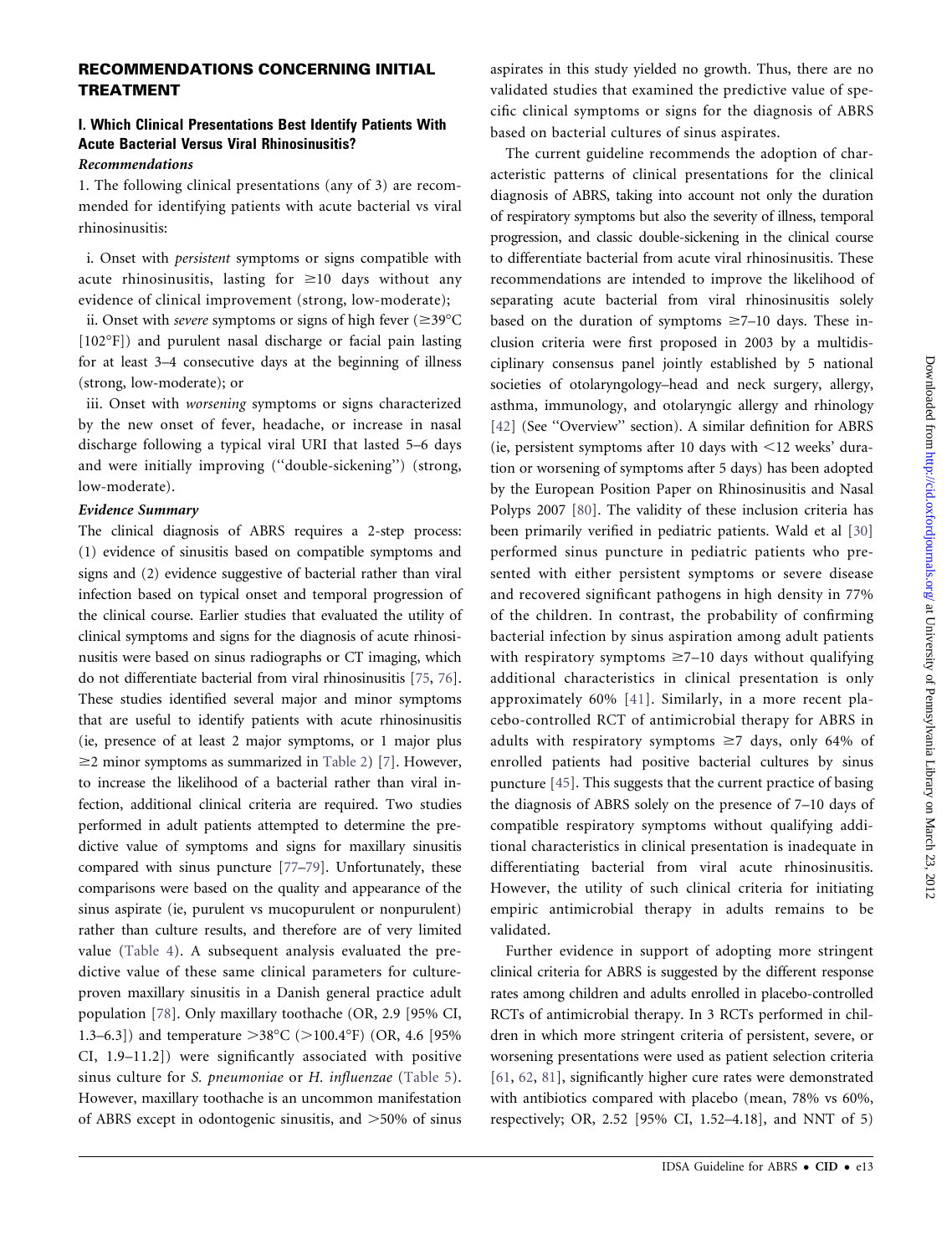## RECOMMENDATIONS CONCERNING INITIAL TREATMENT

### I. Which Clinical Presentations Best Identify Patients With Acute Bacterial Versus Viral Rhinosinusitis?

#### *Recommendations*

1. The following clinical presentations (any of 3) are recommended for identifying patients with acute bacterial vs viral rhinosinusitis:

i. Onset with *persistent* symptoms or signs compatible with acute rhinosinusitis, lasting for ≥10 days without any evidence of clinical improvement (strong, low-moderate);

ii. Onset with *severe* symptoms or signs of high fever (≥39°C [102°F]) and purulent nasal discharge or facial pain lasting for at least 3–4 consecutive days at the beginning of illness (strong, low-moderate); or

iii. Onset with *worsening* symptoms or signs characterized by the new onset of fever, headache, or increase in nasal discharge following a typical viral URI that lasted 5–6 days and were initially improving (''double-sickening'') (strong, low-moderate).

#### *Evidence Summary*

The clinical diagnosis of ABRS requires a 2-step process: (1) evidence of sinusitis based on compatible symptoms and signs and (2) evidence suggestive of bacterial rather than viral infection based on typical onset and temporal progression of the clinical course. Earlier studies that evaluated the utility of clinical symptoms and signs for the diagnosis of acute rhinosinusitis were based on sinus radiographs or CT imaging, which do not differentiate bacterial from viral rhinosinusitis [75, 76]. These studies identified several major and minor symptoms that are useful to identify patients with acute rhinosinusitis (ie, presence of at least 2 major symptoms, or 1 major plus ≥2 minor symptoms as summarized in Table 2) [7]. However, to increase the likelihood of a bacterial rather than viral infection, additional clinical criteria are required. Two studies performed in adult patients attempted to determine the predictive value of symptoms and signs for maxillary sinusitis compared with sinus puncture [77–79]. Unfortunately, these comparisons were based on the quality and appearance of the sinus aspirate (ie, purulent vs mucopurulent or nonpurulent) rather than culture results, and therefore are of very limited value (Table 4). A subsequent analysis evaluated the predictive value of these same clinical parameters for culture-proven maxillary sinusitis in a Danish general practice adult population [78]. Only maxillary toothache (OR, 2.9 [95% CI, 1.3–6.3]) and temperature >38°C (>100.4°F) (OR, 4.6 [95% CI, 1.9–11.2]) were significantly associated with positive sinus culture for *S. pneumoniae* or *H. influenzae* (Table 5). However, maxillary toothache is an uncommon manifestation of ABRS except in odontogenic sinusitis, and >50% of sinus aspirates in this study yielded no growth. Thus, there are no validated studies that examined the predictive value of specific clinical symptoms or signs for the diagnosis of ABRS based on bacterial cultures of sinus aspirates.

The current guideline recommends the adoption of characteristic patterns of clinical presentations for the clinical diagnosis of ABRS, taking into account not only the duration of respiratory symptoms but also the severity of illness, temporal progression, and classic double-sickening in the clinical course to differentiate bacterial from acute viral rhinosinusitis. These recommendations are intended to improve the likelihood of separating acute bacterial from viral rhinosinusitis solely based on the duration of symptoms ≥7–10 days. These inclusion criteria were first proposed in 2003 by a multidisciplinary consensus panel jointly established by 5 national societies of otolaryngology–head and neck surgery, allergy, asthma, immunology, and otolaryngic allergy and rhinology [42] (See ''Overview'' section). A similar definition for ABRS (ie, persistent symptoms after 10 days with <12 weeks' duration or worsening of symptoms after 5 days) has been adopted by the European Position Paper on Rhinosinusitis and Nasal Polyps 2007 [80]. The validity of these inclusion criteria has been primarily verified in pediatric patients. Wald et al [30] performed sinus puncture in pediatric patients who presented with either persistent symptoms or severe disease and recovered significant pathogens in high density in 77% of the children. In contrast, the probability of confirming bacterial infection by sinus aspiration among adult patients with respiratory symptoms ≥7–10 days without qualifying additional characteristics in clinical presentation is only approximately 60% [41]. Similarly, in a more recent placebo-controlled RCT of antimicrobial therapy for ABRS in adults with respiratory symptoms ≥7 days, only 64% of enrolled patients had positive bacterial cultures by sinus puncture [45]. This suggests that the current practice of basing the diagnosis of ABRS solely on the presence of 7–10 days of compatible respiratory symptoms without qualifying additional characteristics in clinical presentation is inadequate in differentiating bacterial from viral acute rhinosinusitis. However, the utility of such clinical criteria for initiating empiric antimicrobial therapy in adults remains to be validated.

Further evidence in support of adopting more stringent clinical criteria for ABRS is suggested by the different response rates among children and adults enrolled in placebo-controlled RCTs of antimicrobial therapy. In 3 RCTs performed in children in which more stringent criteria of persistent, severe, or worsening presentations were used as patient selection criteria [61, 62, 81], significantly higher cure rates were demonstrated with antibiotics compared with placebo (mean, 78% vs 60%, respectively; OR, 2.52 [95% CI, 1.52–4.18], and NNT of 5)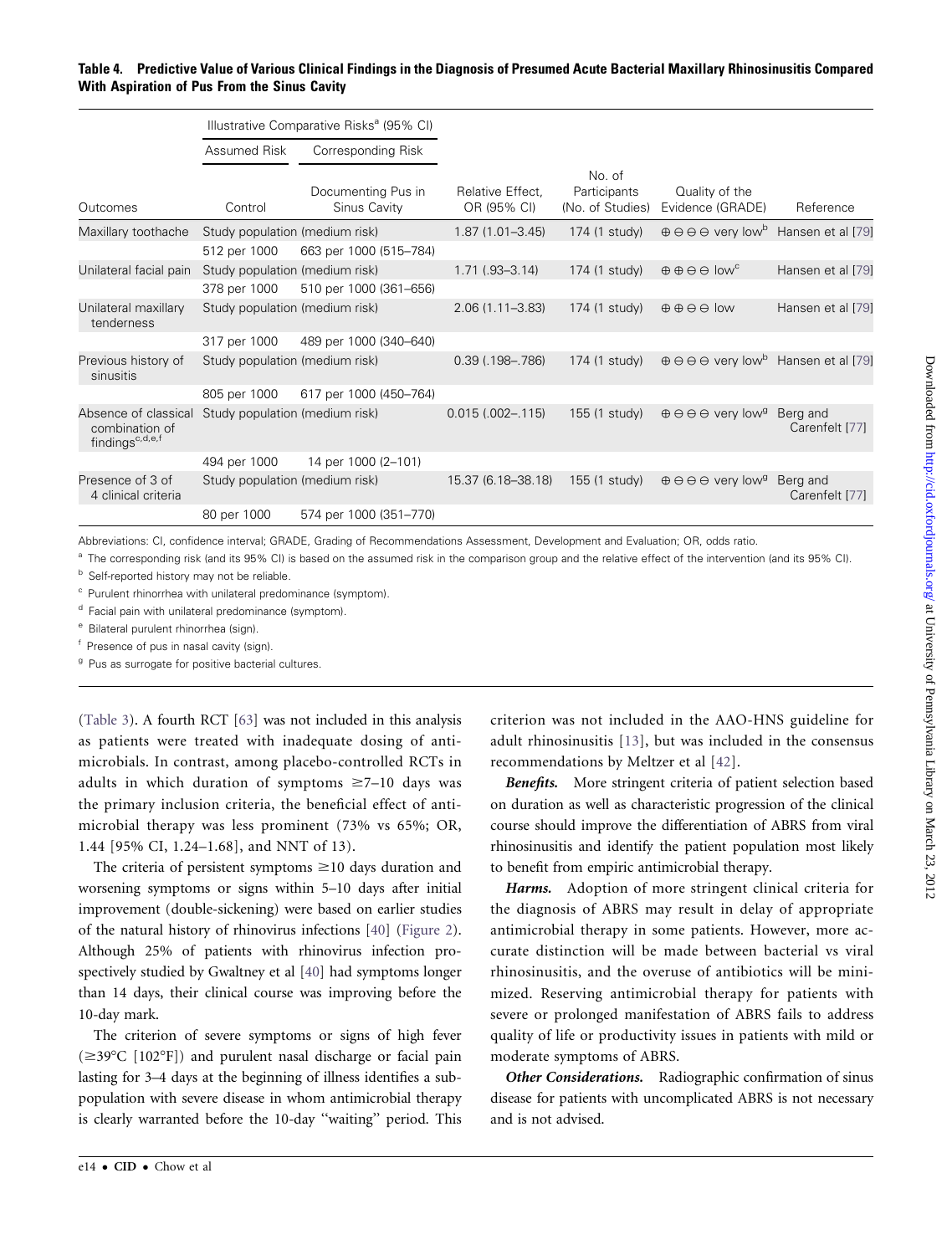**Table 4. Predictive Value of Various Clinical Findings in the Diagnosis of Presumed Acute Bacterial Maxillary Rhinosinusitis Compared With Aspiration of Pus From the Sinus Cavity**

| | Illustrative Comparative Risks[a] (95% CI) | | | | | |
|---|---|---|---|---|---|---|
| | Assumed Risk | Corresponding Risk | | | | |
| Outcomes | Control | Documenting Pus in Sinus Cavity | Relative Effect, OR (95% CI) | No. of Participants (No. of Studies) | Quality of the Evidence (GRADE) | Reference |
| Maxillary toothache | Study population (medium risk) | | 1.87 (1.01–3.45) | 174 (1 study) | ⊕⊖⊖⊖ very low[b] | Hansen et al [79] |
| | 512 per 1000 | 663 per 1000 (515–784) | | | | |
| Unilateral facial pain | Study population (medium risk) | | 1.71 (.93–3.14) | 174 (1 study) | ⊕⊕⊖⊖ low[c] | Hansen et al [79] |
| | 378 per 1000 | 510 per 1000 (361–656) | | | | |
| Unilateral maxillary tenderness | Study population (medium risk) | | 2.06 (1.11–3.83) | 174 (1 study) | ⊕⊕⊖⊖ low | Hansen et al [79] |
| | 317 per 1000 | 489 per 1000 (340–640) | | | | |
| Previous history of sinusitis | Study population (medium risk) | | 0.39 (.198–.786) | 174 (1 study) | ⊕⊖⊖⊖ very low[b] | Hansen et al [79] |
| | 805 per 1000 | 617 per 1000 (450–764) | | | | |
| Absence of classical combination of findings[c,d,e,f] | Study population (medium risk) | | 0.015 (.002–.115) | 155 (1 study) | ⊕⊖⊖⊖ very low[g] | Berg and Carenfelt [77] |
| | 494 per 1000 | 14 per 1000 (2–101) | | | | |
| Presence of 3 of 4 clinical criteria | Study population (medium risk) | | 15.37 (6.18–38.18) | 155 (1 study) | ⊕⊖⊖⊖ very low[g] | Berg and Carenfelt [77] |
| | 80 per 1000 | 574 per 1000 (351–770) | | | | |

Abbreviations: CI, confidence interval; GRADE, Grading of Recommendations Assessment, Development and Evaluation; OR, odds ratio.

[a] The corresponding risk (and its 95% CI) is based on the assumed risk in the comparison group and the relative effect of the intervention (and its 95% CI).

[b] Self-reported history may not be reliable.

[c] Purulent rhinorrhea with unilateral predominance (symptom).

[d] Facial pain with unilateral predominance (symptom).

[e] Bilateral purulent rhinorrhea (sign).

[f] Presence of pus in nasal cavity (sign).

[g] Pus as surrogate for positive bacterial cultures.

(Table 3). A fourth RCT [63] was not included in this analysis as patients were treated with inadequate dosing of antimicrobials. In contrast, among placebo-controlled RCTs in adults in which duration of symptoms ≥7–10 days was the primary inclusion criteria, the beneficial effect of antimicrobial therapy was less prominent (73% vs 65%; OR, 1.44 [95% CI, 1.24–1.68], and NNT of 13).

The criteria of persistent symptoms ≥10 days duration and worsening symptoms or signs within 5–10 days after initial improvement (double-sickening) were based on earlier studies of the natural history of rhinovirus infections [40] (Figure 2). Although 25% of patients with rhinovirus infection prospectively studied by Gwaltney et al [40] had symptoms longer than 14 days, their clinical course was improving before the 10-day mark.

The criterion of severe symptoms or signs of high fever (≥39°C [102°F]) and purulent nasal discharge or facial pain lasting for 3–4 days at the beginning of illness identifies a subpopulation with severe disease in whom antimicrobial therapy is clearly warranted before the 10-day "waiting" period. This criterion was not included in the AAO-HNS guideline for adult rhinosinusitis [13], but was included in the consensus recommendations by Meltzer et al [42].

***Benefits.*** More stringent criteria of patient selection based on duration as well as characteristic progression of the clinical course should improve the differentiation of ABRS from viral rhinosinusitis and identify the patient population most likely to benefit from empiric antimicrobial therapy.

***Harms.*** Adoption of more stringent clinical criteria for the diagnosis of ABRS may result in delay of appropriate antimicrobial therapy in some patients. However, more accurate distinction will be made between bacterial vs viral rhinosinusitis, and the overuse of antibiotics will be minimized. Reserving antimicrobial therapy for patients with severe or prolonged manifestation of ABRS fails to address quality of life or productivity issues in patients with mild or moderate symptoms of ABRS.

***Other Considerations.*** Radiographic confirmation of sinus disease for patients with uncomplicated ABRS is not necessary and is not advised.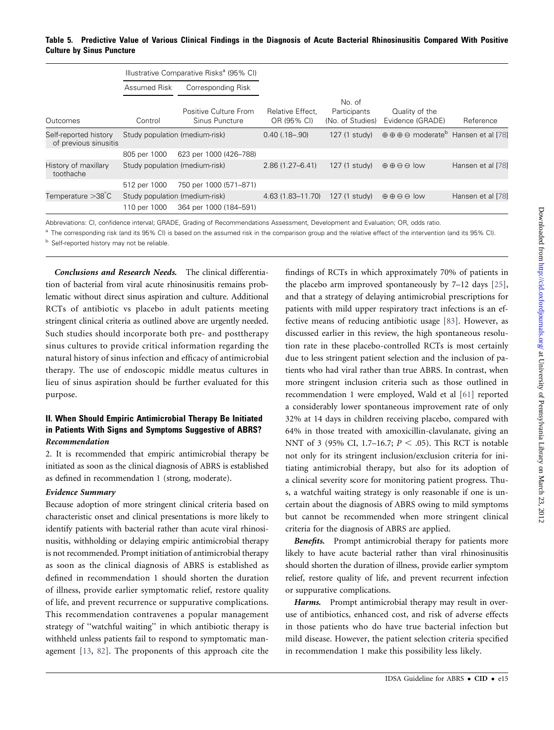**Table 5. Predictive Value of Various Clinical Findings in the Diagnosis of Acute Bacterial Rhinosinusitis Compared With Positive Culture by Sinus Puncture**

| | Illustrative Comparative Risks[a] (95% CI) | | | | | |
|---|---|---|---|---|---|---|
| | Assumed Risk | Corresponding Risk | | | | |
| Outcomes | Control | Positive Culture From Sinus Puncture | Relative Effect, OR (95% CI) | No. of Participants (No. of Studies) | Quality of the Evidence (GRADE) | Reference |
| Self-reported history of previous sinusitis | Study population (medium-risk) | | 0.40 (.18–.90) | 127 (1 study) | ⊕⊕⊕⊖ moderate[b] | Hansen et al [78] |
| | 805 per 1000 | 623 per 1000 (426–788) | | | | |
| History of maxillary toothache | Study population (medium-risk) | | 2.86 (1.27–6.41) | 127 (1 study) | ⊕⊕⊖⊖ low | Hansen et al [78] |
| | 512 per 1000 | 750 per 1000 (571–871) | | | | |
| Temperature >38°C | Study population (medium-risk) | | 4.63 (1.83–11.70) | 127 (1 study) | ⊕⊕⊖⊖ low | Hansen et al [78] |
| | 110 per 1000 | 364 per 1000 (184–591) | | | | |

Abbreviations: CI, confidence interval; GRADE, Grading of Recommendations Assessment, Development and Evaluation; OR, odds ratio.

[a] The corresponding risk (and its 95% CI) is based on the assumed risk in the comparison group and the relative effect of the intervention (and its 95% CI).

[b] Self-reported history may not be reliable.

***Conclusions and Research Needs.*** The clinical differentiation of bacterial from viral acute rhinosinusitis remains problematic without direct sinus aspiration and culture. Additional RCTs of antibiotic vs placebo in adult patients meeting stringent clinical criteria as outlined above are urgently needed. Such studies should incorporate both pre- and posttherapy sinus cultures to provide critical information regarding the natural history of sinus infection and efficacy of antimicrobial therapy. The use of endoscopic middle meatus cultures in lieu of sinus aspiration should be further evaluated for this purpose.

## II. When Should Empiric Antimicrobial Therapy Be Initiated in Patients With Signs and Symptoms Suggestive of ABRS?

### *Recommendation*

2. It is recommended that empiric antimicrobial therapy be initiated as soon as the clinical diagnosis of ABRS is established as defined in recommendation 1 (strong, moderate).

### *Evidence Summary*

Because adoption of more stringent clinical criteria based on characteristic onset and clinical presentations is more likely to identify patients with bacterial rather than acute viral rhinosinusitis, withholding or delaying empiric antimicrobial therapy is not recommended. Prompt initiation of antimicrobial therapy as soon as the clinical diagnosis of ABRS is established as defined in recommendation 1 should shorten the duration of illness, provide earlier symptomatic relief, restore quality of life, and prevent recurrence or suppurative complications. This recommendation contravenes a popular management strategy of ''watchful waiting'' in which antibiotic therapy is withheld unless patients fail to respond to symptomatic management [13, 82]. The proponents of this approach cite the findings of RCTs in which approximately 70% of patients in the placebo arm improved spontaneously by 7–12 days [25], and that a strategy of delaying antimicrobial prescriptions for patients with mild upper respiratory tract infections is an effective means of reducing antibiotic usage [83]. However, as discussed earlier in this review, the high spontaneous resolution rate in these placebo-controlled RCTs is most certainly due to less stringent patient selection and the inclusion of patients who had viral rather than true ABRS. In contrast, when more stringent inclusion criteria such as those outlined in recommendation 1 were employed, Wald et al [61] reported a considerably lower spontaneous improvement rate of only 32% at 14 days in children receiving placebo, compared with 64% in those treated with amoxicillin-clavulanate, giving an NNT of 3 (95% CI, 1.7–16.7; $P < .05$). This RCT is notable not only for its stringent inclusion/exclusion criteria for initiating antimicrobial therapy, but also for its adoption of a clinical severity score for monitoring patient progress. Thus, a watchful waiting strategy is only reasonable if one is uncertain about the diagnosis of ABRS owing to mild symptoms but cannot be recommended when more stringent clinical criteria for the diagnosis of ABRS are applied.

***Benefits.*** Prompt antimicrobial therapy for patients more likely to have acute bacterial rather than viral rhinosinusitis should shorten the duration of illness, provide earlier symptom relief, restore quality of life, and prevent recurrent infection or suppurative complications.

***Harms.*** Prompt antimicrobial therapy may result in overuse of antibiotics, enhanced cost, and risk of adverse effects in those patients who do have true bacterial infection but mild disease. However, the patient selection criteria specified in recommendation 1 make this possibility less likely.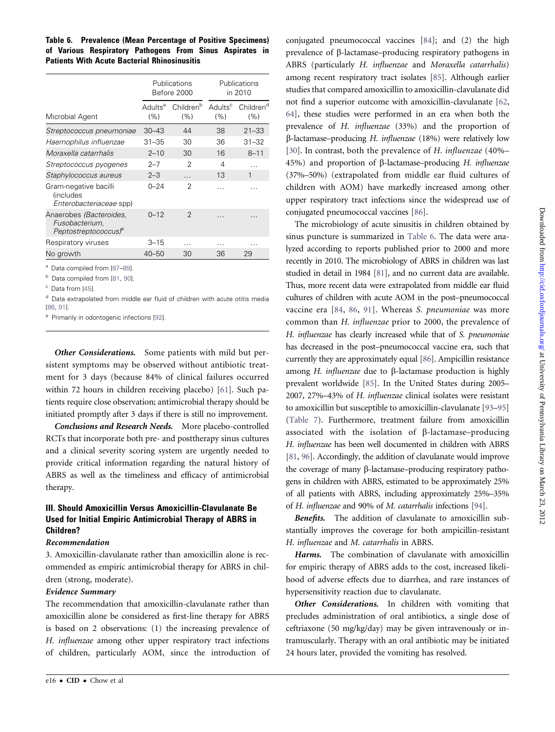**Table 6. Prevalence (Mean Percentage of Positive Specimens) of Various Respiratory Pathogens From Sinus Aspirates in Patients With Acute Bacterial Rhinosinusitis**

| | Publications Before 2000 | | Publications in 2010 | |
|---|---|---|---|---|
| Microbial Agent | Adults[a] (%) | Children[b] (%) | Adults[c] (%) | Children[d] (%) |
| *Streptococcus pneumoniae* | 30–43 | 44 | 38 | 21–33 |
| *Haemophilus influenzae* | 31–35 | 30 | 36 | 31–32 |
| *Moraxella catarrhalis* | 2–10 | 30 | 16 | 8–11 |
| *Streptococcus pyogenes* | 2–7 | 2 | 4 | … |
| *Staphylococcus aureus* | 2–3 | … | 13 | 1 |
| Gram-negative bacilli (includes *Enterobacteriaceae* spp) | 0–24 | 2 | … | … |
| Anaerobes (*Bacteroides, Fusobacterium, Peptostreptococcus*)[e] | 0–12 | 2 | … | … |
| Respiratory viruses | 3–15 | … | … | … |
| No growth | 40–50 | 30 | 36 | 29 |

[a] Data compiled from [87–89].

[b] Data compiled from [81, 90].

[c] Data from [45].

[d] Data extrapolated from middle ear fluid of children with acute otitis media [86, 91].

[e] Primarily in odontogenic infections [92].

***Other Considerations.*** Some patients with mild but persistent symptoms may be observed without antibiotic treatment for 3 days (because 84% of clinical failures occurred within 72 hours in children receiving placebo) [61]. Such patients require close observation; antimicrobial therapy should be initiated promptly after 3 days if there is still no improvement.

***Conclusions and Research Needs.*** More placebo-controlled RCTs that incorporate both pre- and posttherapy sinus cultures and a clinical severity scoring system are urgently needed to provide critical information regarding the natural history of ABRS as well as the timeliness and efficacy of antimicrobial therapy.

### III. Should Amoxicillin Versus Amoxicillin-Clavulanate Be Used for Initial Empiric Antimicrobial Therapy of ABRS in Children?

#### *Recommendation*

3. Amoxicillin-clavulanate rather than amoxicillin alone is recommended as empiric antimicrobial therapy for ABRS in children (strong, moderate).

#### *Evidence Summary*

The recommendation that amoxicillin-clavulanate rather than amoxicillin alone be considered as first-line therapy for ABRS is based on 2 observations: (1) the increasing prevalence of *H. influenzae* among other upper respiratory tract infections of children, particularly AOM, since the introduction of conjugated pneumococcal vaccines [84]; and (2) the high prevalence of β-lactamase–producing respiratory pathogens in ABRS (particularly *H. influenzae* and *Moraxella catarrhalis*) among recent respiratory tract isolates [85]. Although earlier studies that compared amoxicillin to amoxicillin-clavulanate did not find a superior outcome with amoxicillin-clavulanate [62, 64], these studies were performed in an era when both the prevalence of *H. influenzae* (33%) and the proportion of β-lactamase–producing *H. influenzae* (18%) were relatively low [30]. In contrast, both the prevalence of *H. influenzae* (40%–45%) and proportion of β-lactamase–producing *H. influenzae* (37%–50%) (extrapolated from middle ear fluid cultures of children with AOM) have markedly increased among other upper respiratory tract infections since the widespread use of conjugated pneumococcal vaccines [86].

The microbiology of acute sinusitis in children obtained by sinus puncture is summarized in Table 6. The data were analyzed according to reports published prior to 2000 and more recently in 2010. The microbiology of ABRS in children was last studied in detail in 1984 [81], and no current data are available. Thus, more recent data were extrapolated from middle ear fluid cultures of children with acute AOM in the post–pneumococcal vaccine era [84, 86, 91]. Whereas *S. pneumoniae* was more common than *H. influenzae* prior to 2000, the prevalence of *H. influenzae* has clearly increased while that of *S. pneumoniae* has decreased in the post–pneumococcal vaccine era, such that currently they are approximately equal [86]. Ampicillin resistance among *H. influenzae* due to β-lactamase production is highly prevalent worldwide [85]. In the United States during 2005–2007, 27%–43% of *H. influenzae* clinical isolates were resistant to amoxicillin but susceptible to amoxicillin-clavulanate [93–95] (Table 7). Furthermore, treatment failure from amoxicillin associated with the isolation of β-lactamase–producing *H. influenzae* has been well documented in children with ABRS [81, 96]. Accordingly, the addition of clavulanate would improve the coverage of many β-lactamase–producing respiratory pathogens in children with ABRS, estimated to be approximately 25% of all patients with ABRS, including approximately 25%–35% of *H. influenzae* and 90% of *M. catarrhalis* infections [94].

***Benefits.*** The addition of clavulanate to amoxicillin substantially improves the coverage for both ampicillin-resistant *H. influenzae* and *M. catarrhalis* in ABRS.

***Harms.*** The combination of clavulanate with amoxicillin for empiric therapy of ABRS adds to the cost, increased likelihood of adverse effects due to diarrhea, and rare instances of hypersensitivity reaction due to clavulanate.

***Other Considerations.*** In children with vomiting that precludes administration of oral antibiotics, a single dose of ceftriaxone (50 mg/kg/day) may be given intravenously or intramuscularly. Therapy with an oral antibiotic may be initiated 24 hours later, provided the vomiting has resolved.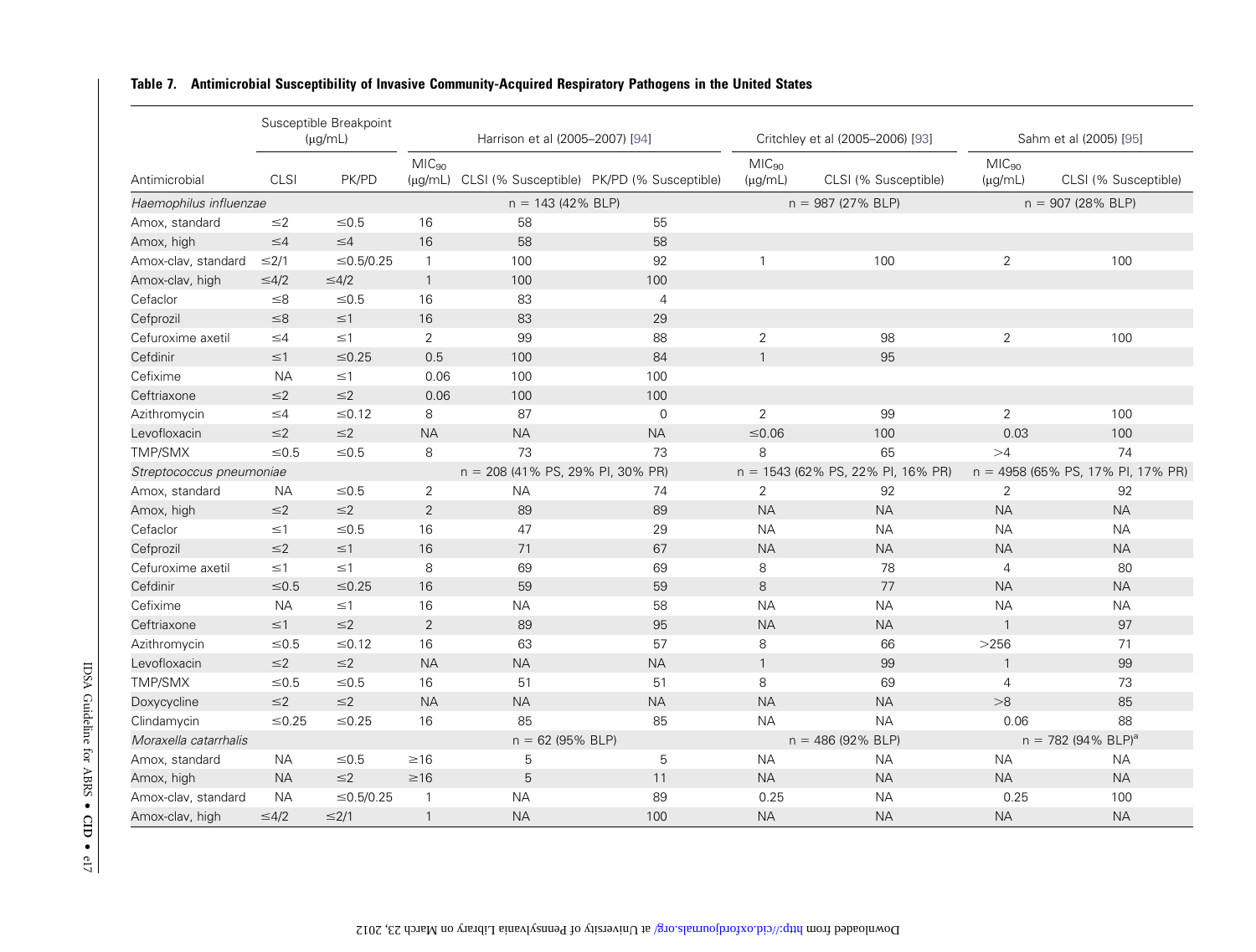**Table 7. Antimicrobial Susceptibility of Invasive Community-Acquired Respiratory Pathogens in the United States**

| | Susceptible Breakpoint (μg/mL) | | Harrison et al (2005–2007) [94] | | | Critchley et al (2005–2006) [93] | | Sahm et al (2005) [95] | |
|---|---|---|---|---|---|---|---|---|---|
| Antimicrobial | CLSI | PK/PD | $MIC_{90}$ (μg/mL) | CLSI (% Susceptible) | PK/PD (% Susceptible) | $MIC_{90}$ (μg/mL) | CLSI (% Susceptible) | $MIC_{90}$ (μg/mL) | CLSI (% Susceptible) |
| *Haemophilus influenzae* | | | n = 143 (42% BLP) | | | n = 987 (27% BLP) | | n = 907 (28% BLP) | |
| Amox, standard | ≤2 | ≤0.5 | 16 | 58 | 55 | | | | |
| Amox, high | ≤4 | ≤4 | 16 | 58 | 58 | | | | |
| Amox-clav, standard | ≤2/1 | ≤0.5/0.25 | 1 | 100 | 92 | 1 | 100 | 2 | 100 |
| Amox-clav, high | ≤4/2 | ≤4/2 | 1 | 100 | 100 | | | | |
| Cefaclor | ≤8 | ≤0.5 | 16 | 83 | 4 | | | | |
| Cefprozil | ≤8 | ≤1 | 16 | 83 | 29 | | | | |
| Cefuroxime axetil | ≤4 | ≤1 | 2 | 99 | 88 | 2 | 98 | 2 | 100 |
| Cefdinir | ≤1 | ≤0.25 | 0.5 | 100 | 84 | 1 | 95 | | |
| Cefixime | NA | ≤1 | 0.06 | 100 | 100 | | | | |
| Ceftriaxone | ≤2 | ≤2 | 0.06 | 100 | 100 | | | | |
| Azithromycin | ≤4 | ≤0.12 | 8 | 87 | 0 | 2 | 99 | 2 | 100 |
| Levofloxacin | ≤2 | ≤2 | NA | NA | NA | ≤0.06 | 100 | 0.03 | 100 |
| TMP/SMX | ≤0.5 | ≤0.5 | 8 | 73 | 73 | 8 | 65 | >4 | 74 |
| *Streptococcus pneumoniae* | | | n = 208 (41% PS, 29% PI, 30% PR) | | | n = 1543 (62% PS, 22% PI, 16% PR) | | n = 4958 (65% PS, 17% PI, 17% PR) | |
| Amox, standard | NA | ≤0.5 | 2 | NA | 74 | 2 | 92 | 2 | 92 |
| Amox, high | ≤2 | ≤2 | 2 | 89 | 89 | NA | NA | NA | NA |
| Cefaclor | ≤1 | ≤0.5 | 16 | 47 | 29 | NA | NA | NA | NA |
| Cefprozil | ≤2 | ≤1 | 16 | 71 | 67 | NA | NA | NA | NA |
| Cefuroxime axetil | ≤1 | ≤1 | 8 | 69 | 69 | 8 | 78 | 4 | 80 |
| Cefdinir | ≤0.5 | ≤0.25 | 16 | 59 | 59 | 8 | 77 | NA | NA |
| Cefixime | NA | ≤1 | 16 | NA | 58 | NA | NA | NA | NA |
| Ceftriaxone | ≤1 | ≤2 | 2 | 89 | 95 | NA | NA | 1 | 97 |
| Azithromycin | ≤0.5 | ≤0.12 | 16 | 63 | 57 | 8 | 66 | >256 | 71 |
| Levofloxacin | ≤2 | ≤2 | NA | NA | NA | 1 | 99 | 1 | 99 |
| TMP/SMX | ≤0.5 | ≤0.5 | 16 | 51 | 51 | 8 | 69 | 4 | 73 |
| Doxycycline | ≤2 | ≤2 | NA | NA | NA | NA | NA | >8 | 85 |
| Clindamycin | ≤0.25 | ≤0.25 | 16 | 85 | 85 | NA | NA | 0.06 | 88 |
| *Moraxella catarrhalis* | | | n = 62 (95% BLP) | | | n = 486 (92% BLP) | | n = 782 (94% BLP)[a] | |
| Amox, standard | NA | ≤0.5 | ≥16 | 5 | 5 | NA | NA | NA | NA |
| Amox, high | NA | ≤2 | ≥16 | 5 | 11 | NA | NA | NA | NA |
| Amox-clav, standard | NA | ≤0.5/0.25 | 1 | NA | 89 | 0.25 | NA | 0.25 | 100 |
| Amox-clav, high | ≤4/2 | ≤2/1 | 1 | NA | 100 | NA | NA | NA | NA |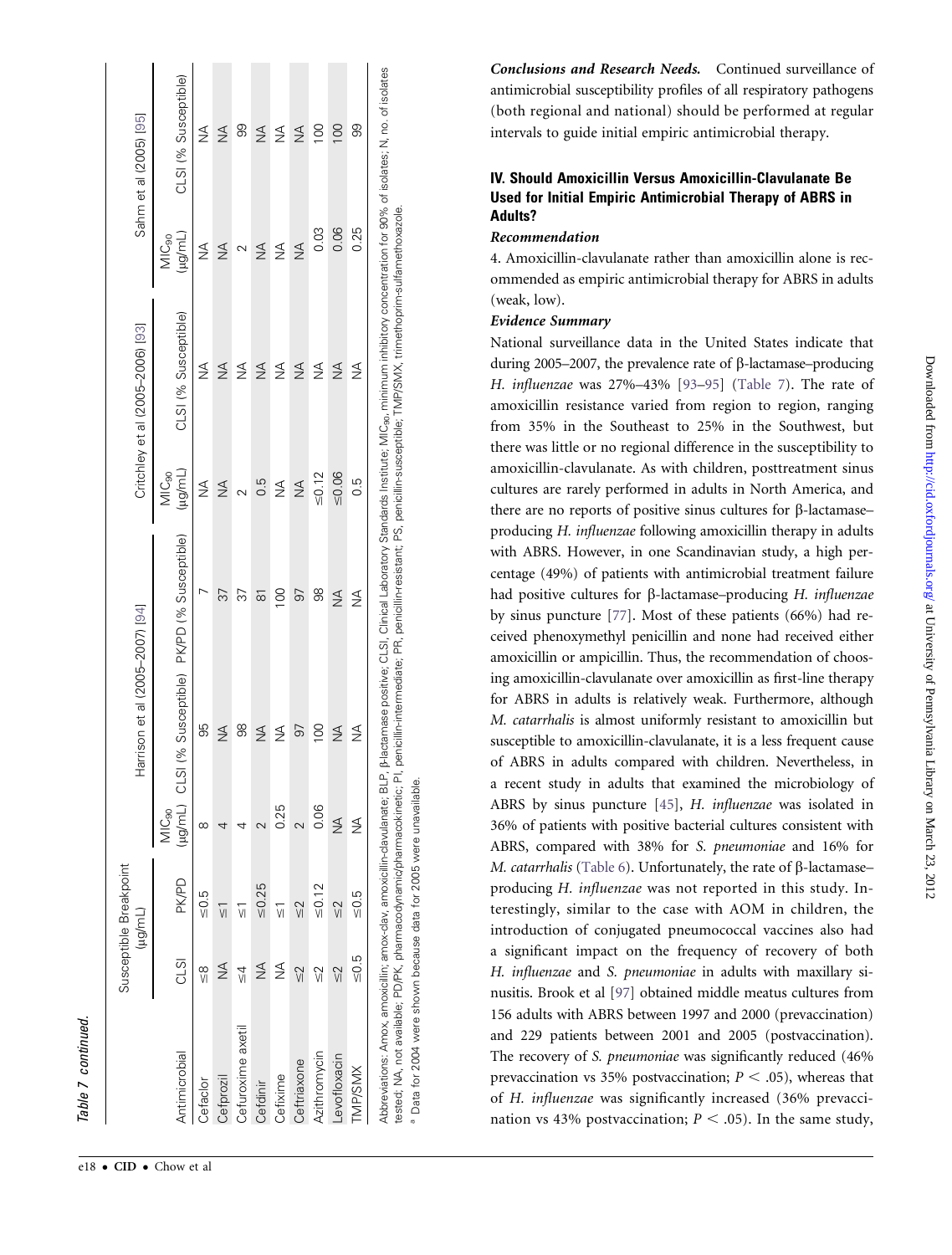Table 7 continued.

| Antimicrobial | Susceptible Breakpoint (μg/mL) | | Harrison et al (2005–2007) [94] | | | Critchley et al (2005–2006) [93] | | Sahm et al (2005) [95] | |
|---|---|---|---|---|---|---|---|---|---|
| | CLSI | PK/PD | $MIC_{90}$ (μg/mL) | CLSI (% Susceptible) | PK/PD (% Susceptible) | $MIC_{90}$ (μg/mL) | CLSI (% Susceptible) | $MIC_{90}$ (μg/mL) | CLSI (% Susceptible) |
| Cefaclor | ≤8 | ≤0.5 | 8 | 95 | 7 | NA | NA | NA | NA |
| Cefprozil | NA | ≤1 | 4 | NA | 37 | NA | NA | NA | NA |
| Cefuroxime axetil | ≤4 | ≤1 | 4 | 98 | 37 | 2 | NA | 2 | 99 |
| Cefdinir | NA | ≤0.25 | 2 | NA | 81 | 0.5 | NA | NA | NA |
| Cefixime | NA | ≤1 | 0.25 | NA | 100 | NA | NA | NA | NA |
| Ceftriaxone | ≤2 | ≤2 | 2 | 97 | 97 | NA | NA | NA | NA |
| Azithromycin | ≤2 | ≤0.12 | 0.06 | 100 | 98 | ≤0.12 | NA | 0.03 | 100 |
| Levofloxacin | ≤2 | ≤2 | NA | NA | NA | ≤0.06 | NA | 0.06 | 100 |
| TMP/SMX | ≤0.5 | ≤0.5 | NA | NA | NA | 0.5 | NA | 0.25 | 99 |

Abbreviations: Amox, amoxicillin; amox-clav, amoxicillin-clavulanate; BLP, β-lactamase positive; CLSI, Clinical Laboratory Standards Institute; $MIC_{90}$, minimum inhibitory concentration for 90% of isolates; N, no. of isolates tested; NA, not available; PD/PK, pharmacodynamic/pharmacokinetic; PI, penicillin-intermediate; PR, penicillin-resistant; PS, penicillin-susceptible; TMP/SMX, trimethoprim-sulfamethoxazole.

[a] Data for 2004 were shown because data for 2005 were unavailable.

***Conclusions and Research Needs.*** Continued surveillance of antimicrobial susceptibility profiles of all respiratory pathogens (both regional and national) should be performed at regular intervals to guide initial empiric antimicrobial therapy.

## IV. Should Amoxicillin Versus Amoxicillin-Clavulanate Be Used for Initial Empiric Antimicrobial Therapy of ABRS in Adults?

***Recommendation***

4. Amoxicillin-clavulanate rather than amoxicillin alone is recommended as empiric antimicrobial therapy for ABRS in adults (weak, low).

***Evidence Summary***

National surveillance data in the United States indicate that during 2005–2007, the prevalence rate of β-lactamase–producing *H. influenzae* was 27%–43% [93–95] (Table 7). The rate of amoxicillin resistance varied from region to region, ranging from 35% in the Southeast to 25% in the Southwest, but there was little or no regional difference in the susceptibility to amoxicillin-clavulanate. As with children, posttreatment sinus cultures are rarely performed in adults in North America, and there are no reports of positive sinus cultures for β-lactamase–producing *H. influenzae* following amoxicillin therapy in adults with ABRS. However, in one Scandinavian study, a high percentage (49%) of patients with antimicrobial treatment failure had positive cultures for β-lactamase–producing *H. influenzae* by sinus puncture [77]. Most of these patients (66%) had received phenoxymethyl penicillin and none had received either amoxicillin or ampicillin. Thus, the recommendation of choosing amoxicillin-clavulanate over amoxicillin as first-line therapy for ABRS in adults is relatively weak. Furthermore, although *M. catarrhalis* is almost uniformly resistant to amoxicillin but susceptible to amoxicillin-clavulanate, it is a less frequent cause of ABRS in adults compared with children. Nevertheless, in a recent study in adults that examined the microbiology of ABRS by sinus puncture [45], *H. influenzae* was isolated in 36% of patients with positive bacterial cultures consistent with ABRS, compared with 38% for *S. pneumoniae* and 16% for *M. catarrhalis* (Table 6). Unfortunately, the rate of β-lactamase–producing *H. influenzae* was not reported in this study. Interestingly, similar to the case with AOM in children, the introduction of conjugated pneumococcal vaccines also had a significant impact on the frequency of recovery of both *H. influenzae* and *S. pneumoniae* in adults with maxillary sinusitis. Brook et al [97] obtained middle meatus cultures from 156 adults with ABRS between 1997 and 2000 (prevaccination) and 229 patients between 2001 and 2005 (postvaccination). The recovery of *S. pneumoniae* was significantly reduced (46% prevaccination vs 35% postvaccination; $P < .05$), whereas that of *H. influenzae* was significantly increased (36% prevaccination vs 43% postvaccination; $P < .05$). In the same study,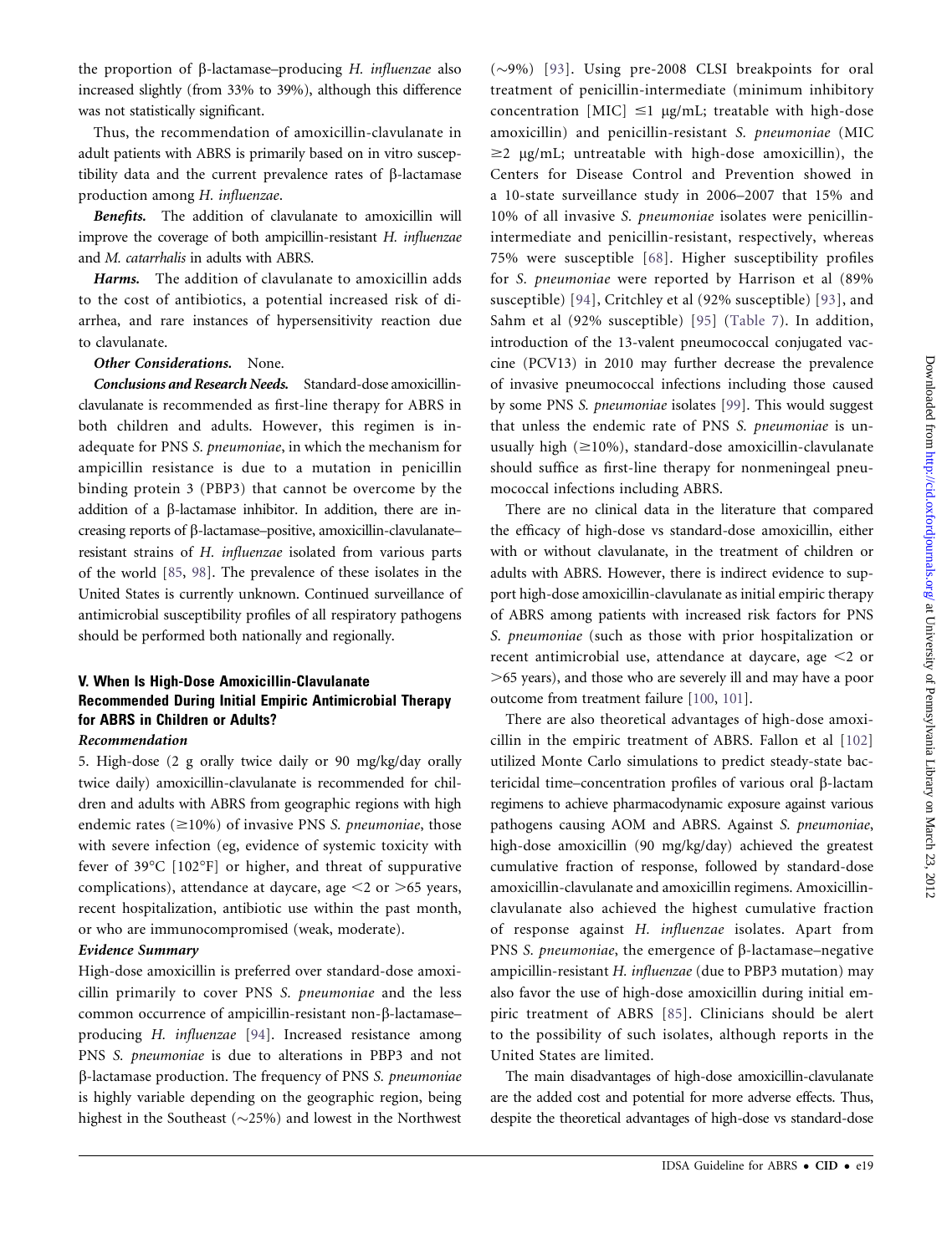the proportion of β-lactamase–producing *H. influenzae* also increased slightly (from 33% to 39%), although this difference was not statistically significant.

Thus, the recommendation of amoxicillin-clavulanate in adult patients with ABRS is primarily based on in vitro susceptibility data and the current prevalence rates of β-lactamase production among *H. influenzae*.

***Benefits.*** The addition of clavulanate to amoxicillin will improve the coverage of both ampicillin-resistant *H. influenzae* and *M. catarrhalis* in adults with ABRS.

***Harms.*** The addition of clavulanate to amoxicillin adds to the cost of antibiotics, a potential increased risk of diarrhea, and rare instances of hypersensitivity reaction due to clavulanate.

***Other Considerations.*** None.

***Conclusions and Research Needs.*** Standard-dose amoxicillin-clavulanate is recommended as first-line therapy for ABRS in both children and adults. However, this regimen is inadequate for PNS *S. pneumoniae*, in which the mechanism for ampicillin resistance is due to a mutation in penicillin binding protein 3 (PBP3) that cannot be overcome by the addition of a β-lactamase inhibitor. In addition, there are increasing reports of β-lactamase–positive, amoxicillin-clavulanate–resistant strains of *H. influenzae* isolated from various parts of the world [85, 98]. The prevalence of these isolates in the United States is currently unknown. Continued surveillance of antimicrobial susceptibility profiles of all respiratory pathogens should be performed both nationally and regionally.

## V. When Is High-Dose Amoxicillin-Clavulanate Recommended During Initial Empiric Antimicrobial Therapy for ABRS in Children or Adults?

### *Recommendation*

5. High-dose (2 g orally twice daily or 90 mg/kg/day orally twice daily) amoxicillin-clavulanate is recommended for children and adults with ABRS from geographic regions with high endemic rates (≥10%) of invasive PNS *S. pneumoniae*, those with severe infection (eg, evidence of systemic toxicity with fever of 39°C [102°F] or higher, and threat of suppurative complications), attendance at daycare, age <2 or >65 years, recent hospitalization, antibiotic use within the past month, or who are immunocompromised (weak, moderate).

### *Evidence Summary*

High-dose amoxicillin is preferred over standard-dose amoxicillin primarily to cover PNS *S. pneumoniae* and the less common occurrence of ampicillin-resistant non-β-lactamase–producing *H. influenzae* [94]. Increased resistance among PNS *S. pneumoniae* is due to alterations in PBP3 and not β-lactamase production. The frequency of PNS *S. pneumoniae* is highly variable depending on the geographic region, being highest in the Southeast (~25%) and lowest in the Northwest (~9%) [93]. Using pre-2008 CLSI breakpoints for oral treatment of penicillin-intermediate (minimum inhibitory concentration [MIC] ≤1 μg/mL; treatable with high-dose amoxicillin) and penicillin-resistant *S. pneumoniae* (MIC ≥2 μg/mL; untreatable with high-dose amoxicillin), the Centers for Disease Control and Prevention showed in a 10-state surveillance study in 2006–2007 that 15% and 10% of all invasive *S. pneumoniae* isolates were penicillin-intermediate and penicillin-resistant, respectively, whereas 75% were susceptible [68]. Higher susceptibility profiles for *S. pneumoniae* were reported by Harrison et al (89% susceptible) [94], Critchley et al (92% susceptible) [93], and Sahm et al (92% susceptible) [95] (Table 7). In addition, introduction of the 13-valent pneumococcal conjugated vaccine (PCV13) in 2010 may further decrease the prevalence of invasive pneumococcal infections including those caused by some PNS *S. pneumoniae* isolates [99]. This would suggest that unless the endemic rate of PNS *S. pneumoniae* is unusually high (≥10%), standard-dose amoxicillin-clavulanate should suffice as first-line therapy for nonmeningeal pneumococcal infections including ABRS.

There are no clinical data in the literature that compared the efficacy of high-dose vs standard-dose amoxicillin, either with or without clavulanate, in the treatment of children or adults with ABRS. However, there is indirect evidence to support high-dose amoxicillin-clavulanate as initial empiric therapy of ABRS among patients with increased risk factors for PNS *S. pneumoniae* (such as those with prior hospitalization or recent antimicrobial use, attendance at daycare, age <2 or >65 years), and those who are severely ill and may have a poor outcome from treatment failure [100, 101].

There are also theoretical advantages of high-dose amoxicillin in the empiric treatment of ABRS. Fallon et al [102] utilized Monte Carlo simulations to predict steady-state bactericidal time–concentration profiles of various oral β-lactam regimens to achieve pharmacodynamic exposure against various pathogens causing AOM and ABRS. Against *S. pneumoniae*, high-dose amoxicillin (90 mg/kg/day) achieved the greatest cumulative fraction of response, followed by standard-dose amoxicillin-clavulanate and amoxicillin regimens. Amoxicillin-clavulanate also achieved the highest cumulative fraction of response against *H. influenzae* isolates. Apart from PNS *S. pneumoniae*, the emergence of β-lactamase–negative ampicillin-resistant *H. influenzae* (due to PBP3 mutation) may also favor the use of high-dose amoxicillin during initial empiric treatment of ABRS [85]. Clinicians should be alert to the possibility of such isolates, although reports in the United States are limited.

The main disadvantages of high-dose amoxicillin-clavulanate are the added cost and potential for more adverse effects. Thus, despite the theoretical advantages of high-dose vs standard-dose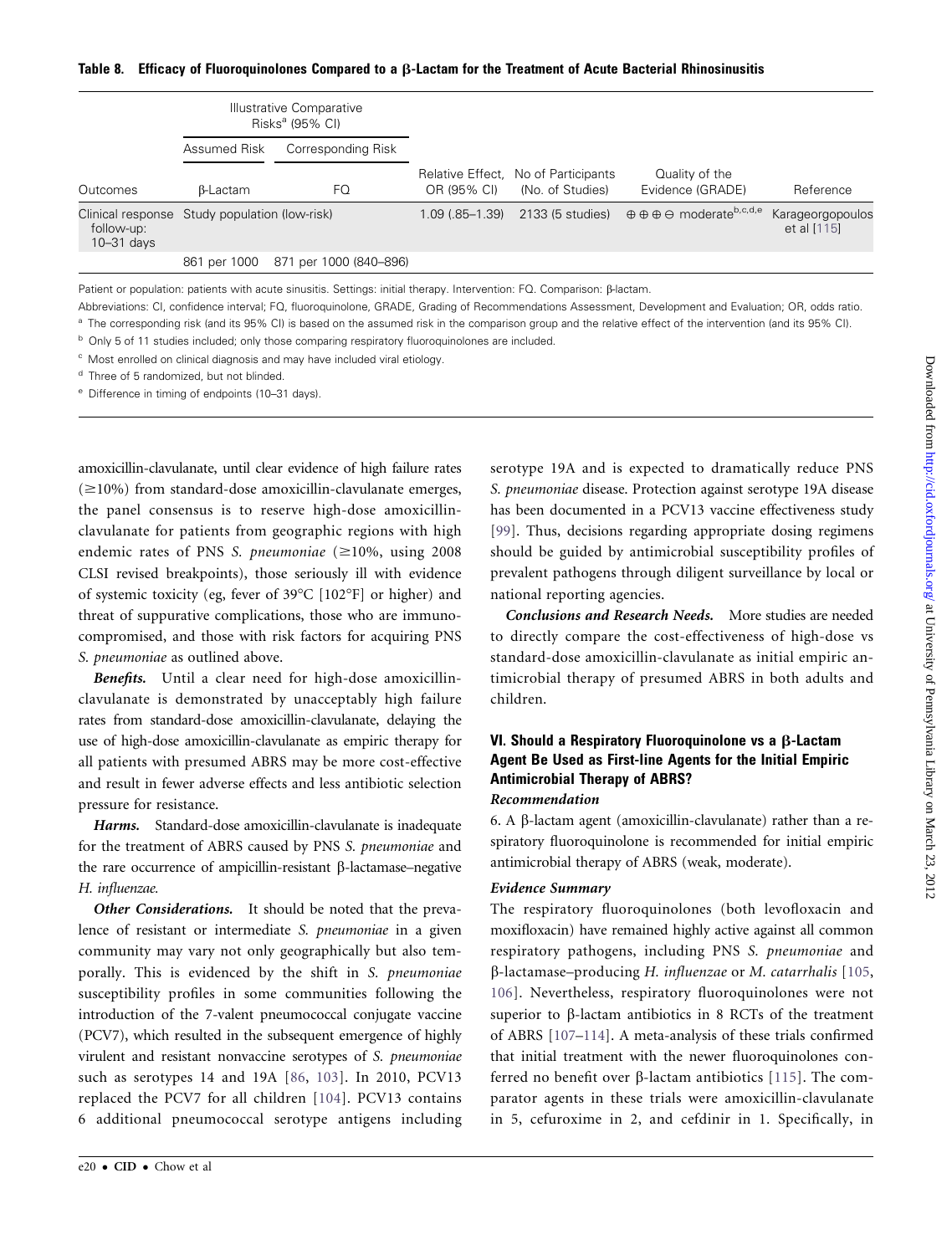**Table 8. Efficacy of Fluoroquinolones Compared to a β-Lactam for the Treatment of Acute Bacterial Rhinosinusitis**

| | Illustrative Comparative Risks[a] (95% CI) | | | | | |
|---|---|---|---|---|---|---|
| | Assumed Risk | Corresponding Risk | | | | |
| Outcomes | β-Lactam | FQ | Relative Effect, OR (95% CI) | No of Participants (No. of Studies) | Quality of the Evidence (GRADE) | Reference |
| Clinical response follow-up: 10–31 days | Study population (low-risk) | | 1.09 (.85–1.39) | 2133 (5 studies) | ⊕⊕⊕⊖ moderate[b,c,d,e] | Karageorgopoulos et al [115] |
| | 861 per 1000 | 871 per 1000 (840–896) | | | | |

Patient or population: patients with acute sinusitis. Settings: initial therapy. Intervention: FQ. Comparison: β-lactam.

Abbreviations: CI, confidence interval; FQ, fluoroquinolone, GRADE, Grading of Recommendations Assessment, Development and Evaluation; OR, odds ratio.

[a] The corresponding risk (and its 95% CI) is based on the assumed risk in the comparison group and the relative effect of the intervention (and its 95% CI).

[b] Only 5 of 11 studies included; only those comparing respiratory fluoroquinolones are included.

[c] Most enrolled on clinical diagnosis and may have included viral etiology.

[d] Three of 5 randomized, but not blinded.

[e] Difference in timing of endpoints (10–31 days).

amoxicillin-clavulanate, until clear evidence of high failure rates (≥10%) from standard-dose amoxicillin-clavulanate emerges, the panel consensus is to reserve high-dose amoxicillin-clavulanate for patients from geographic regions with high endemic rates of PNS *S. pneumoniae* (≥10%, using 2008 CLSI revised breakpoints), those seriously ill with evidence of systemic toxicity (eg, fever of 39°C [102°F] or higher) and threat of suppurative complications, those who are immunocompromised, and those with risk factors for acquiring PNS *S. pneumoniae* as outlined above.

***Benefits.*** Until a clear need for high-dose amoxicillin-clavulanate is demonstrated by unacceptably high failure rates from standard-dose amoxicillin-clavulanate, delaying the use of high-dose amoxicillin-clavulanate as empiric therapy for all patients with presumed ABRS may be more cost-effective and result in fewer adverse effects and less antibiotic selection pressure for resistance.

***Harms.*** Standard-dose amoxicillin-clavulanate is inadequate for the treatment of ABRS caused by PNS *S. pneumoniae* and the rare occurrence of ampicillin-resistant β-lactamase–negative *H. influenzae.*

***Other Considerations.*** It should be noted that the prevalence of resistant or intermediate *S. pneumoniae* in a given community may vary not only geographically but also temporally. This is evidenced by the shift in *S. pneumoniae* susceptibility profiles in some communities following the introduction of the 7-valent pneumococcal conjugate vaccine (PCV7), which resulted in the subsequent emergence of highly virulent and resistant nonvaccine serotypes of *S. pneumoniae* such as serotypes 14 and 19A [86, 103]. In 2010, PCV13 replaced the PCV7 for all children [104]. PCV13 contains 6 additional pneumococcal serotype antigens including serotype 19A and is expected to dramatically reduce PNS *S. pneumoniae* disease. Protection against serotype 19A disease has been documented in a PCV13 vaccine effectiveness study [99]. Thus, decisions regarding appropriate dosing regimens should be guided by antimicrobial susceptibility profiles of prevalent pathogens through diligent surveillance by local or national reporting agencies.

***Conclusions and Research Needs.*** More studies are needed to directly compare the cost-effectiveness of high-dose vs standard-dose amoxicillin-clavulanate as initial empiric antimicrobial therapy of presumed ABRS in both adults and children.

## VI. Should a Respiratory Fluoroquinolone vs a β-Lactam Agent Be Used as First-line Agents for the Initial Empiric Antimicrobial Therapy of ABRS?

### *Recommendation*

6. A β-lactam agent (amoxicillin-clavulanate) rather than a respiratory fluoroquinolone is recommended for initial empiric antimicrobial therapy of ABRS (weak, moderate).

### *Evidence Summary*

The respiratory fluoroquinolones (both levofloxacin and moxifloxacin) have remained highly active against all common respiratory pathogens, including PNS *S. pneumoniae* and β-lactamase–producing *H. influenzae* or *M. catarrhalis* [105, 106]. Nevertheless, respiratory fluoroquinolones were not superior to β-lactam antibiotics in 8 RCTs of the treatment of ABRS [107–114]. A meta-analysis of these trials confirmed that initial treatment with the newer fluoroquinolones conferred no benefit over β-lactam antibiotics [115]. The comparator agents in these trials were amoxicillin-clavulanate in 5, cefuroxime in 2, and cefdinir in 1. Specifically, in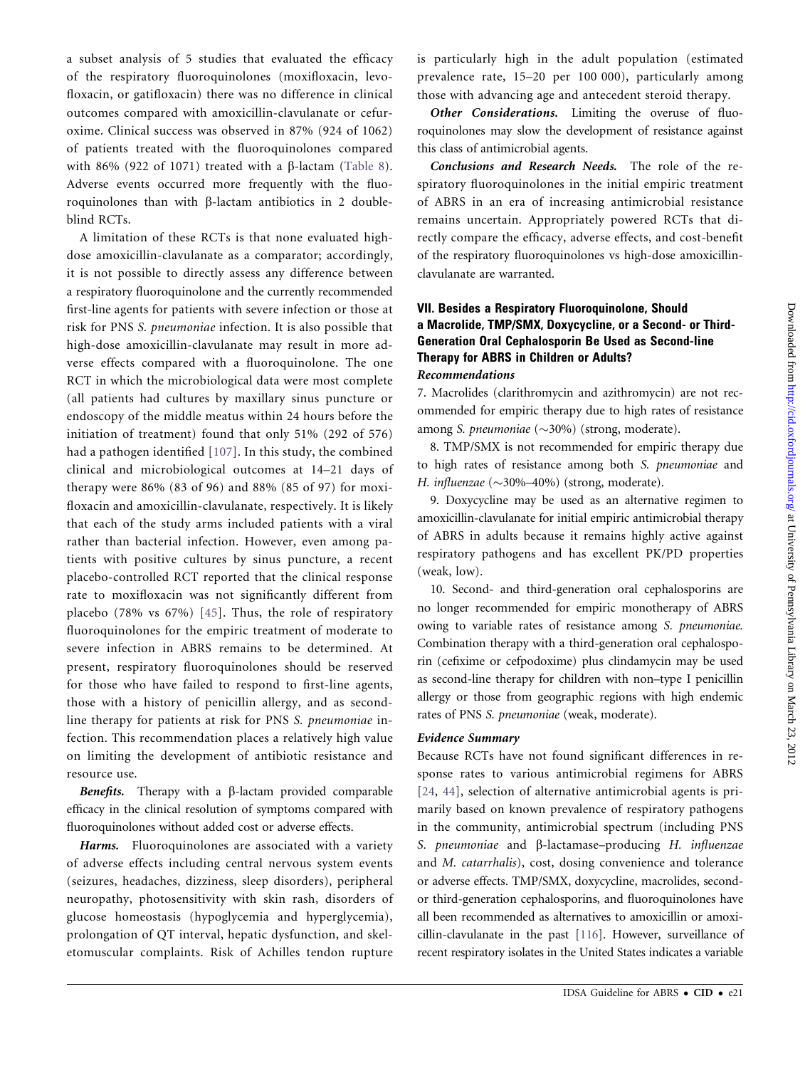a subset analysis of 5 studies that evaluated the efficacy of the respiratory fluoroquinolones (moxifloxacin, levofloxacin, or gatifloxacin) there was no difference in clinical outcomes compared with amoxicillin-clavulanate or cefuroxime. Clinical success was observed in 87% (924 of 1062) of patients treated with the fluoroquinolones compared with 86% (922 of 1071) treated with a β-lactam (Table 8). Adverse events occurred more frequently with the fluoroquinolones than with β-lactam antibiotics in 2 double-blind RCTs.

A limitation of these RCTs is that none evaluated high-dose amoxicillin-clavulanate as a comparator; accordingly, it is not possible to directly assess any difference between a respiratory fluoroquinolone and the currently recommended first-line agents for patients with severe infection or those at risk for PNS *S. pneumoniae* infection. It is also possible that high-dose amoxicillin-clavulanate may result in more adverse effects compared with a fluoroquinolone. The one RCT in which the microbiological data were most complete (all patients had cultures by maxillary sinus puncture or endoscopy of the middle meatus within 24 hours before the initiation of treatment) found that only 51% (292 of 576) had a pathogen identified [107]. In this study, the combined clinical and microbiological outcomes at 14–21 days of therapy were 86% (83 of 96) and 88% (85 of 97) for moxifloxacin and amoxicillin-clavulanate, respectively. It is likely that each of the study arms included patients with a viral rather than bacterial infection. However, even among patients with positive cultures by sinus puncture, a recent placebo-controlled RCT reported that the clinical response rate to moxifloxacin was not significantly different from placebo (78% vs 67%) [45]. Thus, the role of respiratory fluoroquinolones for the empiric treatment of moderate to severe infection in ABRS remains to be determined. At present, respiratory fluoroquinolones should be reserved for those who have failed to respond to first-line agents, those with a history of penicillin allergy, and as second-line therapy for patients at risk for PNS *S. pneumoniae* infection. This recommendation places a relatively high value on limiting the development of antibiotic resistance and resource use.

***Benefits.*** Therapy with a β-lactam provided comparable efficacy in the clinical resolution of symptoms compared with fluoroquinolones without added cost or adverse effects.

***Harms.*** Fluoroquinolones are associated with a variety of adverse effects including central nervous system events (seizures, headaches, dizziness, sleep disorders), peripheral neuropathy, photosensitivity with skin rash, disorders of glucose homeostasis (hypoglycemia and hyperglycemia), prolongation of QT interval, hepatic dysfunction, and skeletomuscular complaints. Risk of Achilles tendon rupture is particularly high in the adult population (estimated prevalence rate, 15–20 per 100 000), particularly among those with advancing age and antecedent steroid therapy.

***Other Considerations.*** Limiting the overuse of fluoroquinolones may slow the development of resistance against this class of antimicrobial agents.

***Conclusions and Research Needs.*** The role of the respiratory fluoroquinolones in the initial empiric treatment of ABRS in an era of increasing antimicrobial resistance remains uncertain. Appropriately powered RCTs that directly compare the efficacy, adverse effects, and cost-benefit of the respiratory fluoroquinolones vs high-dose amoxicillin-clavulanate are warranted.

## VII. Besides a Respiratory Fluoroquinolone, Should a Macrolide, TMP/SMX, Doxycycline, or a Second- or Third-Generation Oral Cephalosporin Be Used as Second-line Therapy for ABRS in Children or Adults?

### *Recommendations*

7. Macrolides (clarithromycin and azithromycin) are not recommended for empiric therapy due to high rates of resistance among *S. pneumoniae* (~30%) (strong, moderate).

8. TMP/SMX is not recommended for empiric therapy due to high rates of resistance among both *S. pneumoniae* and *H. influenzae* (~30%–40%) (strong, moderate).

9. Doxycycline may be used as an alternative regimen to amoxicillin-clavulanate for initial empiric antimicrobial therapy of ABRS in adults because it remains highly active against respiratory pathogens and has excellent PK/PD properties (weak, low).

10. Second- and third-generation oral cephalosporins are no longer recommended for empiric monotherapy of ABRS owing to variable rates of resistance among *S. pneumoniae.* Combination therapy with a third-generation oral cephalosporin (cefixime or cefpodoxime) plus clindamycin may be used as second-line therapy for children with non–type I penicillin allergy or those from geographic regions with high endemic rates of PNS *S. pneumoniae* (weak, moderate).

### *Evidence Summary*

Because RCTs have not found significant differences in response rates to various antimicrobial regimens for ABRS [24, 44], selection of alternative antimicrobial agents is primarily based on known prevalence of respiratory pathogens in the community, antimicrobial spectrum (including PNS *S. pneumoniae* and β-lactamase–producing *H. influenzae* and *M. catarrhalis*), cost, dosing convenience and tolerance or adverse effects. TMP/SMX, doxycycline, macrolides, second- or third-generation cephalosporins, and fluoroquinolones have all been recommended as alternatives to amoxicillin or amoxicillin-clavulanate in the past [116]. However, surveillance of recent respiratory isolates in the United States indicates a variable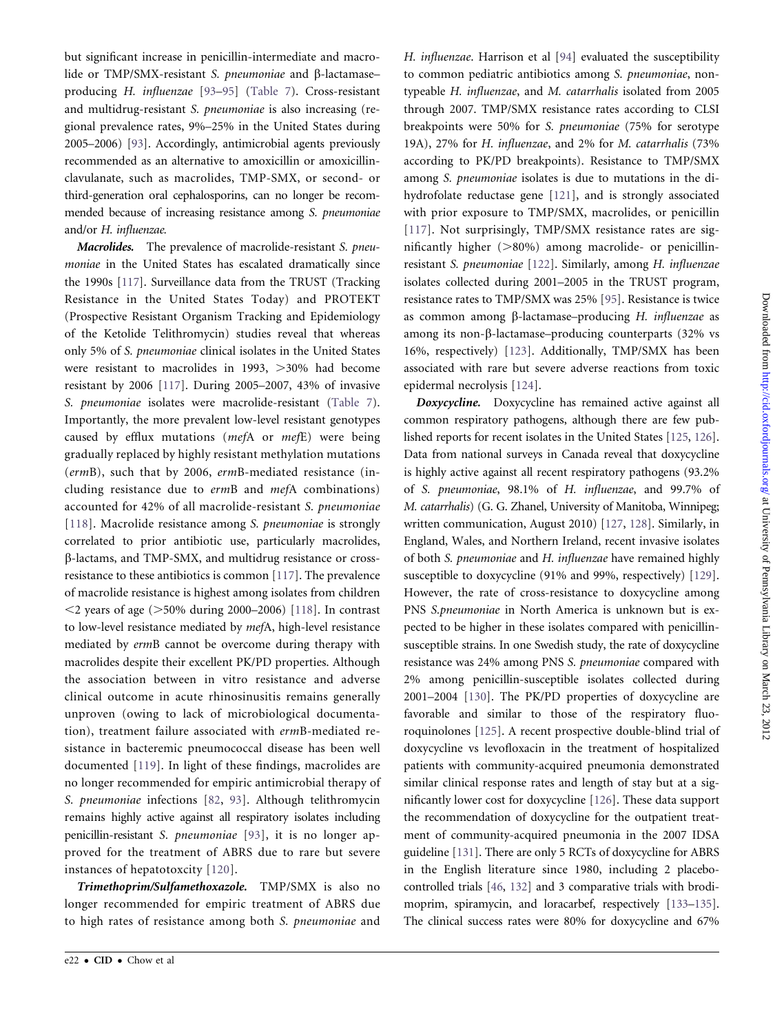but significant increase in penicillin-intermediate and macrolide or TMP/SMX-resistant *S. pneumoniae* and β-lactamase–producing *H. influenzae* [93–95] (Table 7). Cross-resistant and multidrug-resistant *S. pneumoniae* is also increasing (regional prevalence rates, 9%–25% in the United States during 2005–2006) [93]. Accordingly, antimicrobial agents previously recommended as an alternative to amoxicillin or amoxicillin-clavulanate, such as macrolides, TMP-SMX, or second- or third-generation oral cephalosporins, can no longer be recommended because of increasing resistance among *S. pneumoniae* and/or *H. influenzae.*

***Macrolides.*** The prevalence of macrolide-resistant *S. pneumoniae* in the United States has escalated dramatically since the 1990s [117]. Surveillance data from the TRUST (Tracking Resistance in the United States Today) and PROTEKT (Prospective Resistant Organism Tracking and Epidemiology of the Ketolide Telithromycin) studies reveal that whereas only 5% of *S. pneumoniae* clinical isolates in the United States were resistant to macrolides in 1993, >30% had become resistant by 2006 [117]. During 2005–2007, 43% of invasive *S. pneumoniae* isolates were macrolide-resistant (Table 7). Importantly, the more prevalent low-level resistant genotypes caused by efflux mutations (*mef*A or *mef*E) were being gradually replaced by highly resistant methylation mutations (*erm*B), such that by 2006, *erm*B-mediated resistance (including resistance due to *erm*B and *mef*A combinations) accounted for 42% of all macrolide-resistant *S. pneumoniae* [118]. Macrolide resistance among *S. pneumoniae* is strongly correlated to prior antibiotic use, particularly macrolides, β-lactams, and TMP-SMX, and multidrug resistance or cross-resistance to these antibiotics is common [117]. The prevalence of macrolide resistance is highest among isolates from children <2 years of age (>50% during 2000–2006) [118]. In contrast to low-level resistance mediated by *mef*A, high-level resistance mediated by *erm*B cannot be overcome during therapy with macrolides despite their excellent PK/PD properties. Although the association between in vitro resistance and adverse clinical outcome in acute rhinosinusitis remains generally unproven (owing to lack of microbiological documentation), treatment failure associated with *erm*B-mediated resistance in bacteremic pneumococcal disease has been well documented [119]. In light of these findings, macrolides are no longer recommended for empiric antimicrobial therapy of *S. pneumoniae* infections [82, 93]. Although telithromycin remains highly active against all respiratory isolates including penicillin-resistant *S. pneumoniae* [93], it is no longer approved for the treatment of ABRS due to rare but severe instances of hepatotoxcity [120].

***Trimethoprim/Sulfamethoxazole.*** TMP/SMX is also no longer recommended for empiric treatment of ABRS due to high rates of resistance among both *S. pneumoniae* and *H. influenzae*. Harrison et al [94] evaluated the susceptibility to common pediatric antibiotics among *S. pneumoniae*, non-typeable *H. influenzae*, and *M. catarrhalis* isolated from 2005 through 2007. TMP/SMX resistance rates according to CLSI breakpoints were 50% for *S. pneumoniae* (75% for serotype 19A), 27% for *H. influenzae*, and 2% for *M. catarrhalis* (73% according to PK/PD breakpoints). Resistance to TMP/SMX among *S. pneumoniae* isolates is due to mutations in the dihydrofolate reductase gene [121], and is strongly associated with prior exposure to TMP/SMX, macrolides, or penicillin [117]. Not surprisingly, TMP/SMX resistance rates are significantly higher (>80%) among macrolide- or penicillin-resistant *S. pneumoniae* [122]. Similarly, among *H. influenzae* isolates collected during 2001–2005 in the TRUST program, resistance rates to TMP/SMX was 25% [95]. Resistance is twice as common among β-lactamase–producing *H. influenzae* as among its non-β-lactamase–producing counterparts (32% vs 16%, respectively) [123]. Additionally, TMP/SMX has been associated with rare but severe adverse reactions from toxic epidermal necrolysis [124].

***Doxycycline.*** Doxycycline has remained active against all common respiratory pathogens, although there are few published reports for recent isolates in the United States [125, 126]. Data from national surveys in Canada reveal that doxycycline is highly active against all recent respiratory pathogens (93.2% of *S. pneumoniae*, 98.1% of *H. influenzae*, and 99.7% of *M. catarrhalis*) (G. G. Zhanel, University of Manitoba, Winnipeg; written communication, August 2010) [127, 128]. Similarly, in England, Wales, and Northern Ireland, recent invasive isolates of both *S. pneumoniae* and *H. influenzae* have remained highly susceptible to doxycycline (91% and 99%, respectively) [129]. However, the rate of cross-resistance to doxycycline among PNS *S.pneumoniae* in North America is unknown but is expected to be higher in these isolates compared with penicillin-susceptible strains. In one Swedish study, the rate of doxycycline resistance was 24% among PNS *S. pneumoniae* compared with 2% among penicillin-susceptible isolates collected during 2001–2004 [130]. The PK/PD properties of doxycycline are favorable and similar to those of the respiratory fluoroquinolones [125]. A recent prospective double-blind trial of doxycycline vs levofloxacin in the treatment of hospitalized patients with community-acquired pneumonia demonstrated similar clinical response rates and length of stay but at a significantly lower cost for doxycycline [126]. These data support the recommendation of doxycycline for the outpatient treatment of community-acquired pneumonia in the 2007 IDSA guideline [131]. There are only 5 RCTs of doxycycline for ABRS in the English literature since 1980, including 2 placebo-controlled trials [46, 132] and 3 comparative trials with brodimoprim, spiramycin, and loracarbef, respectively [133–135]. The clinical success rates were 80% for doxycycline and 67%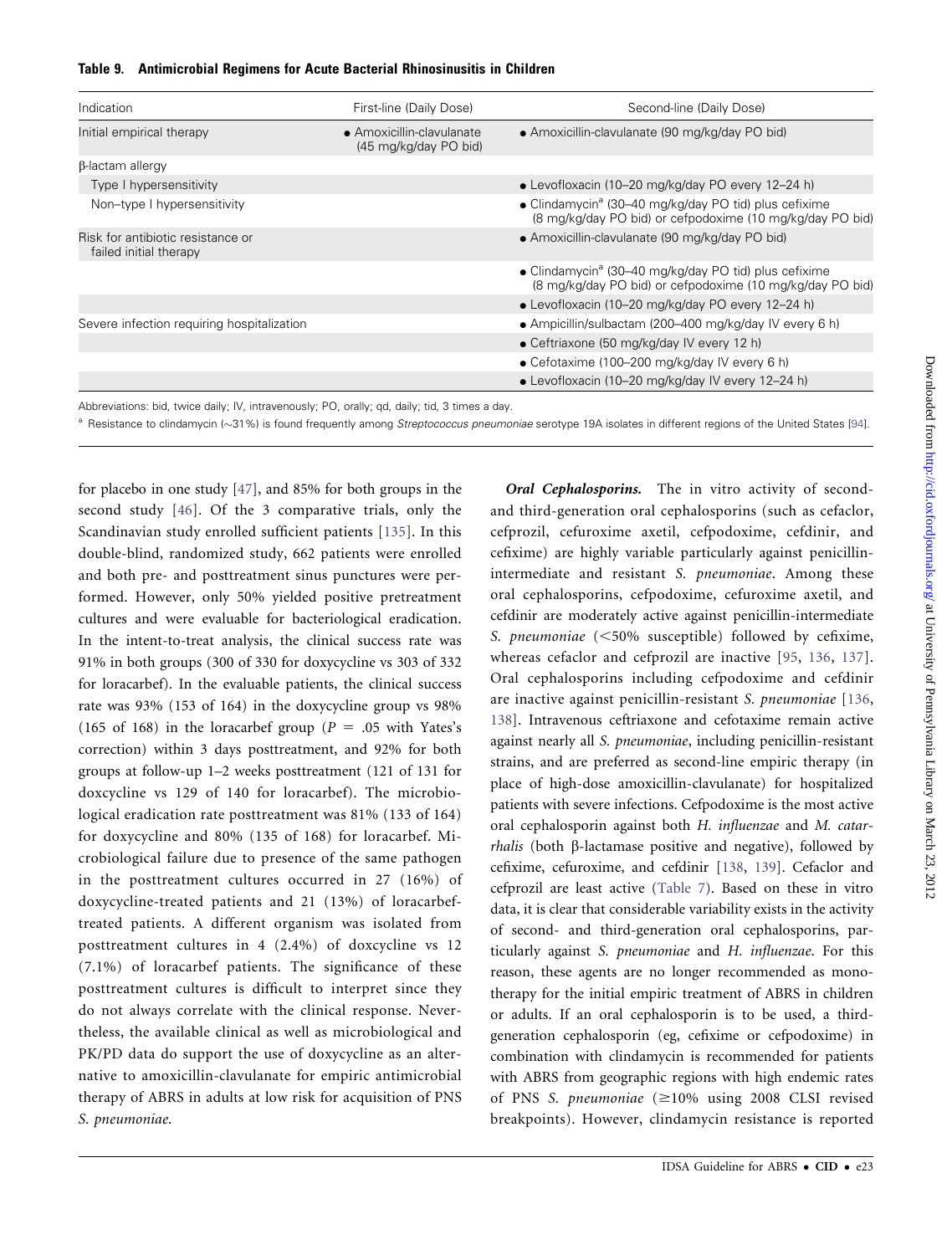**Table 9. Antimicrobial Regimens for Acute Bacterial Rhinosinusitis in Children**

| Indication | First-line (Daily Dose) | Second-line (Daily Dose) |
|---|---|---|
| Initial empirical therapy | • Amoxicillin-clavulanate (45 mg/kg/day PO bid) | • Amoxicillin-clavulanate (90 mg/kg/day PO bid) |
| β-lactam allergy | | |
| Type I hypersensitivity | | • Levofloxacin (10–20 mg/kg/day PO every 12–24 h) |
| Non–type I hypersensitivity | | • Clindamycin[a] (30–40 mg/kg/day PO tid) plus cefixime (8 mg/kg/day PO bid) or cefpodoxime (10 mg/kg/day PO bid) |
| Risk for antibiotic resistance or failed initial therapy | | • Amoxicillin-clavulanate (90 mg/kg/day PO bid) |
| | | • Clindamycin[a] (30–40 mg/kg/day PO tid) plus cefixime (8 mg/kg/day PO bid) or cefpodoxime (10 mg/kg/day PO bid) |
| | | • Levofloxacin (10–20 mg/kg/day PO every 12–24 h) |
| Severe infection requiring hospitalization | | • Ampicillin/sulbactam (200–400 mg/kg/day IV every 6 h) |
| | | • Ceftriaxone (50 mg/kg/day IV every 12 h) |
| | | • Cefotaxime (100–200 mg/kg/day IV every 6 h) |
| | | • Levofloxacin (10–20 mg/kg/day IV every 12–24 h) |

Abbreviations: bid, twice daily; IV, intravenously; PO, orally; qd, daily; tid, 3 times a day.

[a] Resistance to clindamycin (~31%) is found frequently among *Streptococcus pneumoniae* serotype 19A isolates in different regions of the United States [94].

for placebo in one study [47], and 85% for both groups in the second study [46]. Of the 3 comparative trials, only the Scandinavian study enrolled sufficient patients [135]. In this double-blind, randomized study, 662 patients were enrolled and both pre- and posttreatment sinus punctures were performed. However, only 50% yielded positive pretreatment cultures and were evaluable for bacteriological eradication. In the intent-to-treat analysis, the clinical success rate was 91% in both groups (300 of 330 for doxycycline vs 303 of 332 for loracarbef). In the evaluable patients, the clinical success rate was 93% (153 of 164) in the doxycycline group vs 98% (165 of 168) in the loracarbef group ($P = .05$ with Yates's correction) within 3 days posttreatment, and 92% for both groups at follow-up 1–2 weeks posttreatment (121 of 131 for doxcycline vs 129 of 140 for loracarbef). The microbiological eradication rate posttreatment was 81% (133 of 164) for doxycycline and 80% (135 of 168) for loracarbef. Microbiological failure due to presence of the same pathogen in the posttreatment cultures occurred in 27 (16%) of doxycycline-treated patients and 21 (13%) of loracarbef-treated patients. A different organism was isolated from posttreatment cultures in 4 (2.4%) of doxcycline vs 12 (7.1%) of loracarbef patients. The significance of these posttreatment cultures is difficult to interpret since they do not always correlate with the clinical response. Nevertheless, the available clinical as well as microbiological and PK/PD data do support the use of doxycycline as an alternative to amoxicillin-clavulanate for empiric antimicrobial therapy of ABRS in adults at low risk for acquisition of PNS *S. pneumoniae*.

***Oral Cephalosporins.*** The in vitro activity of second- and third-generation oral cephalosporins (such as cefaclor, cefprozil, cefuroxime axetil, cefpodoxime, cefdinir, and cefixime) are highly variable particularly against penicillin-intermediate and resistant *S. pneumoniae*. Among these oral cephalosporins, cefpodoxime, cefuroxime axetil, and cefdinir are moderately active against penicillin-intermediate *S. pneumoniae* (<50% susceptible) followed by cefixime, whereas cefaclor and cefprozil are inactive [95, 136, 137]. Oral cephalosporins including cefpodoxime and cefdinir are inactive against penicillin-resistant *S. pneumoniae* [136, 138]. Intravenous ceftriaxone and cefotaxime remain active against nearly all *S. pneumoniae*, including penicillin-resistant strains, and are preferred as second-line empiric therapy (in place of high-dose amoxicillin-clavulanate) for hospitalized patients with severe infections. Cefpodoxime is the most active oral cephalosporin against both *H. influenzae* and *M. catarrhalis* (both β-lactamase positive and negative), followed by cefixime, cefuroxime, and cefdinir [138, 139]. Cefaclor and cefprozil are least active (Table 7). Based on these in vitro data, it is clear that considerable variability exists in the activity of second- and third-generation oral cephalosporins, particularly against *S. pneumoniae* and *H. influenzae*. For this reason, these agents are no longer recommended as monotherapy for the initial empiric treatment of ABRS in children or adults. If an oral cephalosporin is to be used, a third-generation cephalosporin (eg, cefixime or cefpodoxime) in combination with clindamycin is recommended for patients with ABRS from geographic regions with high endemic rates of PNS *S. pneumoniae* (≥10% using 2008 CLSI revised breakpoints). However, clindamycin resistance is reported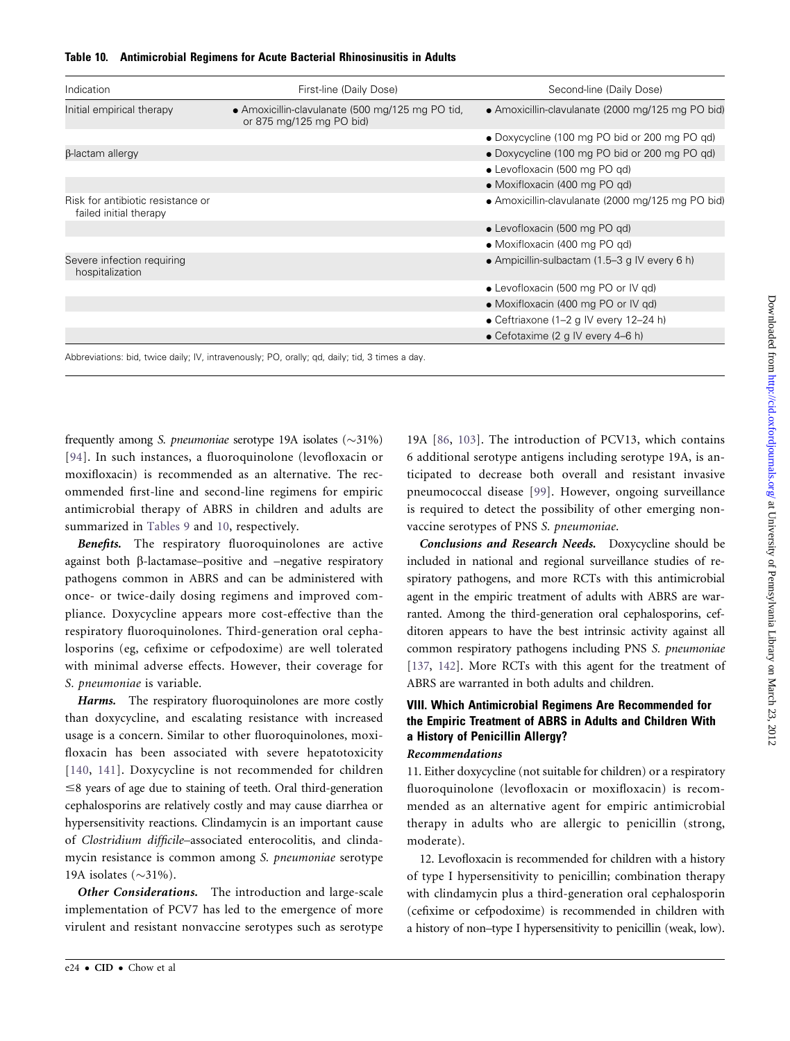**Table 10. Antimicrobial Regimens for Acute Bacterial Rhinosinusitis in Adults**

| Indication | First-line (Daily Dose) | Second-line (Daily Dose) |
|---|---|---|
| Initial empirical therapy | • Amoxicillin-clavulanate (500 mg/125 mg PO tid, or 875 mg/125 mg PO bid) | • Amoxicillin-clavulanate (2000 mg/125 mg PO bid) |
| | | • Doxycycline (100 mg PO bid or 200 mg PO qd) |
| β-lactam allergy | | • Doxycycline (100 mg PO bid or 200 mg PO qd) |
| | | • Levofloxacin (500 mg PO qd) |
| | | • Moxifloxacin (400 mg PO qd) |
| Risk for antibiotic resistance or failed initial therapy | | • Amoxicillin-clavulanate (2000 mg/125 mg PO bid) |
| | | • Levofloxacin (500 mg PO qd) |
| | | • Moxifloxacin (400 mg PO qd) |
| Severe infection requiring hospitalization | | • Ampicillin-sulbactam (1.5–3 g IV every 6 h) |
| | | • Levofloxacin (500 mg PO or IV qd) |
| | | • Moxifloxacin (400 mg PO or IV qd) |
| | | • Ceftriaxone (1–2 g IV every 12–24 h) |
| | | • Cefotaxime (2 g IV every 4–6 h) |

Abbreviations: bid, twice daily; IV, intravenously; PO, orally; qd, daily; tid, 3 times a day.

frequently among *S. pneumoniae* serotype 19A isolates (~31%) [94]. In such instances, a fluoroquinolone (levofloxacin or moxifloxacin) is recommended as an alternative. The recommended first-line and second-line regimens for empiric antimicrobial therapy of ABRS in children and adults are summarized in Tables 9 and 10, respectively.

***Benefits.*** The respiratory fluoroquinolones are active against both β-lactamase–positive and –negative respiratory pathogens common in ABRS and can be administered with once- or twice-daily dosing regimens and improved compliance. Doxycycline appears more cost-effective than the respiratory fluoroquinolones. Third-generation oral cephalosporins (eg, cefixime or cefpodoxime) are well tolerated with minimal adverse effects. However, their coverage for *S. pneumoniae* is variable.

***Harms.*** The respiratory fluoroquinolones are more costly than doxycycline, and escalating resistance with increased usage is a concern. Similar to other fluoroquinolones, moxifloxacin has been associated with severe hepatotoxicity [140, 141]. Doxycycline is not recommended for children ≤8 years of age due to staining of teeth. Oral third-generation cephalosporins are relatively costly and may cause diarrhea or hypersensitivity reactions. Clindamycin is an important cause of *Clostridium difficile*–associated enterocolitis, and clindamycin resistance is common among *S. pneumoniae* serotype 19A isolates (~31%).

***Other Considerations.*** The introduction and large-scale implementation of PCV7 has led to the emergence of more virulent and resistant nonvaccine serotypes such as serotype 19A [86, 103]. The introduction of PCV13, which contains 6 additional serotype antigens including serotype 19A, is anticipated to decrease both overall and resistant invasive pneumococcal disease [99]. However, ongoing surveillance is required to detect the possibility of other emerging nonvaccine serotypes of PNS *S. pneumoniae*.

***Conclusions and Research Needs.*** Doxycycline should be included in national and regional surveillance studies of respiratory pathogens, and more RCTs with this antimicrobial agent in the empiric treatment of adults with ABRS are warranted. Among the third-generation oral cephalosporins, cefditoren appears to have the best intrinsic activity against all common respiratory pathogens including PNS *S. pneumoniae* [137, 142]. More RCTs with this agent for the treatment of ABRS are warranted in both adults and children.

## VIII. Which Antimicrobial Regimens Are Recommended for the Empiric Treatment of ABRS in Adults and Children With a History of Penicillin Allergy?

### *Recommendations*

11. Either doxycycline (not suitable for children) or a respiratory fluoroquinolone (levofloxacin or moxifloxacin) is recommended as an alternative agent for empiric antimicrobial therapy in adults who are allergic to penicillin (strong, moderate).

12. Levofloxacin is recommended for children with a history of type I hypersensitivity to penicillin; combination therapy with clindamycin plus a third-generation oral cephalosporin (cefixime or cefpodoxime) is recommended in children with a history of non–type I hypersensitivity to penicillin (weak, low).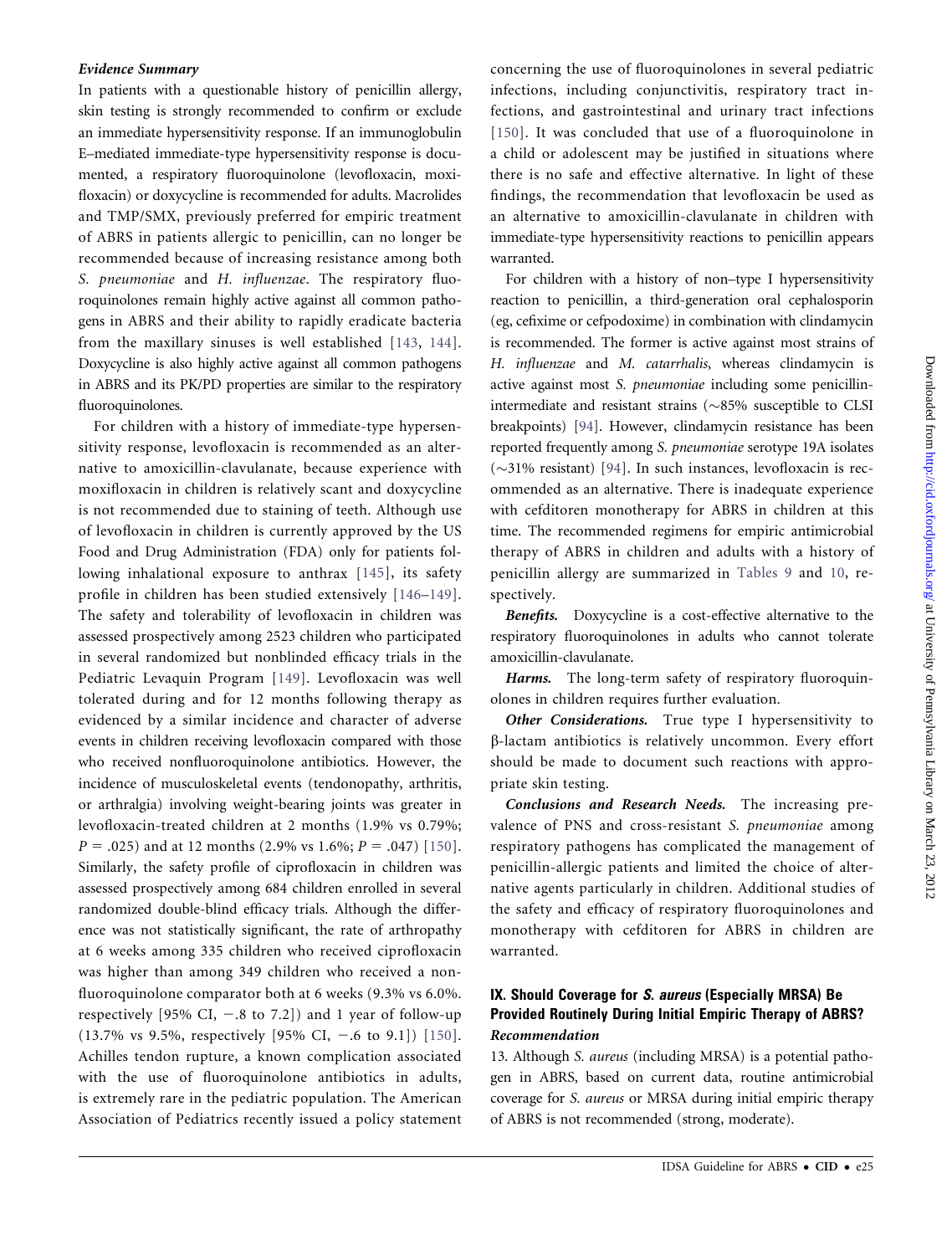### *Evidence Summary*

In patients with a questionable history of penicillin allergy, skin testing is strongly recommended to confirm or exclude an immediate hypersensitivity response. If an immunoglobulin E–mediated immediate-type hypersensitivity response is documented, a respiratory fluoroquinolone (levofloxacin, moxifloxacin) or doxycycline is recommended for adults. Macrolides and TMP/SMX, previously preferred for empiric treatment of ABRS in patients allergic to penicillin, can no longer be recommended because of increasing resistance among both *S. pneumoniae* and *H. influenzae*. The respiratory fluoroquinolones remain highly active against all common pathogens in ABRS and their ability to rapidly eradicate bacteria from the maxillary sinuses is well established [143, 144]. Doxycycline is also highly active against all common pathogens in ABRS and its PK/PD properties are similar to the respiratory fluoroquinolones.

For children with a history of immediate-type hypersensitivity response, levofloxacin is recommended as an alternative to amoxicillin-clavulanate, because experience with moxifloxacin in children is relatively scant and doxycycline is not recommended due to staining of teeth. Although use of levofloxacin in children is currently approved by the US Food and Drug Administration (FDA) only for patients following inhalational exposure to anthrax [145], its safety profile in children has been studied extensively [146–149]. The safety and tolerability of levofloxacin in children was assessed prospectively among 2523 children who participated in several randomized but nonblinded efficacy trials in the Pediatric Levaquin Program [149]. Levofloxacin was well tolerated during and for 12 months following therapy as evidenced by a similar incidence and character of adverse events in children receiving levofloxacin compared with those who received nonfluoroquinolone antibiotics. However, the incidence of musculoskeletal events (tendonopathy, arthritis, or arthralgia) involving weight-bearing joints was greater in levofloxacin-treated children at 2 months (1.9% vs 0.79%; $P = .025$) and at 12 months (2.9% vs 1.6%; $P = .047$) [150]. Similarly, the safety profile of ciprofloxacin in children was assessed prospectively among 684 children enrolled in several randomized double-blind efficacy trials. Although the difference was not statistically significant, the rate of arthropathy at 6 weeks among 335 children who received ciprofloxacin was higher than among 349 children who received a nonfluoroquinolone comparator both at 6 weeks (9.3% vs 6.0%. respectively [95% CI, −.8 to 7.2]) and 1 year of follow-up (13.7% vs 9.5%, respectively [95% CI, −.6 to 9.1]) [150]. Achilles tendon rupture, a known complication associated with the use of fluoroquinolone antibiotics in adults, is extremely rare in the pediatric population. The American Association of Pediatrics recently issued a policy statement concerning the use of fluoroquinolones in several pediatric infections, including conjunctivitis, respiratory tract infections, and gastrointestinal and urinary tract infections [150]. It was concluded that use of a fluoroquinolone in a child or adolescent may be justified in situations where there is no safe and effective alternative. In light of these findings, the recommendation that levofloxacin be used as an alternative to amoxicillin-clavulanate in children with immediate-type hypersensitivity reactions to penicillin appears warranted.

For children with a history of non–type I hypersensitivity reaction to penicillin, a third-generation oral cephalosporin (eg, cefixime or cefpodoxime) in combination with clindamycin is recommended. The former is active against most strains of *H. influenzae* and *M. catarrhalis*, whereas clindamycin is active against most *S. pneumoniae* including some penicillin-intermediate and resistant strains (~85% susceptible to CLSI breakpoints) [94]. However, clindamycin resistance has been reported frequently among *S. pneumoniae* serotype 19A isolates (~31% resistant) [94]. In such instances, levofloxacin is recommended as an alternative. There is inadequate experience with cefditoren monotherapy for ABRS in children at this time. The recommended regimens for empiric antimicrobial therapy of ABRS in children and adults with a history of penicillin allergy are summarized in Tables 9 and 10, respectively.

***Benefits.*** Doxycycline is a cost-effective alternative to the respiratory fluoroquinolones in adults who cannot tolerate amoxicillin-clavulanate.

***Harms.*** The long-term safety of respiratory fluoroquinolones in children requires further evaluation.

***Other Considerations.*** True type I hypersensitivity to β-lactam antibiotics is relatively uncommon. Every effort should be made to document such reactions with appropriate skin testing.

***Conclusions and Research Needs.*** The increasing prevalence of PNS and cross-resistant *S. pneumoniae* among respiratory pathogens has complicated the management of penicillin-allergic patients and limited the choice of alternative agents particularly in children. Additional studies of the safety and efficacy of respiratory fluoroquinolones and monotherapy with cefditoren for ABRS in children are warranted.

## IX. Should Coverage for *S. aureus* (Especially MRSA) Be Provided Routinely During Initial Empiric Therapy of ABRS?

### *Recommendation*

13. Although *S. aureus* (including MRSA) is a potential pathogen in ABRS, based on current data, routine antimicrobial coverage for *S. aureus* or MRSA during initial empiric therapy of ABRS is not recommended (strong, moderate).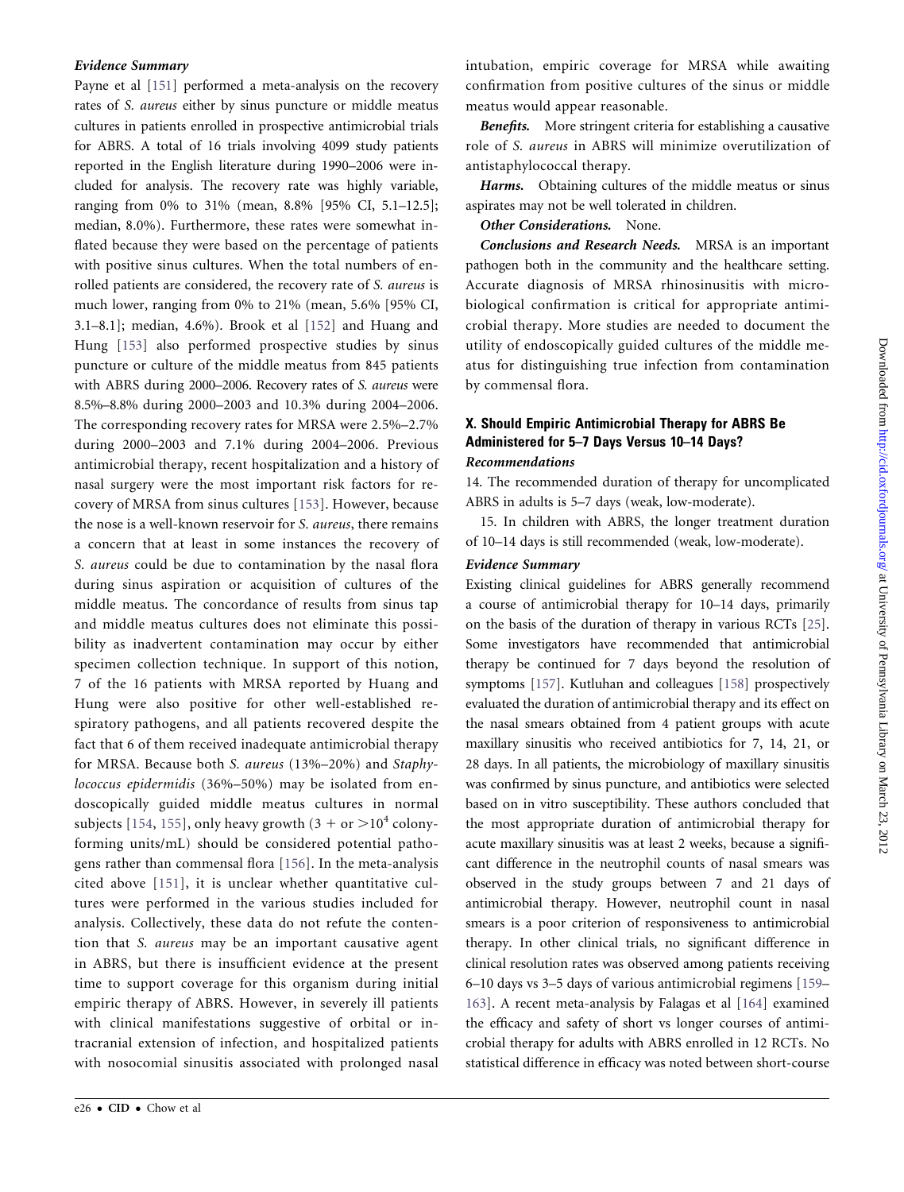#### *Evidence Summary*

Payne et al [151] performed a meta-analysis on the recovery rates of *S. aureus* either by sinus puncture or middle meatus cultures in patients enrolled in prospective antimicrobial trials for ABRS. A total of 16 trials involving 4099 study patients reported in the English literature during 1990–2006 were included for analysis. The recovery rate was highly variable, ranging from 0% to 31% (mean, 8.8% [95% CI, 5.1–12.5]; median, 8.0%). Furthermore, these rates were somewhat inflated because they were based on the percentage of patients with positive sinus cultures. When the total numbers of enrolled patients are considered, the recovery rate of *S. aureus* is much lower, ranging from 0% to 21% (mean, 5.6% [95% CI, 3.1–8.1]; median, 4.6%). Brook et al [152] and Huang and Hung [153] also performed prospective studies by sinus puncture or culture of the middle meatus from 845 patients with ABRS during 2000–2006. Recovery rates of *S. aureus* were 8.5%–8.8% during 2000–2003 and 10.3% during 2004–2006. The corresponding recovery rates for MRSA were 2.5%–2.7% during 2000–2003 and 7.1% during 2004–2006. Previous antimicrobial therapy, recent hospitalization and a history of nasal surgery were the most important risk factors for recovery of MRSA from sinus cultures [153]. However, because the nose is a well-known reservoir for *S. aureus*, there remains a concern that at least in some instances the recovery of *S. aureus* could be due to contamination by the nasal flora during sinus aspiration or acquisition of cultures of the middle meatus. The concordance of results from sinus tap and middle meatus cultures does not eliminate this possibility as inadvertent contamination may occur by either specimen collection technique. In support of this notion, 7 of the 16 patients with MRSA reported by Huang and Hung were also positive for other well-established respiratory pathogens, and all patients recovered despite the fact that 6 of them received inadequate antimicrobial therapy for MRSA. Because both *S. aureus* (13%–20%) and *Staphylococcus epidermidis* (36%–50%) may be isolated from endoscopically guided middle meatus cultures in normal subjects [154, 155], only heavy growth (3 + or $>10^4$ colony-forming units/mL) should be considered potential pathogens rather than commensal flora [156]. In the meta-analysis cited above [151], it is unclear whether quantitative cultures were performed in the various studies included for analysis. Collectively, these data do not refute the contention that *S. aureus* may be an important causative agent in ABRS, but there is insufficient evidence at the present time to support coverage for this organism during initial empiric therapy of ABRS. However, in severely ill patients with clinical manifestations suggestive of orbital or intracranial extension of infection, and hospitalized patients with nosocomial sinusitis associated with prolonged nasal intubation, empiric coverage for MRSA while awaiting confirmation from positive cultures of the sinus or middle meatus would appear reasonable.

***Benefits.*** More stringent criteria for establishing a causative role of *S. aureus* in ABRS will minimize overutilization of antistaphylococcal therapy.

***Harms.*** Obtaining cultures of the middle meatus or sinus aspirates may not be well tolerated in children.

***Other Considerations.*** None.

***Conclusions and Research Needs.*** MRSA is an important pathogen both in the community and the healthcare setting. Accurate diagnosis of MRSA rhinosinusitis with microbiological confirmation is critical for appropriate antimicrobial therapy. More studies are needed to document the utility of endoscopically guided cultures of the middle meatus for distinguishing true infection from contamination by commensal flora.

### X. Should Empiric Antimicrobial Therapy for ABRS Be Administered for 5–7 Days Versus 10–14 Days?

#### *Recommendations*

14. The recommended duration of therapy for uncomplicated ABRS in adults is 5–7 days (weak, low-moderate).

15. In children with ABRS, the longer treatment duration of 10–14 days is still recommended (weak, low-moderate).

#### *Evidence Summary*

Existing clinical guidelines for ABRS generally recommend a course of antimicrobial therapy for 10–14 days, primarily on the basis of the duration of therapy in various RCTs [25]. Some investigators have recommended that antimicrobial therapy be continued for 7 days beyond the resolution of symptoms [157]. Kutluhan and colleagues [158] prospectively evaluated the duration of antimicrobial therapy and its effect on the nasal smears obtained from 4 patient groups with acute maxillary sinusitis who received antibiotics for 7, 14, 21, or 28 days. In all patients, the microbiology of maxillary sinusitis was confirmed by sinus puncture, and antibiotics were selected based on in vitro susceptibility. These authors concluded that the most appropriate duration of antimicrobial therapy for acute maxillary sinusitis was at least 2 weeks, because a significant difference in the neutrophil counts of nasal smears was observed in the study groups between 7 and 21 days of antimicrobial therapy. However, neutrophil count in nasal smears is a poor criterion of responsiveness to antimicrobial therapy. In other clinical trials, no significant difference in clinical resolution rates was observed among patients receiving 6–10 days vs 3–5 days of various antimicrobial regimens [159–163]. A recent meta-analysis by Falagas et al [164] examined the efficacy and safety of short vs longer courses of antimicrobial therapy for adults with ABRS enrolled in 12 RCTs. No statistical difference in efficacy was noted between short-course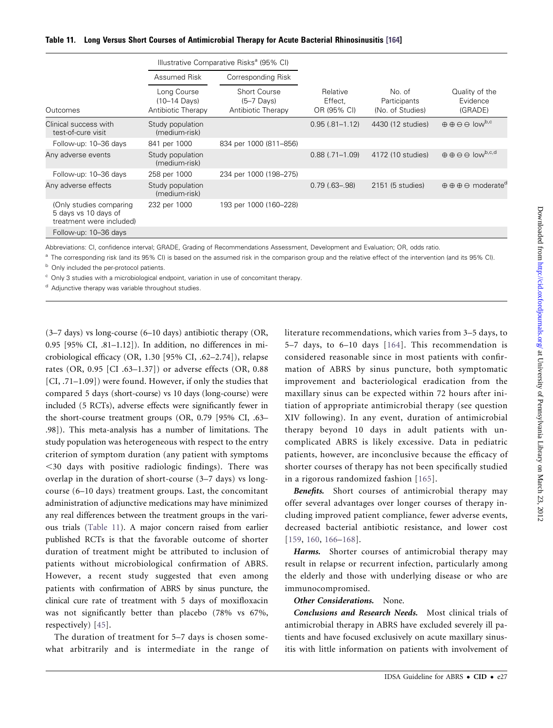**Table 11. Long Versus Short Courses of Antimicrobial Therapy for Acute Bacterial Rhinosinusitis [164]**

| | Illustrative Comparative Risks[a] (95% CI) | | | | |
|---|---|---|---|---|---|
| | Assumed Risk | Corresponding Risk | | | |
| Outcomes | Long Course (10–14 Days) Antibiotic Therapy | Short Course (5–7 Days) Antibiotic Therapy | Relative Effect, OR (95% CI) | No. of Participants (No. of Studies) | Quality of the Evidence (GRADE) |
| Clinical success with test-of-cure visit | Study population (medium-risk) | | 0.95 (.81–1.12) | 4430 (12 studies) | ⊕⊕⊖⊖ low[b,c] |
| Follow-up: 10–36 days | 841 per 1000 | 834 per 1000 (811–856) | | | |
| Any adverse events | Study population (medium-risk) | | 0.88 (.71–1.09) | 4172 (10 studies) | ⊕⊕⊖⊖ low[b,c,d] |
| Follow-up: 10–36 days | 258 per 1000 | 234 per 1000 (198–275) | | | |
| Any adverse effects | Study population (medium-risk) | | 0.79 (.63–.98) | 2151 (5 studies) | ⊕⊕⊕⊖ moderate[d] |
| (Only studies comparing 5 days vs 10 days of treatment were included) | 232 per 1000 | 193 per 1000 (160–228) | | | |
| Follow-up: 10–36 days | | | | | |

Abbreviations: CI, confidence interval; GRADE, Grading of Recommendations Assessment, Development and Evaluation; OR, odds ratio.

[a] The corresponding risk (and its 95% CI) is based on the assumed risk in the comparison group and the relative effect of the intervention (and its 95% CI).

[b] Only included the per-protocol patients.

[c] Only 3 studies with a microbiological endpoint, variation in use of concomitant therapy.

[d] Adjunctive therapy was variable throughout studies.

(3–7 days) vs long-course (6–10 days) antibiotic therapy (OR, 0.95 [95% CI, .81–1.12]). In addition, no differences in microbiological efficacy (OR, 1.30 [95% CI, .62–2.74]), relapse rates (OR, 0.95 [CI .63–1.37]) or adverse effects (OR, 0.88 [CI, .71–1.09]) were found. However, if only the studies that compared 5 days (short-course) vs 10 days (long-course) were included (5 RCTs), adverse effects were significantly fewer in the short-course treatment groups (OR, 0.79 [95% CI, .63–.98]). This meta-analysis has a number of limitations. The study population was heterogeneous with respect to the entry criterion of symptom duration (any patient with symptoms <30 days with positive radiologic findings). There was overlap in the duration of short-course (3–7 days) vs long-course (6–10 days) treatment groups. Last, the concomitant administration of adjunctive medications may have minimized any real differences between the treatment groups in the various trials (Table 11). A major concern raised from earlier published RCTs is that the favorable outcome of shorter duration of treatment might be attributed to inclusion of patients without microbiological confirmation of ABRS. However, a recent study suggested that even among patients with confirmation of ABRS by sinus puncture, the clinical cure rate of treatment with 5 days of moxifloxacin was not significantly better than placebo (78% vs 67%, respectively) [45].

The duration of treatment for 5–7 days is chosen somewhat arbitrarily and is intermediate in the range of literature recommendations, which varies from 3–5 days, to 5–7 days, to 6–10 days [164]. This recommendation is considered reasonable since in most patients with confirmation of ABRS by sinus puncture, both symptomatic improvement and bacteriological eradication from the maxillary sinus can be expected within 72 hours after initiation of appropriate antimicrobial therapy (see question XIV following). In any event, duration of antimicrobial therapy beyond 10 days in adult patients with uncomplicated ABRS is likely excessive. Data in pediatric patients, however, are inconclusive because the efficacy of shorter courses of therapy has not been specifically studied in a rigorous randomized fashion [165].

***Benefits.*** Short courses of antimicrobial therapy may offer several advantages over longer courses of therapy including improved patient compliance, fewer adverse events, decreased bacterial antibiotic resistance, and lower cost [159, 160, 166–168].

***Harms.*** Shorter courses of antimicrobial therapy may result in relapse or recurrent infection, particularly among the elderly and those with underlying disease or who are immunocompromised.

***Other Considerations.*** None.

***Conclusions and Research Needs.*** Most clinical trials of antimicrobial therapy in ABRS have excluded severely ill patients and have focused exclusively on acute maxillary sinusitis with little information on patients with involvement of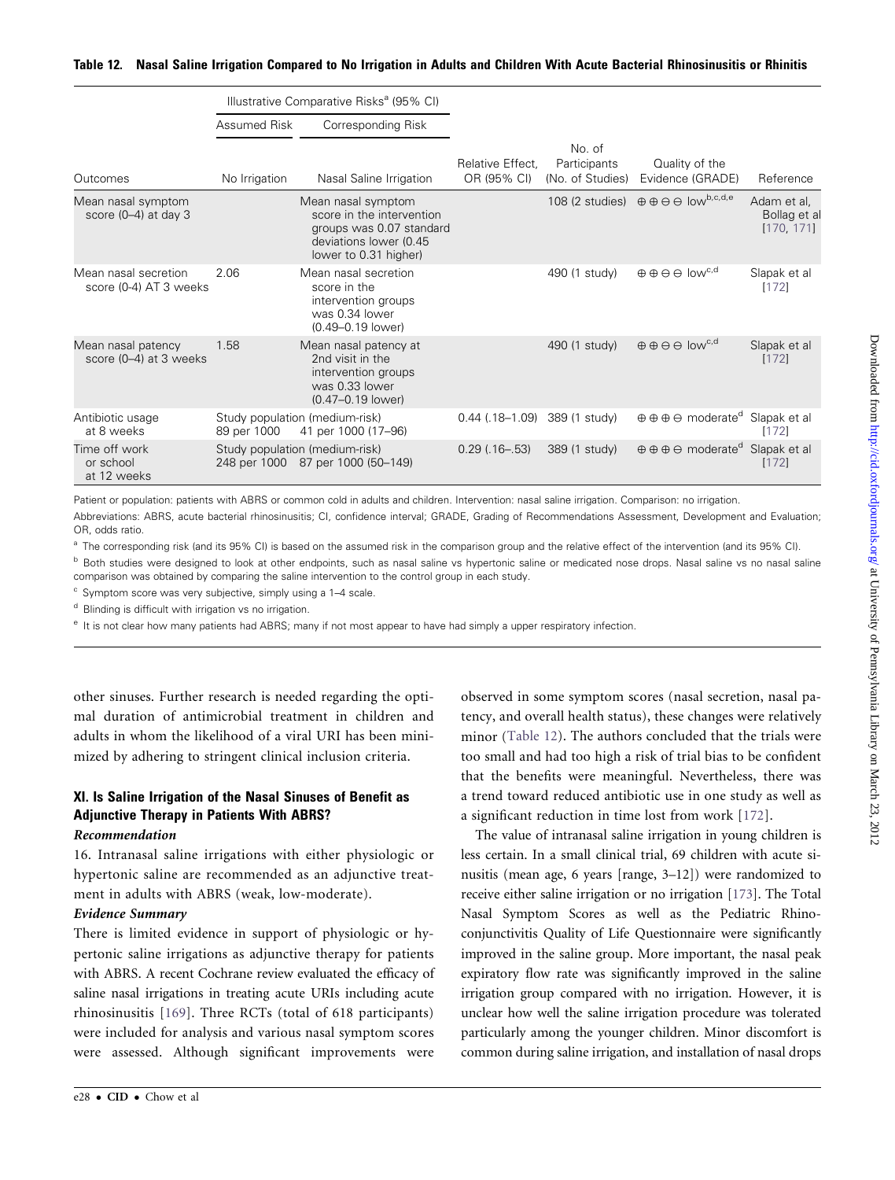**Table 12. Nasal Saline Irrigation Compared to No Irrigation in Adults and Children With Acute Bacterial Rhinosinusitis or Rhinitis**

| | Illustrative Comparative Risks[a] (95% CI) | | | | | |
|---|---|---|---|---|---|---|
| | Assumed Risk | Corresponding Risk | | | | |
| Outcomes | No Irrigation | Nasal Saline Irrigation | Relative Effect, OR (95% CI) | No. of Participants (No. of Studies) | Quality of the Evidence (GRADE) | Reference |
| Mean nasal symptom score (0–4) at day 3 | | Mean nasal symptom score in the intervention groups was 0.07 standard deviations lower (0.45 lower to 0.31 higher) | | 108 (2 studies) | ⊕⊕⊖⊖ low[b,c,d,e] | Adam et al, Bollag et al [170, 171] |
| Mean nasal secretion score (0-4) AT 3 weeks | 2.06 | Mean nasal secretion score in the intervention groups was 0.34 lower (0.49–0.19 lower) | | 490 (1 study) | ⊕⊕⊖⊖ low[c,d] | Slapak et al [172] |
| Mean nasal patency score (0–4) at 3 weeks | 1.58 | Mean nasal patency at 2nd visit in the intervention groups was 0.33 lower (0.47–0.19 lower) | | 490 (1 study) | ⊕⊕⊖⊖ low[c,d] | Slapak et al [172] |
| Antibiotic usage at 8 weeks | Study population (medium-risk) 89 per 1000 | 41 per 1000 (17–96) | 0.44 (.18–1.09) | 389 (1 study) | ⊕⊕⊕⊖ moderate[d] | Slapak et al [172] |
| Time off work or school at 12 weeks | Study population (medium-risk) 248 per 1000 | 87 per 1000 (50–149) | 0.29 (.16–.53) | 389 (1 study) | ⊕⊕⊕⊖ moderate[d] | Slapak et al [172] |

Patient or population: patients with ABRS or common cold in adults and children. Intervention: nasal saline irrigation. Comparison: no irrigation.

Abbreviations: ABRS, acute bacterial rhinosinusitis; CI, confidence interval; GRADE, Grading of Recommendations Assessment, Development and Evaluation; OR, odds ratio.

[a] The corresponding risk (and its 95% CI) is based on the assumed risk in the comparison group and the relative effect of the intervention (and its 95% CI).

[b] Both studies were designed to look at other endpoints, such as nasal saline vs hypertonic saline or medicated nose drops. Nasal saline vs no nasal saline comparison was obtained by comparing the saline intervention to the control group in each study.

[c] Symptom score was very subjective, simply using a 1–4 scale.

[d] Blinding is difficult with irrigation vs no irrigation.

[e] It is not clear how many patients had ABRS; many if not most appear to have had simply a upper respiratory infection.

other sinuses. Further research is needed regarding the optimal duration of antimicrobial treatment in children and adults in whom the likelihood of a viral URI has been minimized by adhering to stringent clinical inclusion criteria.

## XI. Is Saline Irrigation of the Nasal Sinuses of Benefit as Adjunctive Therapy in Patients With ABRS?

### *Recommendation*

16. Intranasal saline irrigations with either physiologic or hypertonic saline are recommended as an adjunctive treatment in adults with ABRS (weak, low-moderate).

### *Evidence Summary*

There is limited evidence in support of physiologic or hypertonic saline irrigations as adjunctive therapy for patients with ABRS. A recent Cochrane review evaluated the efficacy of saline nasal irrigations in treating acute URIs including acute rhinosinusitis [169]. Three RCTs (total of 618 participants) were included for analysis and various nasal symptom scores were assessed. Although significant improvements were observed in some symptom scores (nasal secretion, nasal patency, and overall health status), these changes were relatively minor (Table 12). The authors concluded that the trials were too small and had too high a risk of trial bias to be confident that the benefits were meaningful. Nevertheless, there was a trend toward reduced antibiotic use in one study as well as a significant reduction in time lost from work [172].

The value of intranasal saline irrigation in young children is less certain. In a small clinical trial, 69 children with acute sinusitis (mean age, 6 years [range, 3–12]) were randomized to receive either saline irrigation or no irrigation [173]. The Total Nasal Symptom Scores as well as the Pediatric Rhinoconjunctivitis Quality of Life Questionnaire were significantly improved in the saline group. More important, the nasal peak expiratory flow rate was significantly improved in the saline irrigation group compared with no irrigation. However, it is unclear how well the saline irrigation procedure was tolerated particularly among the younger children. Minor discomfort is common during saline irrigation, and installation of nasal drops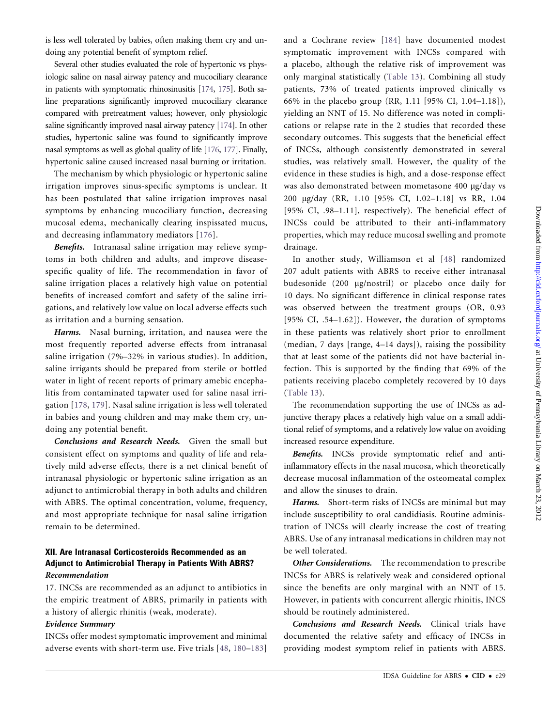is less well tolerated by babies, often making them cry and undoing any potential benefit of symptom relief.

Several other studies evaluated the role of hypertonic vs physiologic saline on nasal airway patency and mucociliary clearance in patients with symptomatic rhinosinusitis [174, 175]. Both saline preparations significantly improved mucociliary clearance compared with pretreatment values; however, only physiologic saline significantly improved nasal airway patency [174]. In other studies, hypertonic saline was found to significantly improve nasal symptoms as well as global quality of life [176, 177]. Finally, hypertonic saline caused increased nasal burning or irritation.

The mechanism by which physiologic or hypertonic saline irrigation improves sinus-specific symptoms is unclear. It has been postulated that saline irrigation improves nasal symptoms by enhancing mucociliary function, decreasing mucosal edema, mechanically clearing inspissated mucus, and decreasing inflammatory mediators [176].

***Benefits.*** Intranasal saline irrigation may relieve symptoms in both children and adults, and improve disease-specific quality of life. The recommendation in favor of saline irrigation places a relatively high value on potential benefits of increased comfort and safety of the saline irrigations, and relatively low value on local adverse effects such as irritation and a burning sensation.

***Harms.*** Nasal burning, irritation, and nausea were the most frequently reported adverse effects from intranasal saline irrigation (7%–32% in various studies). In addition, saline irrigants should be prepared from sterile or bottled water in light of recent reports of primary amebic encephalitis from contaminated tapwater used for saline nasal irrigation [178, 179]. Nasal saline irrigation is less well tolerated in babies and young children and may make them cry, undoing any potential benefit.

***Conclusions and Research Needs.*** Given the small but consistent effect on symptoms and quality of life and relatively mild adverse effects, there is a net clinical benefit of intranasal physiologic or hypertonic saline irrigation as an adjunct to antimicrobial therapy in both adults and children with ABRS. The optimal concentration, volume, frequency, and most appropriate technique for nasal saline irrigation remain to be determined.

## XII. Are Intranasal Corticosteroids Recommended as an Adjunct to Antimicrobial Therapy in Patients With ABRS?

### *Recommendation*

17. INCSs are recommended as an adjunct to antibiotics in the empiric treatment of ABRS, primarily in patients with a history of allergic rhinitis (weak, moderate).

### *Evidence Summary*

INCSs offer modest symptomatic improvement and minimal adverse events with short-term use. Five trials [48, 180–183] and a Cochrane review [184] have documented modest symptomatic improvement with INCSs compared with a placebo, although the relative risk of improvement was only marginal statistically (Table 13). Combining all study patients, 73% of treated patients improved clinically vs 66% in the placebo group (RR, 1.11 [95% CI, 1.04–1.18]), yielding an NNT of 15. No difference was noted in complications or relapse rate in the 2 studies that recorded these secondary outcomes. This suggests that the beneficial effect of INCSs, although consistently demonstrated in several studies, was relatively small. However, the quality of the evidence in these studies is high, and a dose-response effect was also demonstrated between mometasone 400 μg/day vs 200 μg/day (RR, 1.10 [95% CI, 1.02–1.18] vs RR, 1.04 [95% CI, .98–1.11], respectively). The beneficial effect of INCSs could be attributed to their anti-inflammatory properties, which may reduce mucosal swelling and promote drainage.

In another study, Williamson et al [48] randomized 207 adult patients with ABRS to receive either intranasal budesonide (200 μg/nostril) or placebo once daily for 10 days. No significant difference in clinical response rates was observed between the treatment groups (OR, 0.93 [95% CI, .54–1.62]). However, the duration of symptoms in these patients was relatively short prior to enrollment (median, 7 days [range, 4–14 days]), raising the possibility that at least some of the patients did not have bacterial infection. This is supported by the finding that 69% of the patients receiving placebo completely recovered by 10 days (Table 13).

The recommendation supporting the use of INCSs as adjunctive therapy places a relatively high value on a small additional relief of symptoms, and a relatively low value on avoiding increased resource expenditure.

***Benefits.*** INCSs provide symptomatic relief and anti-inflammatory effects in the nasal mucosa, which theoretically decrease mucosal inflammation of the osteomeatal complex and allow the sinuses to drain.

***Harms.*** Short-term risks of INCSs are minimal but may include susceptibility to oral candidiasis. Routine administration of INCSs will clearly increase the cost of treating ABRS. Use of any intranasal medications in children may not be well tolerated.

***Other Considerations.*** The recommendation to prescribe INCSs for ABRS is relatively weak and considered optional since the benefits are only marginal with an NNT of 15. However, in patients with concurrent allergic rhinitis, INCS should be routinely administered.

***Conclusions and Research Needs.*** Clinical trials have documented the relative safety and efficacy of INCSs in providing modest symptom relief in patients with ABRS.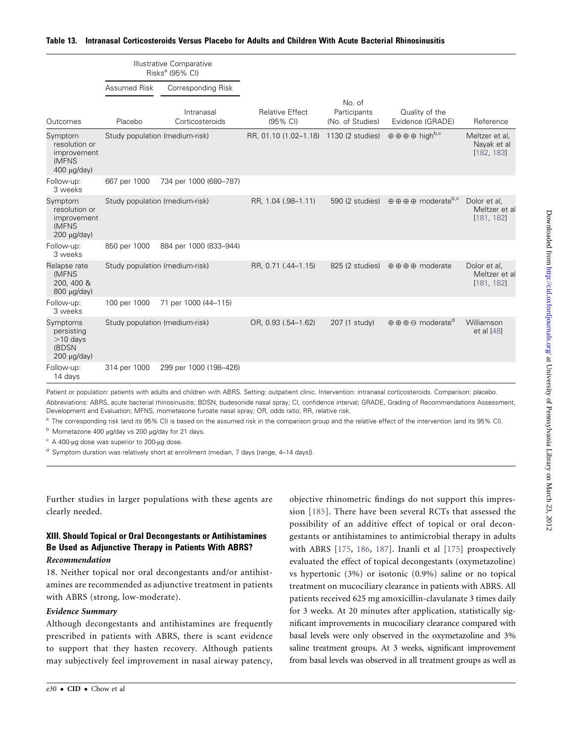**Table 13. Intranasal Corticosteroids Versus Placebo for Adults and Children With Acute Bacterial Rhinosinusitis**

| | Illustrative Comparative Risks[a] (95% CI) | | | | | |
|---|---|---|---|---|---|---|
| | Assumed Risk | Corresponding Risk | | | | |
| Outcomes | Placebo | Intranasal Corticosteroids | Relative Effect (95% CI) | No. of Participants (No. of Studies) | Quality of the Evidence (GRADE) | Reference |
| Symptom resolution or improvement (MFNS 400 μg/day) | Study population (medium-risk) | | RR, 01.10 (1.02–1.18) | 1130 (2 studies) | ⊕⊕⊕⊕ high[b,c] | Meltzer et al, Nayak et al [182, 183] |
| Follow-up: 3 weeks | 667 per 1000 | 734 per 1000 (680–787) | | | | |
| Symptom resolution or improvement (MFNS 200 μg/day) | Study population (medium-risk) | | RR, 1.04 (.98–1.11) | 590 (2 studies) | ⊕⊕⊕⊕ moderate[b,c] | Dolor et al, Meltzer et al [181, 182] |
| Follow-up: 3 weeks | 850 per 1000 | 884 per 1000 (833–944) | | | | |
| Relapse rate (MFNS 200, 400 & 800 μg/day) | Study population (medium-risk) | | RR, 0.71 (.44–1.15) | 825 (2 studies) | ⊕⊕⊕⊕ moderate | Dolor et al, Meltzer et al [181, 182] |
| Follow-up: 3 weeks | 100 per 1000 | 71 per 1000 (44–115) | | | | |
| Symptoms persisting >10 days (BDSN 200 μg/day) | Study population (medium-risk) | | OR, 0.93 (.54–1.62) | 207 (1 study) | ⊕⊕⊕⊖ moderate[d] | Williamson et al [48] |
| Follow-up: 14 days | 314 per 1000 | 299 per 1000 (198–426) | | | | |

Patient or population: patients with adults and children with ABRS. Setting: outpatient clinic. Intervention: intranasal corticosteroids. Comparison: placebo.

Abbreviations: ABRS, acute bacterial rhinosinusitis; BDSN, budesonide nasal spray; CI, confidence interval; GRADE, Grading of Recommendations Assessment, Development and Evaluation; MFNS, mometasone furoate nasal spray; OR, odds ratio; RR, relative risk.

[a] The corresponding risk (and its 95% CI) is based on the assumed risk in the comparison group and the relative effect of the intervention (and its 95% CI).

[b] Mometazone 400 μg/day vs 200 μg/day for 21 days.

[c] A 400-μg dose was superior to 200-μg dose.

[d] Symptom duration was relatively short at enrollment (median, 7 days [range, 4–14 days]).

Further studies in larger populations with these agents are clearly needed.

### XIII. Should Topical or Oral Decongestants or Antihistamines Be Used as Adjunctive Therapy in Patients With ABRS?

#### *Recommendation*

18. Neither topical nor oral decongestants and/or antihistamines are recommended as adjunctive treatment in patients with ABRS (strong, low-moderate).

#### *Evidence Summary*

Although decongestants and antihistamines are frequently prescribed in patients with ABRS, there is scant evidence to support that they hasten recovery. Although patients may subjectively feel improvement in nasal airway patency, objective rhinometric findings do not support this impression [185]. There have been several RCTs that assessed the possibility of an additive effect of topical or oral decongestants or antihistamines to antimicrobial therapy in adults with ABRS [175, 186, 187]. Inanli et al [175] prospectively evaluated the effect of topical decongestants (oxymetazoline) vs hypertonic (3%) or isotonic (0.9%) saline or no topical treatment on mucociliary clearance in patients with ABRS. All patients received 625 mg amoxicillin-clavulanate 3 times daily for 3 weeks. At 20 minutes after application, statistically significant improvements in mucociliary clearance compared with basal levels were only observed in the oxymetazoline and 3% saline treatment groups. At 3 weeks, significant improvement from basal levels was observed in all treatment groups as well as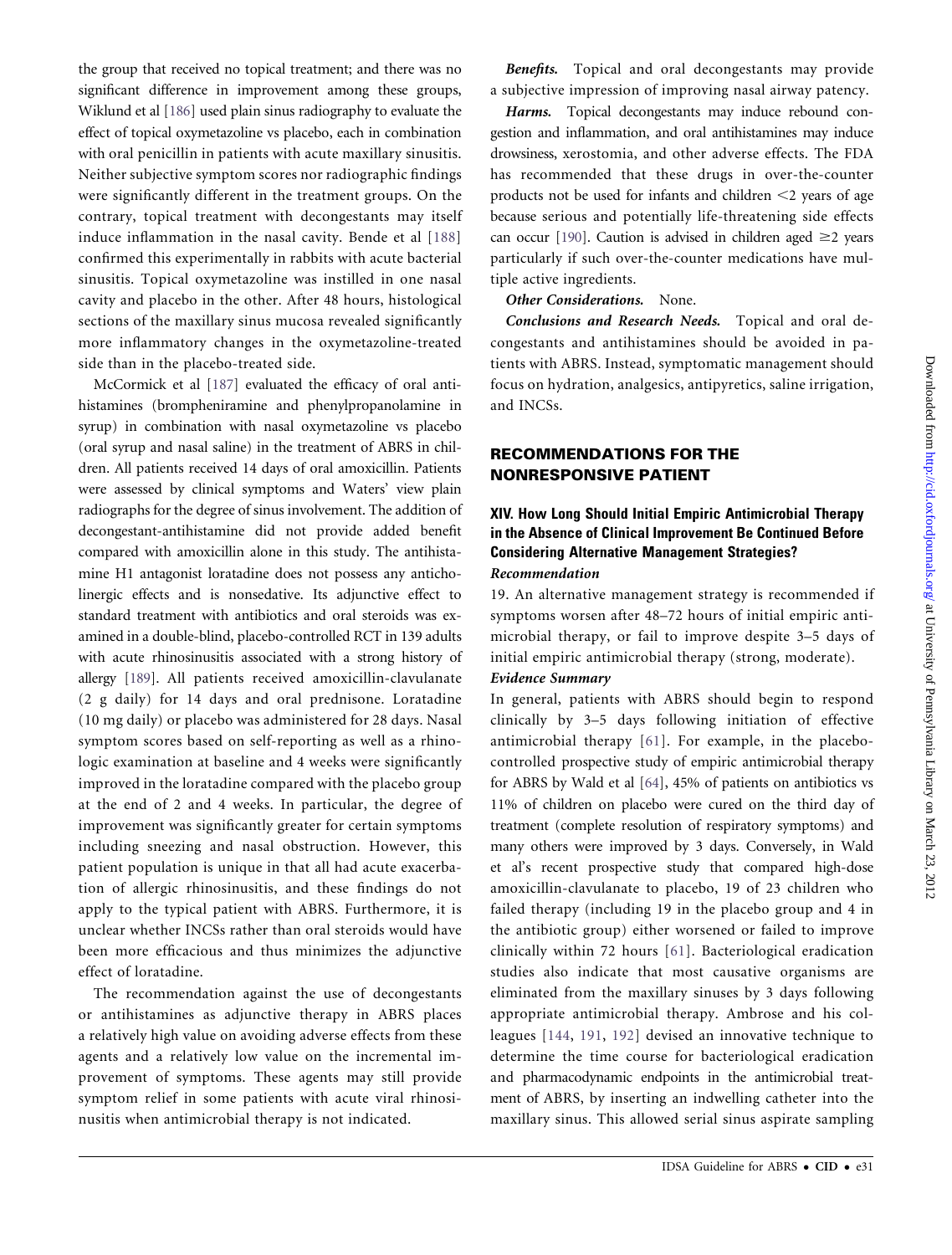the group that received no topical treatment; and there was no significant difference in improvement among these groups, Wiklund et al [186] used plain sinus radiography to evaluate the effect of topical oxymetazoline vs placebo, each in combination with oral penicillin in patients with acute maxillary sinusitis. Neither subjective symptom scores nor radiographic findings were significantly different in the treatment groups. On the contrary, topical treatment with decongestants may itself induce inflammation in the nasal cavity. Bende et al [188] confirmed this experimentally in rabbits with acute bacterial sinusitis. Topical oxymetazoline was instilled in one nasal cavity and placebo in the other. After 48 hours, histological sections of the maxillary sinus mucosa revealed significantly more inflammatory changes in the oxymetazoline-treated side than in the placebo-treated side.

McCormick et al [187] evaluated the efficacy of oral antihistamines (brompheniramine and phenylpropanolamine in syrup) in combination with nasal oxymetazoline vs placebo (oral syrup and nasal saline) in the treatment of ABRS in children. All patients received 14 days of oral amoxicillin. Patients were assessed by clinical symptoms and Waters' view plain radiographs for the degree of sinus involvement. The addition of decongestant-antihistamine did not provide added benefit compared with amoxicillin alone in this study. The antihistamine H1 antagonist loratadine does not possess any anticholinergic effects and is nonsedative. Its adjunctive effect to standard treatment with antibiotics and oral steroids was examined in a double-blind, placebo-controlled RCT in 139 adults with acute rhinosinusitis associated with a strong history of allergy [189]. All patients received amoxicillin-clavulanate (2 g daily) for 14 days and oral prednisone. Loratadine (10 mg daily) or placebo was administered for 28 days. Nasal symptom scores based on self-reporting as well as a rhinologic examination at baseline and 4 weeks were significantly improved in the loratadine compared with the placebo group at the end of 2 and 4 weeks. In particular, the degree of improvement was significantly greater for certain symptoms including sneezing and nasal obstruction. However, this patient population is unique in that all had acute exacerbation of allergic rhinosinusitis, and these findings do not apply to the typical patient with ABRS. Furthermore, it is unclear whether INCSs rather than oral steroids would have been more efficacious and thus minimizes the adjunctive effect of loratadine.

The recommendation against the use of decongestants or antihistamines as adjunctive therapy in ABRS places a relatively high value on avoiding adverse effects from these agents and a relatively low value on the incremental improvement of symptoms. These agents may still provide symptom relief in some patients with acute viral rhinosinusitis when antimicrobial therapy is not indicated.

***Benefits.*** Topical and oral decongestants may provide a subjective impression of improving nasal airway patency.

***Harms.*** Topical decongestants may induce rebound congestion and inflammation, and oral antihistamines may induce drowsiness, xerostomia, and other adverse effects. The FDA has recommended that these drugs in over-the-counter products not be used for infants and children $<2$ years of age because serious and potentially life-threatening side effects can occur [190]. Caution is advised in children aged $\geq 2$ years particularly if such over-the-counter medications have multiple active ingredients.

***Other Considerations.*** None.

***Conclusions and Research Needs.*** Topical and oral decongestants and antihistamines should be avoided in patients with ABRS. Instead, symptomatic management should focus on hydration, analgesics, antipyretics, saline irrigation, and INCSs.

## RECOMMENDATIONS FOR THE NONRESPONSIVE PATIENT

### XIV. How Long Should Initial Empiric Antimicrobial Therapy in the Absence of Clinical Improvement Be Continued Before Considering Alternative Management Strategies?

***Recommendation***

19. An alternative management strategy is recommended if symptoms worsen after 48–72 hours of initial empiric antimicrobial therapy, or fail to improve despite 3–5 days of initial empiric antimicrobial therapy (strong, moderate).

***Evidence Summary***

In general, patients with ABRS should begin to respond clinically by 3–5 days following initiation of effective antimicrobial therapy [61]. For example, in the placebo-controlled prospective study of empiric antimicrobial therapy for ABRS by Wald et al [64], 45% of patients on antibiotics vs 11% of children on placebo were cured on the third day of treatment (complete resolution of respiratory symptoms) and many others were improved by 3 days. Conversely, in Wald et al's recent prospective study that compared high-dose amoxicillin-clavulanate to placebo, 19 of 23 children who failed therapy (including 19 in the placebo group and 4 in the antibiotic group) either worsened or failed to improve clinically within 72 hours [61]. Bacteriological eradication studies also indicate that most causative organisms are eliminated from the maxillary sinuses by 3 days following appropriate antimicrobial therapy. Ambrose and his colleagues [144, 191, 192] devised an innovative technique to determine the time course for bacteriological eradication and pharmacodynamic endpoints in the antimicrobial treatment of ABRS, by inserting an indwelling catheter into the maxillary sinus. This allowed serial sinus aspirate sampling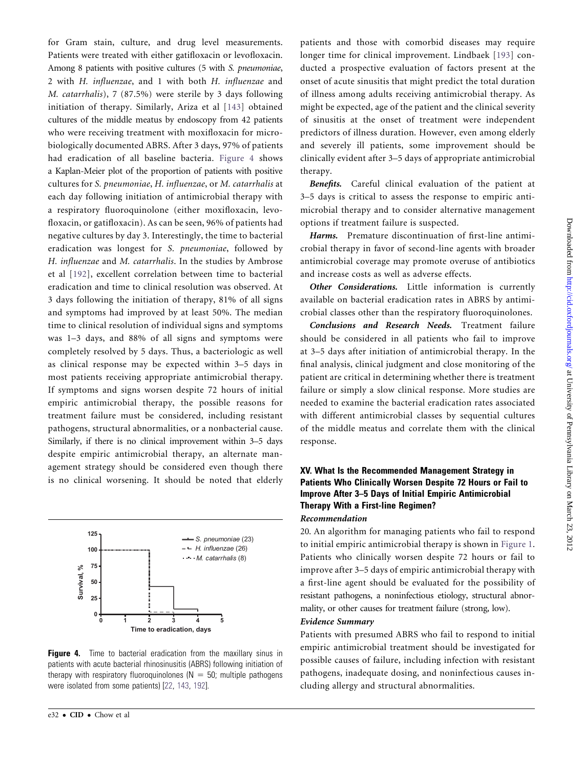for Gram stain, culture, and drug level measurements. Patients were treated with either gatifloxacin or levofloxacin. Among 8 patients with positive cultures (5 with *S. pneumoniae*, 2 with *H. influenzae*, and 1 with both *H. influenzae* and *M. catarrhalis*), 7 (87.5%) were sterile by 3 days following initiation of therapy. Similarly, Ariza et al [143] obtained cultures of the middle meatus by endoscopy from 42 patients who were receiving treatment with moxifloxacin for microbiologically documented ABRS. After 3 days, 97% of patients had eradication of all baseline bacteria. Figure 4 shows a Kaplan-Meier plot of the proportion of patients with positive cultures for *S. pneumoniae*, *H. influenzae*, or *M. catarrhalis* at each day following initiation of antimicrobial therapy with a respiratory fluoroquinolone (either moxifloxacin, levofloxacin, or gatifloxacin). As can be seen, 96% of patients had negative cultures by day 3. Interestingly, the time to bacterial eradication was longest for *S. pneumoniae*, followed by *H. influenzae* and *M. catarrhalis*. In the studies by Ambrose et al [192], excellent correlation between time to bacterial eradication and time to clinical resolution was observed. At 3 days following the initiation of therapy, 81% of all signs and symptoms had improved by at least 50%. The median time to clinical resolution of individual signs and symptoms was 1–3 days, and 88% of all signs and symptoms were completely resolved by 5 days. Thus, a bacteriologic as well as clinical response may be expected within 3–5 days in most patients receiving appropriate antimicrobial therapy. If symptoms and signs worsen despite 72 hours of initial empiric antimicrobial therapy, the possible reasons for treatment failure must be considered, including resistant pathogens, structural abnormalities, or a nonbacterial cause. Similarly, if there is no clinical improvement within 3–5 days despite empiric antimicrobial therapy, an alternate management strategy should be considered even though there is no clinical worsening. It should be noted that elderly patients and those with comorbid diseases may require longer time for clinical improvement. Lindbaek [193] conducted a prospective evaluation of factors present at the onset of acute sinusitis that might predict the total duration of illness among adults receiving antimicrobial therapy. As might be expected, age of the patient and the clinical severity of sinusitis at the onset of treatment were independent predictors of illness duration. However, even among elderly and severely ill patients, some improvement should be clinically evident after 3–5 days of appropriate antimicrobial therapy.

**Figure 4.** Time to bacterial eradication from the maxillary sinus in patients with acute bacterial rhinosinusitis (ABRS) following initiation of therapy with respiratory fluoroquinolones (N = 50; multiple pathogens were isolated from some patients) [22, 143, 192].

***Benefits.*** Careful clinical evaluation of the patient at 3–5 days is critical to assess the response to empiric antimicrobial therapy and to consider alternative management options if treatment failure is suspected.

***Harms.*** Premature discontinuation of first-line antimicrobial therapy in favor of second-line agents with broader antimicrobial coverage may promote overuse of antibiotics and increase costs as well as adverse effects.

***Other Considerations.*** Little information is currently available on bacterial eradication rates in ABRS by antimicrobial classes other than the respiratory fluoroquinolones.

***Conclusions and Research Needs.*** Treatment failure should be considered in all patients who fail to improve at 3–5 days after initiation of antimicrobial therapy. In the final analysis, clinical judgment and close monitoring of the patient are critical in determining whether there is treatment failure or simply a slow clinical response. More studies are needed to examine the bacterial eradication rates associated with different antimicrobial classes by sequential cultures of the middle meatus and correlate them with the clinical response.

## XV. What Is the Recommended Management Strategy in Patients Who Clinically Worsen Despite 72 Hours or Fail to Improve After 3–5 Days of Initial Empiric Antimicrobial Therapy With a First-line Regimen?

### *Recommendation*

20. An algorithm for managing patients who fail to respond to initial empiric antimicrobial therapy is shown in Figure 1. Patients who clinically worsen despite 72 hours or fail to improve after 3–5 days of empiric antimicrobial therapy with a first-line agent should be evaluated for the possibility of resistant pathogens, a noninfectious etiology, structural abnormality, or other causes for treatment failure (strong, low).

### *Evidence Summary*

Patients with presumed ABRS who fail to respond to initial empiric antimicrobial treatment should be investigated for possible causes of failure, including infection with resistant pathogens, inadequate dosing, and noninfectious causes including allergy and structural abnormalities.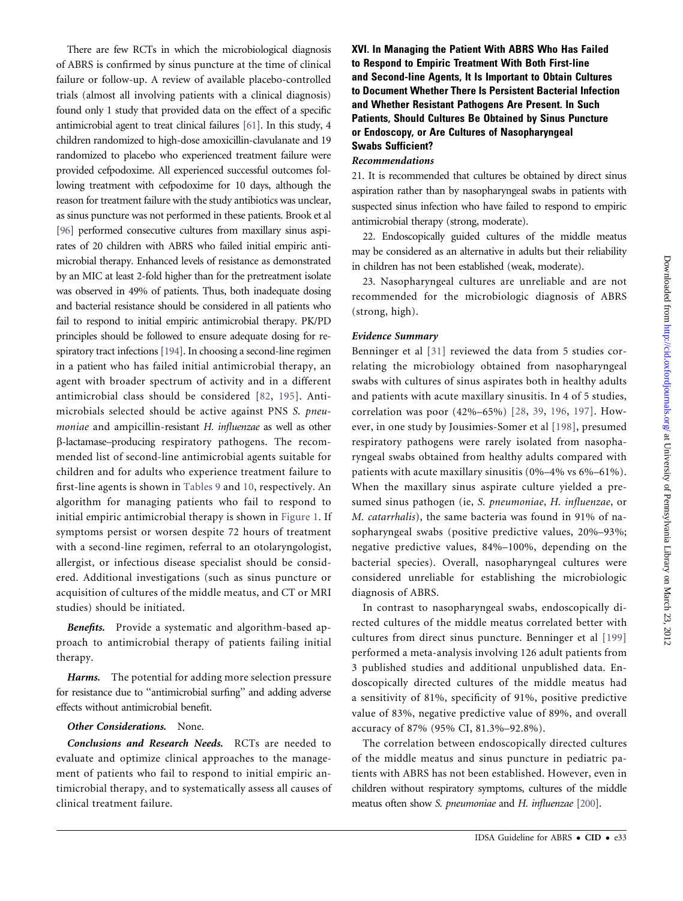There are few RCTs in which the microbiological diagnosis of ABRS is confirmed by sinus puncture at the time of clinical failure or follow-up. A review of available placebo-controlled trials (almost all involving patients with a clinical diagnosis) found only 1 study that provided data on the effect of a specific antimicrobial agent to treat clinical failures [61]. In this study, 4 children randomized to high-dose amoxicillin-clavulanate and 19 randomized to placebo who experienced treatment failure were provided cefpodoxime. All experienced successful outcomes following treatment with cefpodoxime for 10 days, although the reason for treatment failure with the study antibiotics was unclear, as sinus puncture was not performed in these patients. Brook et al [96] performed consecutive cultures from maxillary sinus aspirates of 20 children with ABRS who failed initial empiric antimicrobial therapy. Enhanced levels of resistance as demonstrated by an MIC at least 2-fold higher than for the pretreatment isolate was observed in 49% of patients. Thus, both inadequate dosing and bacterial resistance should be considered in all patients who fail to respond to initial empiric antimicrobial therapy. PK/PD principles should be followed to ensure adequate dosing for respiratory tract infections [194]. In choosing a second-line regimen in a patient who has failed initial antimicrobial therapy, an agent with broader spectrum of activity and in a different antimicrobial class should be considered [82, 195]. Antimicrobials selected should be active against PNS *S. pneumoniae* and ampicillin-resistant *H. influenzae* as well as other β-lactamase–producing respiratory pathogens. The recommended list of second-line antimicrobial agents suitable for children and for adults who experience treatment failure to first-line agents is shown in Tables 9 and 10, respectively. An algorithm for managing patients who fail to respond to initial empiric antimicrobial therapy is shown in Figure 1. If symptoms persist or worsen despite 72 hours of treatment with a second-line regimen, referral to an otolaryngologist, allergist, or infectious disease specialist should be considered. Additional investigations (such as sinus puncture or acquisition of cultures of the middle meatus, and CT or MRI studies) should be initiated.

***Benefits.*** Provide a systematic and algorithm-based approach to antimicrobial therapy of patients failing initial therapy.

***Harms.*** The potential for adding more selection pressure for resistance due to "antimicrobial surfing" and adding adverse effects without antimicrobial benefit.

***Other Considerations.*** None.

***Conclusions and Research Needs.*** RCTs are needed to evaluate and optimize clinical approaches to the management of patients who fail to respond to initial empiric antimicrobial therapy, and to systematically assess all causes of clinical treatment failure.

### XVI. In Managing the Patient With ABRS Who Has Failed to Respond to Empiric Treatment With Both First-line and Second-line Agents, It Is Important to Obtain Cultures to Document Whether There Is Persistent Bacterial Infection and Whether Resistant Pathogens Are Present. In Such Patients, Should Cultures Be Obtained by Sinus Puncture or Endoscopy, or Are Cultures of Nasopharyngeal Swabs Sufficient?

#### *Recommendations*

21. It is recommended that cultures be obtained by direct sinus aspiration rather than by nasopharyngeal swabs in patients with suspected sinus infection who have failed to respond to empiric antimicrobial therapy (strong, moderate).

22. Endoscopically guided cultures of the middle meatus may be considered as an alternative in adults but their reliability in children has not been established (weak, moderate).

23. Nasopharyngeal cultures are unreliable and are not recommended for the microbiologic diagnosis of ABRS (strong, high).

#### *Evidence Summary*

Benninger et al [31] reviewed the data from 5 studies correlating the microbiology obtained from nasopharyngeal swabs with cultures of sinus aspirates both in healthy adults and patients with acute maxillary sinusitis. In 4 of 5 studies, correlation was poor (42%–65%) [28, 39, 196, 197]. However, in one study by Jousimies-Somer et al [198], presumed respiratory pathogens were rarely isolated from nasopharyngeal swabs obtained from healthy adults compared with patients with acute maxillary sinusitis (0%–4% vs 6%–61%). When the maxillary sinus aspirate culture yielded a presumed sinus pathogen (ie, *S. pneumoniae*, *H. influenzae*, or *M. catarrhalis*), the same bacteria was found in 91% of nasopharyngeal swabs (positive predictive values, 20%–93%; negative predictive values, 84%–100%, depending on the bacterial species). Overall, nasopharyngeal cultures were considered unreliable for establishing the microbiologic diagnosis of ABRS.

In contrast to nasopharyngeal swabs, endoscopically directed cultures of the middle meatus correlated better with cultures from direct sinus puncture. Benninger et al [199] performed a meta-analysis involving 126 adult patients from 3 published studies and additional unpublished data. Endoscopically directed cultures of the middle meatus had a sensitivity of 81%, specificity of 91%, positive predictive value of 83%, negative predictive value of 89%, and overall accuracy of 87% (95% CI, 81.3%–92.8%).

The correlation between endoscopically directed cultures of the middle meatus and sinus puncture in pediatric patients with ABRS has not been established. However, even in children without respiratory symptoms, cultures of the middle meatus often show *S. pneumoniae* and *H. influenzae* [200].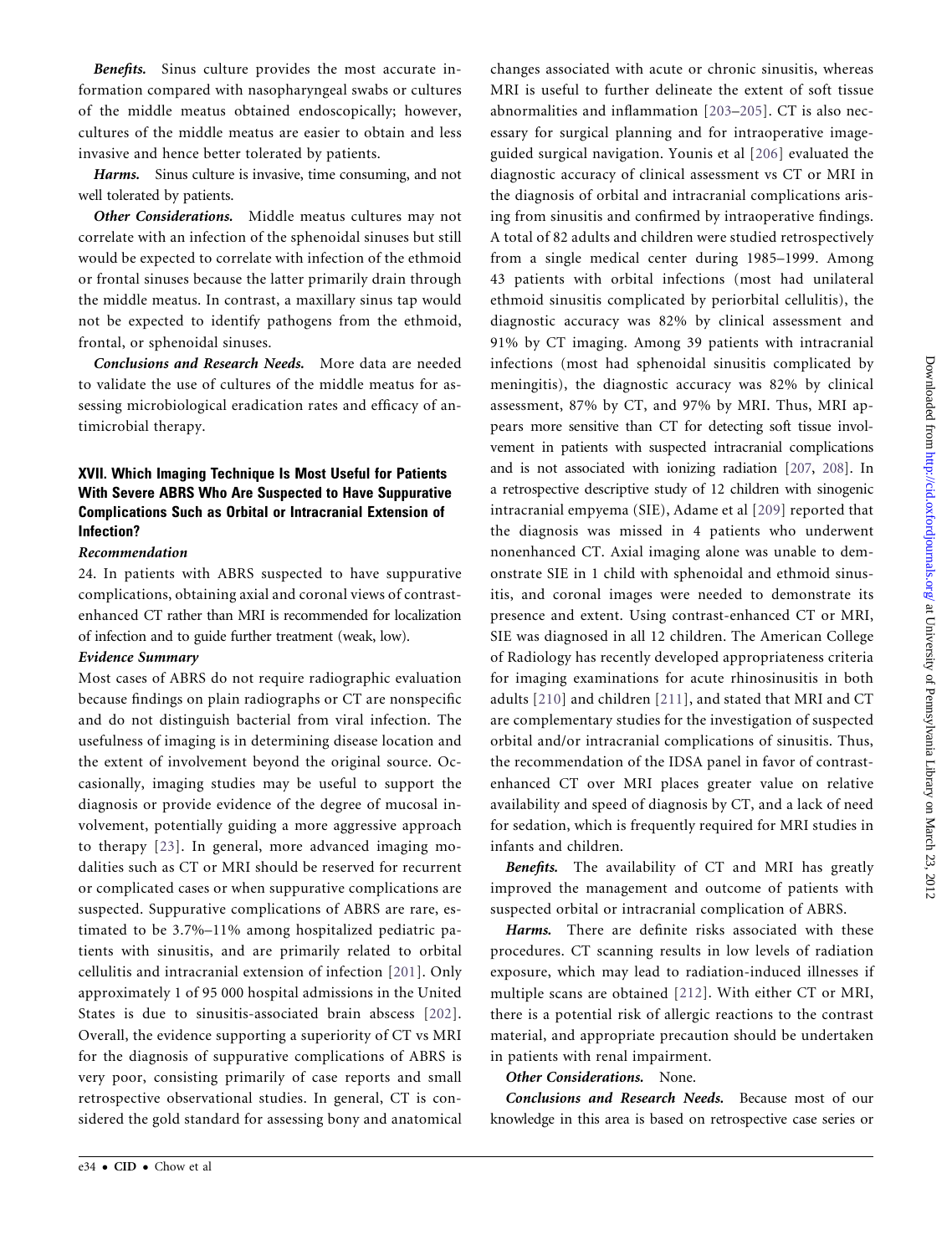***Benefits.*** Sinus culture provides the most accurate information compared with nasopharyngeal swabs or cultures of the middle meatus obtained endoscopically; however, cultures of the middle meatus are easier to obtain and less invasive and hence better tolerated by patients.

***Harms.*** Sinus culture is invasive, time consuming, and not well tolerated by patients.

***Other Considerations.*** Middle meatus cultures may not correlate with an infection of the sphenoidal sinuses but still would be expected to correlate with infection of the ethmoid or frontal sinuses because the latter primarily drain through the middle meatus. In contrast, a maxillary sinus tap would not be expected to identify pathogens from the ethmoid, frontal, or sphenoidal sinuses.

***Conclusions and Research Needs.*** More data are needed to validate the use of cultures of the middle meatus for assessing microbiological eradication rates and efficacy of antimicrobial therapy.

## XVII. Which Imaging Technique Is Most Useful for Patients With Severe ABRS Who Are Suspected to Have Suppurative Complications Such as Orbital or Intracranial Extension of Infection?

### *Recommendation*

24. In patients with ABRS suspected to have suppurative complications, obtaining axial and coronal views of contrast-enhanced CT rather than MRI is recommended for localization of infection and to guide further treatment (weak, low).

### *Evidence Summary*

Most cases of ABRS do not require radiographic evaluation because findings on plain radiographs or CT are nonspecific and do not distinguish bacterial from viral infection. The usefulness of imaging is in determining disease location and the extent of involvement beyond the original source. Occasionally, imaging studies may be useful to support the diagnosis or provide evidence of the degree of mucosal involvement, potentially guiding a more aggressive approach to therapy [23]. In general, more advanced imaging modalities such as CT or MRI should be reserved for recurrent or complicated cases or when suppurative complications are suspected. Suppurative complications of ABRS are rare, estimated to be 3.7%–11% among hospitalized pediatric patients with sinusitis, and are primarily related to orbital cellulitis and intracranial extension of infection [201]. Only approximately 1 of 95 000 hospital admissions in the United States is due to sinusitis-associated brain abscess [202]. Overall, the evidence supporting a superiority of CT vs MRI for the diagnosis of suppurative complications of ABRS is very poor, consisting primarily of case reports and small retrospective observational studies. In general, CT is considered the gold standard for assessing bony and anatomical changes associated with acute or chronic sinusitis, whereas MRI is useful to further delineate the extent of soft tissue abnormalities and inflammation [203–205]. CT is also necessary for surgical planning and for intraoperative image-guided surgical navigation. Younis et al [206] evaluated the diagnostic accuracy of clinical assessment vs CT or MRI in the diagnosis of orbital and intracranial complications arising from sinusitis and confirmed by intraoperative findings. A total of 82 adults and children were studied retrospectively from a single medical center during 1985–1999. Among 43 patients with orbital infections (most had unilateral ethmoid sinusitis complicated by periorbital cellulitis), the diagnostic accuracy was 82% by clinical assessment and 91% by CT imaging. Among 39 patients with intracranial infections (most had sphenoidal sinusitis complicated by meningitis), the diagnostic accuracy was 82% by clinical assessment, 87% by CT, and 97% by MRI. Thus, MRI appears more sensitive than CT for detecting soft tissue involvement in patients with suspected intracranial complications and is not associated with ionizing radiation [207, 208]. In a retrospective descriptive study of 12 children with sinogenic intracranial empyema (SIE), Adame et al [209] reported that the diagnosis was missed in 4 patients who underwent nonenhanced CT. Axial imaging alone was unable to demonstrate SIE in 1 child with sphenoidal and ethmoid sinusitis, and coronal images were needed to demonstrate its presence and extent. Using contrast-enhanced CT or MRI, SIE was diagnosed in all 12 children. The American College of Radiology has recently developed appropriateness criteria for imaging examinations for acute rhinosinusitis in both adults [210] and children [211], and stated that MRI and CT are complementary studies for the investigation of suspected orbital and/or intracranial complications of sinusitis. Thus, the recommendation of the IDSA panel in favor of contrast-enhanced CT over MRI places greater value on relative availability and speed of diagnosis by CT, and a lack of need for sedation, which is frequently required for MRI studies in infants and children.

***Benefits.*** The availability of CT and MRI has greatly improved the management and outcome of patients with suspected orbital or intracranial complication of ABRS.

***Harms.*** There are definite risks associated with these procedures. CT scanning results in low levels of radiation exposure, which may lead to radiation-induced illnesses if multiple scans are obtained [212]. With either CT or MRI, there is a potential risk of allergic reactions to the contrast material, and appropriate precaution should be undertaken in patients with renal impairment.

***Other Considerations.*** None.

***Conclusions and Research Needs.*** Because most of our knowledge in this area is based on retrospective case series or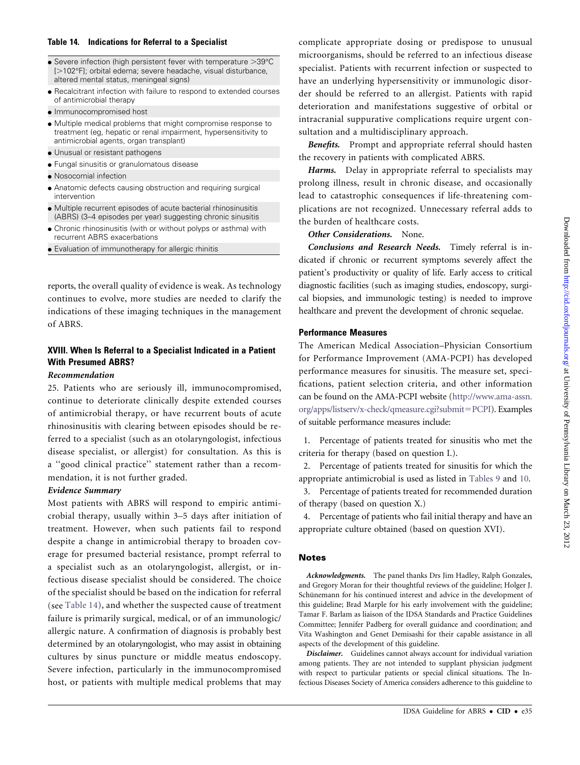**Table 14. Indications for Referral to a Specialist**

| |
|---|
| • Severe infection (high persistent fever with temperature >39°C [>102°F]; orbital edema; severe headache, visual disturbance, altered mental status, meningeal signs) |
| • Recalcitrant infection with failure to respond to extended courses of antimicrobial therapy |
| • Immunocompromised host |
| • Multiple medical problems that might compromise response to treatment (eg, hepatic or renal impairment, hypersensitivity to antimicrobial agents, organ transplant) |
| • Unusual or resistant pathogens |
| • Fungal sinusitis or granulomatous disease |
| • Nosocomial infection |
| • Anatomic defects causing obstruction and requiring surgical intervention |
| • Multiple recurrent episodes of acute bacterial rhinosinusitis (ABRS) (3–4 episodes per year) suggesting chronic sinusitis |
| • Chronic rhinosinusitis (with or without polyps or asthma) with recurrent ABRS exacerbations |
| • Evaluation of immunotherapy for allergic rhinitis |

reports, the overall quality of evidence is weak. As technology continues to evolve, more studies are needed to clarify the indications of these imaging techniques in the management of ABRS.

## XVIII. When Is Referral to a Specialist Indicated in a Patient With Presumed ABRS?

### *Recommendation*

25. Patients who are seriously ill, immunocompromised, continue to deteriorate clinically despite extended courses of antimicrobial therapy, or have recurrent bouts of acute rhinosinusitis with clearing between episodes should be referred to a specialist (such as an otolaryngologist, infectious disease specialist, or allergist) for consultation. As this is a ''good clinical practice'' statement rather than a recommendation, it is not further graded.

### *Evidence Summary*

Most patients with ABRS will respond to empiric antimicrobial therapy, usually within 3–5 days after initiation of treatment. However, when such patients fail to respond despite a change in antimicrobial therapy to broaden coverage for presumed bacterial resistance, prompt referral to a specialist such as an otolaryngologist, allergist, or infectious disease specialist should be considered. The choice of the specialist should be based on the indication for referral (see Table 14), and whether the suspected cause of treatment failure is primarily surgical, medical, or of an immunologic/allergic nature. A confirmation of diagnosis is probably best determined by an otolaryngologist, who may assist in obtaining cultures by sinus puncture or middle meatus endoscopy. Severe infection, particularly in the immunocompromised host, or patients with multiple medical problems that may complicate appropriate dosing or predispose to unusual microorganisms, should be referred to an infectious disease specialist. Patients with recurrent infection or suspected to have an underlying hypersensitivity or immunologic disorder should be referred to an allergist. Patients with rapid deterioration and manifestations suggestive of orbital or intracranial suppurative complications require urgent consultation and a multidisciplinary approach.

***Benefits.*** Prompt and appropriate referral should hasten the recovery in patients with complicated ABRS.

***Harms.*** Delay in appropriate referral to specialists may prolong illness, result in chronic disease, and occasionally lead to catastrophic consequences if life-threatening complications are not recognized. Unnecessary referral adds to the burden of healthcare costs.

***Other Considerations.*** None.

***Conclusions and Research Needs.*** Timely referral is indicated if chronic or recurrent symptoms severely affect the patient's productivity or quality of life. Early access to critical diagnostic facilities (such as imaging studies, endoscopy, surgical biopsies, and immunologic testing) is needed to improve healthcare and prevent the development of chronic sequelae.

## Performance Measures

The American Medical Association–Physician Consortium for Performance Improvement (AMA-PCPI) has developed performance measures for sinusitis. The measure set, specifications, patient selection criteria, and other information can be found on the AMA-PCPI website (http://www.ama-assn.org/apps/listserv/x-check/qmeasure.cgi?submit=PCPI). Examples of suitable performance measures include:

1. Percentage of patients treated for sinusitis who met the criteria for therapy (based on question I.).
2. Percentage of patients treated for sinusitis for which the appropriate antimicrobial is used as listed in Tables 9 and 10.
3. Percentage of patients treated for recommended duration of therapy (based on question X.)
4. Percentage of patients who fail initial therapy and have an appropriate culture obtained (based on question XVI).

## Notes

***Acknowledgments.*** The panel thanks Drs Jim Hadley, Ralph Gonzales, and Gregory Moran for their thoughtful reviews of the guideline; Holger J. Schünemann for his continued interest and advice in the development of this guideline; Brad Marple for his early involvement with the guideline; Tamar F. Barlam as liaison of the IDSA Standards and Practice Guidelines Committee; Jennifer Padberg for overall guidance and coordination; and Vita Washington and Genet Demisashi for their capable assistance in all aspects of the development of this guideline.

***Disclaimer.*** Guidelines cannot always account for individual variation among patients. They are not intended to supplant physician judgment with respect to particular patients or special clinical situations. The Infectious Diseases Society of America considers adherence to this guideline to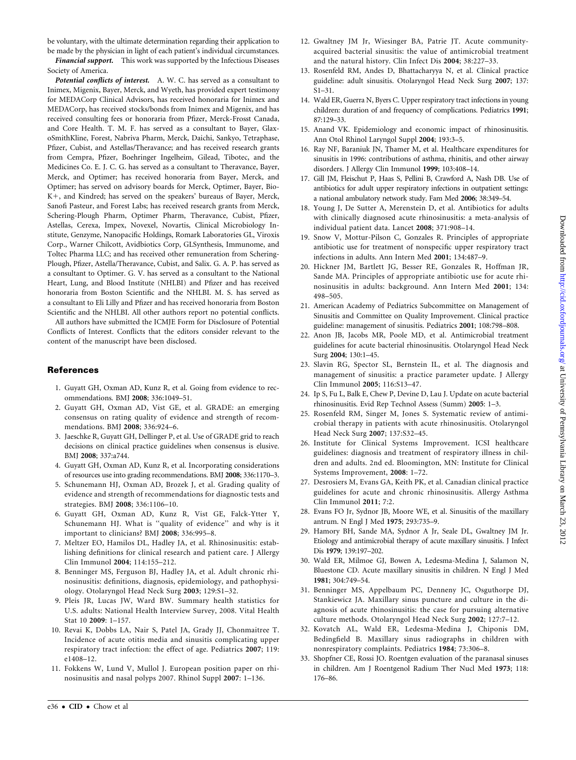be voluntary, with the ultimate determination regarding their application to be made by the physician in light of each patient's individual circumstances.

***Financial support.*** This work was supported by the Infectious Diseases Society of America.

***Potential conflicts of interest.*** A. W. C. has served as a consultant to Inimex, Migenix, Bayer, Merck, and Wyeth, has provided expert testimony for MEDACorp Clinical Advisors, has received honoraria for Inimex and MEDACorp, has received stocks/bonds from Inimex and Migenix, and has received consulting fees or honoraria from Pfizer, Merck-Frosst Canada, and Core Health. T. M. F. has served as a consultant to Bayer, GlaxoSmithKline, Forest, Nabriva Pharm, Merck, Daichi, Sankyo, Tetraphase, Pfizer, Cubist, and Astellas/Theravance; and has received research grants from Cempra, Pfizer, Boehringer Ingelheim, Gilead, Tibotec, and the Medicines Co. E. J. C. G. has served as a consultant to Theravance, Bayer, Merck, and Optimer; has received honoraria from Bayer, Merck, and Optimer; has served on advisory boards for Merck, Optimer, Bayer, Bio-K+, and Kindred; has served on the speakers' bureaus of Bayer, Merck, Sanofi Pasteur, and Forest Labs; has received research grants from Merck, Schering-Plough Pharm, Optimer Pharm, Theravance, Cubist, Pfizer, Astellas, Cerexa, Impex, Novexel, Novartis, Clinical Microbiology Institute, Genzyme, Nanopacific Holdings, Romark Laboratories GL, Viroxis Corp., Warner Chilcott, Avidbiotics Corp, GLSynthesis, Immunome, and Toltec Pharma LLC; and has received other remuneration from Schering-Plough, Pfizer, Astella/Theravance, Cubist, and Salix. G. A. P. has served as a consultant to Optimer. G. V. has served as a consultant to the National Heart, Lung, and Blood Institute (NHLBI) and Pfizer and has received honoraria from Boston Scientific and the NHLBI. M. S. has served as a consultant to Eli Lilly and Pfizer and has received honoraria from Boston Scientific and the NHLBI. All other authors report no potential conflicts.

All authors have submitted the ICMJE Form for Disclosure of Potential Conflicts of Interest. Conflicts that the editors consider relevant to the content of the manuscript have been disclosed.

## References

1. Guyatt GH, Oxman AD, Kunz R, et al. Going from evidence to recommendations. BMJ **2008**; 336:1049–51.
2. Guyatt GH, Oxman AD, Vist GE, et al. GRADE: an emerging consensus on rating quality of evidence and strength of recommendations. BMJ **2008**; 336:924–6.
3. Jaeschke R, Guyatt GH, Dellinger P, et al. Use of GRADE grid to reach decisions on clinical practice guidelines when consensus is elusive. BMJ **2008**; 337:a744.
4. Guyatt GH, Oxman AD, Kunz R, et al. Incorporating considerations of resources use into grading recommendations. BMJ **2008**; 336:1170–3.
5. Schunemann HJ, Oxman AD, Brozek J, et al. Grading quality of evidence and strength of recommendations for diagnostic tests and strategies. BMJ **2008**; 336:1106–10.
6. Guyatt GH, Oxman AD, Kunz R, Vist GE, Falck-Ytter Y, Schunemann HJ. What is ''quality of evidence'' and why is it important to clinicians? BMJ **2008**; 336:995–8.
7. Meltzer EO, Hamilos DL, Hadley JA, et al. Rhinosinusitis: establishing definitions for clinical research and patient care. J Allergy Clin Immunol **2004**; 114:155–212.
8. Benninger MS, Ferguson BJ, Hadley JA, et al. Adult chronic rhinosinusitis: definitions, diagnosis, epidemiology, and pathophysiology. Otolaryngol Head Neck Surg **2003**; 129:S1–32.
9. Pleis JR, Lucas JW, Ward BW. Summary health statistics for U.S. adults: National Health Interview Survey, 2008. Vital Health Stat 10 **2009**: 1–157.
10. Revai K, Dobbs LA, Nair S, Patel JA, Grady JJ, Chonmaitree T. Incidence of acute otitis media and sinusitis complicating upper respiratory tract infection: the effect of age. Pediatrics **2007**; 119: e1408–12.
11. Fokkens W, Lund V, Mullol J. European position paper on rhinosinusitis and nasal polyps 2007. Rhinol Suppl **2007**: 1–136.
12. Gwaltney JM Jr, Wiesinger BA, Patrie JT. Acute community-acquired bacterial sinusitis: the value of antimicrobial treatment and the natural history. Clin Infect Dis **2004**; 38:227–33.
13. Rosenfeld RM, Andes D, Bhattacharyya N, et al. Clinical practice guideline: adult sinusitis. Otolaryngol Head Neck Surg **2007**; 137: S1–31.
14. Wald ER, Guerra N, Byers C. Upper respiratory tract infections in young children: duration of and frequency of complications. Pediatrics **1991**; 87:129–33.
15. Anand VK. Epidemiology and economic impact of rhinosinusitis. Ann Otol Rhinol Laryngol Suppl **2004**; 193:3–5.
16. Ray NF, Baraniuk JN, Thamer M, et al. Healthcare expenditures for sinusitis in 1996: contributions of asthma, rhinitis, and other airway disorders. J Allergy Clin Immunol **1999**; 103:408–14.
17. Gill JM, Fleischut P, Haas S, Pellini B, Crawford A, Nash DB. Use of antibiotics for adult upper respiratory infections in outpatient settings: a national ambulatory network study. Fam Med **2006**; 38:349–54.
18. Young J, De Sutter A, Merenstein D, et al. Antibiotics for adults with clinically diagnosed acute rhinosinusitis: a meta-analysis of individual patient data. Lancet **2008**; 371:908–14.
19. Snow V, Mottur-Pilson C, Gonzales R. Principles of appropriate antibiotic use for treatment of nonspecific upper respiratory tract infections in adults. Ann Intern Med **2001**; 134:487–9.
20. Hickner JM, Bartlett JG, Besser RE, Gonzales R, Hoffman JR, Sande MA. Principles of appropriate antibiotic use for acute rhinosinusitis in adults: background. Ann Intern Med **2001**; 134: 498–505.
21. American Academy of Pediatrics Subcommittee on Management of Sinusitis and Committee on Quality Improvement. Clinical practice guideline: management of sinusitis. Pediatrics **2001**; 108:798–808.
22. Anon JB, Jacobs MR, Poole MD, et al. Antimicrobial treatment guidelines for acute bacterial rhinosinusitis. Otolaryngol Head Neck Surg **2004**; 130:1–45.
23. Slavin RG, Spector SL, Bernstein IL, et al. The diagnosis and management of sinusitis: a practice parameter update. J Allergy Clin Immunol **2005**; 116:S13–47.
24. Ip S, Fu L, Balk E, Chew P, Devine D, Lau J. Update on acute bacterial rhinosinusitis. Evid Rep Technol Assess (Summ) **2005**: 1–3.
25. Rosenfeld RM, Singer M, Jones S. Systematic review of antimicrobial therapy in patients with acute rhinosinusitis. Otolaryngol Head Neck Surg **2007**; 137:S32–45.
26. Institute for Clinical Systems Improvement. ICSI healthcare guidelines: diagnosis and treatment of respiratory illness in children and adults. 2nd ed. Bloomington, MN: Institute for Clinical Systems Improvement, **2008**: 1–72.
27. Desrosiers M, Evans GA, Keith PK, et al. Canadian clinical practice guidelines for acute and chronic rhinosinusitis. Allergy Asthma Clin Immunol **2011**; 7:2.
28. Evans FO Jr, Sydnor JB, Moore WE, et al. Sinusitis of the maxillary antrum. N Engl J Med **1975**; 293:735–9.
29. Hamory BH, Sande MA, Sydnor A Jr, Seale DL, Gwaltney JM Jr. Etiology and antimicrobial therapy of acute maxillary sinusitis. J Infect Dis **1979**; 139:197–202.
30. Wald ER, Milmoe GJ, Bowen A, Ledesma-Medina J, Salamon N, Bluestone CD. Acute maxillary sinusitis in children. N Engl J Med **1981**; 304:749–54.
31. Benninger MS, Appelbaum PC, Denneny JC, Osguthorpe DJ, Stankiewicz JA. Maxillary sinus puncture and culture in the diagnosis of acute rhinosinusitis: the case for pursuing alternative culture methods. Otolaryngol Head Neck Surg **2002**; 127:7–12.
32. Kovatch AL, Wald ER, Ledesma-Medina J, Chiponis DM, Bedingfield B. Maxillary sinus radiographs in children with nonrespiratory complaints. Pediatrics **1984**; 73:306–8.
33. Shopfner CE, Rossi JO. Roentgen evaluation of the paranasal sinuses in children. Am J Roentgenol Radium Ther Nucl Med **1973**; 118: 176–86.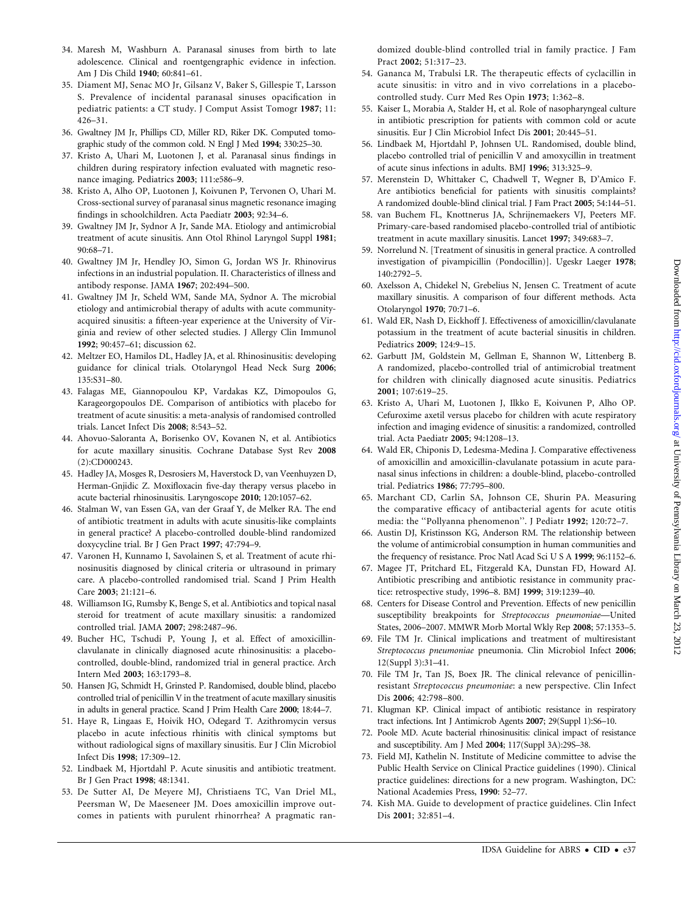34. Maresh M, Washburn A. Paranasal sinuses from birth to late adolescence. Clinical and roentgengraphic evidence in infection. Am J Dis Child **1940**; 60:841–61.
35. Diament MJ, Senac MO Jr, Gilsanz V, Baker S, Gillespie T, Larsson S. Prevalence of incidental paranasal sinuses opacification in pediatric patients: a CT study. J Comput Assist Tomogr **1987**; 11: 426–31.
36. Gwaltney JM Jr, Phillips CD, Miller RD, Riker DK. Computed tomographic study of the common cold. N Engl J Med **1994**; 330:25–30.
37. Kristo A, Uhari M, Luotonen J, et al. Paranasal sinus findings in children during respiratory infection evaluated with magnetic resonance imaging. Pediatrics **2003**; 111:e586–9.
38. Kristo A, Alho OP, Luotonen J, Koivunen P, Tervonen O, Uhari M. Cross-sectional survey of paranasal sinus magnetic resonance imaging findings in schoolchildren. Acta Paediatr **2003**; 92:34–6.
39. Gwaltney JM Jr, Sydnor A Jr, Sande MA. Etiology and antimicrobial treatment of acute sinusitis. Ann Otol Rhinol Laryngol Suppl **1981**; 90:68–71.
40. Gwaltney JM Jr, Hendley JO, Simon G, Jordan WS Jr. Rhinovirus infections in an industrial population. II. Characteristics of illness and antibody response. JAMA **1967**; 202:494–500.
41. Gwaltney JM Jr, Scheld WM, Sande MA, Sydnor A. The microbial etiology and antimicrobial therapy of adults with acute community-acquired sinusitis: a fifteen-year experience at the University of Virginia and review of other selected studies. J Allergy Clin Immunol **1992**; 90:457–61; discussion 62.
42. Meltzer EO, Hamilos DL, Hadley JA, et al. Rhinosinusitis: developing guidance for clinical trials. Otolaryngol Head Neck Surg **2006**; 135:S31–80.
43. Falagas ME, Giannopoulou KP, Vardakas KZ, Dimopoulos G, Karageorgopoulos DE. Comparison of antibiotics with placebo for treatment of acute sinusitis: a meta-analysis of randomised controlled trials. Lancet Infect Dis **2008**; 8:543–52.
44. Ahovuo-Saloranta A, Borisenko OV, Kovanen N, et al. Antibiotics for acute maxillary sinusitis. Cochrane Database Syst Rev **2008** (2):CD000243.
45. Hadley JA, Mosges R, Desrosiers M, Haverstock D, van Veenhuyzen D, Herman-Gnjidic Z. Moxifloxacin five-day therapy versus placebo in acute bacterial rhinosinusitis. Laryngoscope **2010**; 120:1057–62.
46. Stalman W, van Essen GA, van der Graaf Y, de Melker RA. The end of antibiotic treatment in adults with acute sinusitis-like complaints in general practice? A placebo-controlled double-blind randomized doxycycline trial. Br J Gen Pract **1997**; 47:794–9.
47. Varonen H, Kunnamo I, Savolainen S, et al. Treatment of acute rhinosinusitis diagnosed by clinical criteria or ultrasound in primary care. A placebo-controlled randomised trial. Scand J Prim Health Care **2003**; 21:121–6.
48. Williamson IG, Rumsby K, Benge S, et al. Antibiotics and topical nasal steroid for treatment of acute maxillary sinusitis: a randomized controlled trial. JAMA **2007**; 298:2487–96.
49. Bucher HC, Tschudi P, Young J, et al. Effect of amoxicillin-clavulanate in clinically diagnosed acute rhinosinusitis: a placebo-controlled, double-blind, randomized trial in general practice. Arch Intern Med **2003**; 163:1793–8.
50. Hansen JG, Schmidt H, Grinsted P. Randomised, double blind, placebo controlled trial of penicillin V in the treatment of acute maxillary sinusitis in adults in general practice. Scand J Prim Health Care **2000**; 18:44–7.
51. Haye R, Lingaas E, Hoivik HO, Odegard T. Azithromycin versus placebo in acute infectious rhinitis with clinical symptoms but without radiological signs of maxillary sinusitis. Eur J Clin Microbiol Infect Dis **1998**; 17:309–12.
52. Lindbaek M, Hjortdahl P. Acute sinusitis and antibiotic treatment. Br J Gen Pract **1998**; 48:1341.
53. De Sutter AI, De Meyere MJ, Christiaens TC, Van Driel ML, Peersman W, De Maeseneer JM. Does amoxicillin improve outcomes in patients with purulent rhinorrhea? A pragmatic randomized double-blind controlled trial in family practice. J Fam Pract **2002**; 51:317–23.
54. Gananca M, Trabulsi LR. The therapeutic effects of cyclacillin in acute sinusitis: in vitro and in vivo correlations in a placebo-controlled study. Curr Med Res Opin **1973**; 1:362–8.
55. Kaiser L, Morabia A, Stalder H, et al. Role of nasopharyngeal culture in antibiotic prescription for patients with common cold or acute sinusitis. Eur J Clin Microbiol Infect Dis **2001**; 20:445–51.
56. Lindbaek M, Hjortdahl P, Johnsen UL. Randomised, double blind, placebo controlled trial of penicillin V and amoxycillin in treatment of acute sinus infections in adults. BMJ **1996**; 313:325–9.
57. Merenstein D, Whittaker C, Chadwell T, Wegner B, D'Amico F. Are antibiotics beneficial for patients with sinusitis complaints? A randomized double-blind clinical trial. J Fam Pract **2005**; 54:144–51.
58. van Buchem FL, Knottnerus JA, Schrijnemaekers VJ, Peeters MF. Primary-care-based randomised placebo-controlled trial of antibiotic treatment in acute maxillary sinusitis. Lancet **1997**; 349:683–7.
59. Norrelund N. [Treatment of sinusitis in general practice. A controlled investigation of pivampicillin (Pondocillin)]. Ugeskr Laeger **1978**; 140:2792–5.
60. Axelsson A, Chidekel N, Grebelius N, Jensen C. Treatment of acute maxillary sinusitis. A comparison of four different methods. Acta Otolaryngol **1970**; 70:71–6.
61. Wald ER, Nash D, Eickhoff J. Effectiveness of amoxicillin/clavulanate potassium in the treatment of acute bacterial sinusitis in children. Pediatrics **2009**; 124:9–15.
62. Garbutt JM, Goldstein M, Gellman E, Shannon W, Littenberg B. A randomized, placebo-controlled trial of antimicrobial treatment for children with clinically diagnosed acute sinusitis. Pediatrics **2001**; 107:619–25.
63. Kristo A, Uhari M, Luotonen J, Ilkko E, Koivunen P, Alho OP. Cefuroxime axetil versus placebo for children with acute respiratory infection and imaging evidence of sinusitis: a randomized, controlled trial. Acta Paediatr **2005**; 94:1208–13.
64. Wald ER, Chiponis D, Ledesma-Medina J. Comparative effectiveness of amoxicillin and amoxicillin-clavulanate potassium in acute paranasal sinus infections in children: a double-blind, placebo-controlled trial. Pediatrics **1986**; 77:795–800.
65. Marchant CD, Carlin SA, Johnson CE, Shurin PA. Measuring the comparative efficacy of antibacterial agents for acute otitis media: the ''Pollyanna phenomenon''. J Pediatr **1992**; 120:72–7.
66. Austin DJ, Kristinsson KG, Anderson RM. The relationship between the volume of antimicrobial consumption in human communities and the frequency of resistance. Proc Natl Acad Sci U S A **1999**; 96:1152–6.
67. Magee JT, Pritchard EL, Fitzgerald KA, Dunstan FD, Howard AJ. Antibiotic prescribing and antibiotic resistance in community practice: retrospective study, 1996–8. BMJ **1999**; 319:1239–40.
68. Centers for Disease Control and Prevention. Effects of new penicillin susceptibility breakpoints for *Streptococcus pneumoniae*—United States, 2006–2007. MMWR Morb Mortal Wkly Rep **2008**; 57:1353–5.
69. File TM Jr. Clinical implications and treatment of multiresistant *Streptococcus pneumoniae* pneumonia. Clin Microbiol Infect **2006**; 12(Suppl 3):31–41.
70. File TM Jr, Tan JS, Boex JR. The clinical relevance of penicillin-resistant *Streptococcus pneumoniae*: a new perspective. Clin Infect Dis **2006**; 42:798–800.
71. Klugman KP. Clinical impact of antibiotic resistance in respiratory tract infections. Int J Antimicrob Agents **2007**; 29(Suppl 1):S6–10.
72. Poole MD. Acute bacterial rhinosinusitis: clinical impact of resistance and susceptibility. Am J Med **2004**; 117(Suppl 3A):29S–38.
73. Field MJ, Kathelin N. Institute of Medicine committee to advise the Public Health Service on Clinical Practice guidelines (1990). Clinical practice guidelines: directions for a new program. Washington, DC: National Academies Press, **1990**: 52–77.
74. Kish MA. Guide to development of practice guidelines. Clin Infect Dis **2001**; 32:851–4.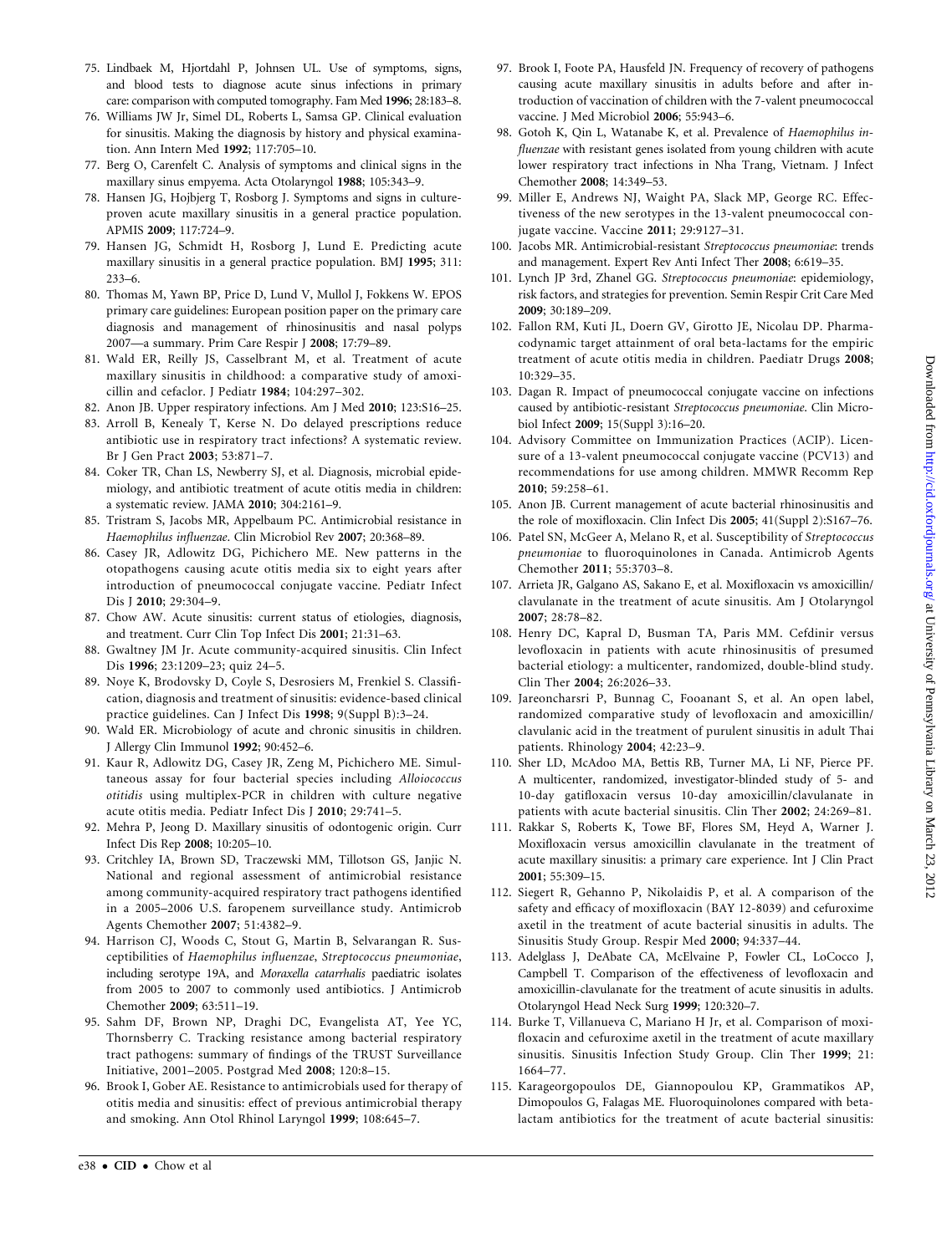75. Lindbaek M, Hjortdahl P, Johnsen UL. Use of symptoms, signs, and blood tests to diagnose acute sinus infections in primary care: comparison with computed tomography. Fam Med **1996**; 28:183–8.
76. Williams JW Jr, Simel DL, Roberts L, Samsa GP. Clinical evaluation for sinusitis. Making the diagnosis by history and physical examination. Ann Intern Med **1992**; 117:705–10.
77. Berg O, Carenfelt C. Analysis of symptoms and clinical signs in the maxillary sinus empyema. Acta Otolaryngol **1988**; 105:343–9.
78. Hansen JG, Hojbjerg T, Rosborg J. Symptoms and signs in culture-proven acute maxillary sinusitis in a general practice population. APMIS **2009**; 117:724–9.
79. Hansen JG, Schmidt H, Rosborg J, Lund E. Predicting acute maxillary sinusitis in a general practice population. BMJ **1995**; 311: 233–6.
80. Thomas M, Yawn BP, Price D, Lund V, Mullol J, Fokkens W. EPOS primary care guidelines: European position paper on the primary care diagnosis and management of rhinosinusitis and nasal polyps 2007—a summary. Prim Care Respir J **2008**; 17:79–89.
81. Wald ER, Reilly JS, Casselbrant M, et al. Treatment of acute maxillary sinusitis in childhood: a comparative study of amoxicillin and cefaclor. J Pediatr **1984**; 104:297–302.
82. Anon JB. Upper respiratory infections. Am J Med **2010**; 123:S16–25.
83. Arroll B, Kenealy T, Kerse N. Do delayed prescriptions reduce antibiotic use in respiratory tract infections? A systematic review. Br J Gen Pract **2003**; 53:871–7.
84. Coker TR, Chan LS, Newberry SJ, et al. Diagnosis, microbial epidemiology, and antibiotic treatment of acute otitis media in children: a systematic review. JAMA **2010**; 304:2161–9.
85. Tristram S, Jacobs MR, Appelbaum PC. Antimicrobial resistance in *Haemophilus influenzae*. Clin Microbiol Rev **2007**; 20:368–89.
86. Casey JR, Adlowitz DG, Pichichero ME. New patterns in the otopathogens causing acute otitis media six to eight years after introduction of pneumococcal conjugate vaccine. Pediatr Infect Dis J **2010**; 29:304–9.
87. Chow AW. Acute sinusitis: current status of etiologies, diagnosis, and treatment. Curr Clin Top Infect Dis **2001**; 21:31–63.
88. Gwaltney JM Jr. Acute community-acquired sinusitis. Clin Infect Dis **1996**; 23:1209–23; quiz 24–5.
89. Noye K, Brodovsky D, Coyle S, Desrosiers M, Frenkiel S. Classification, diagnosis and treatment of sinusitis: evidence-based clinical practice guidelines. Can J Infect Dis **1998**; 9(Suppl B):3–24.
90. Wald ER. Microbiology of acute and chronic sinusitis in children. J Allergy Clin Immunol **1992**; 90:452–6.
91. Kaur R, Adlowitz DG, Casey JR, Zeng M, Pichichero ME. Simultaneous assay for four bacterial species including *Alloiococcus otitidis* using multiplex-PCR in children with culture negative acute otitis media. Pediatr Infect Dis J **2010**; 29:741–5.
92. Mehra P, Jeong D. Maxillary sinusitis of odontogenic origin. Curr Infect Dis Rep **2008**; 10:205–10.
93. Critchley IA, Brown SD, Traczewski MM, Tillotson GS, Janjic N. National and regional assessment of antimicrobial resistance among community-acquired respiratory tract pathogens identified in a 2005–2006 U.S. faropenem surveillance study. Antimicrob Agents Chemother **2007**; 51:4382–9.
94. Harrison CJ, Woods C, Stout G, Martin B, Selvarangan R. Susceptibilities of *Haemophilus influenzae*, *Streptococcus pneumoniae*, including serotype 19A, and *Moraxella catarrhalis* paediatric isolates from 2005 to 2007 to commonly used antibiotics. J Antimicrob Chemother **2009**; 63:511–19.
95. Sahm DF, Brown NP, Draghi DC, Evangelista AT, Yee YC, Thornsberry C. Tracking resistance among bacterial respiratory tract pathogens: summary of findings of the TRUST Surveillance Initiative, 2001–2005. Postgrad Med **2008**; 120:8–15.
96. Brook I, Gober AE. Resistance to antimicrobials used for therapy of otitis media and sinusitis: effect of previous antimicrobial therapy and smoking. Ann Otol Rhinol Laryngol **1999**; 108:645–7.
97. Brook I, Foote PA, Hausfeld JN. Frequency of recovery of pathogens causing acute maxillary sinusitis in adults before and after introduction of vaccination of children with the 7-valent pneumococcal vaccine. J Med Microbiol **2006**; 55:943–6.
98. Gotoh K, Qin L, Watanabe K, et al. Prevalence of *Haemophilus influenzae* with resistant genes isolated from young children with acute lower respiratory tract infections in Nha Trang, Vietnam. J Infect Chemother **2008**; 14:349–53.
99. Miller E, Andrews NJ, Waight PA, Slack MP, George RC. Effectiveness of the new serotypes in the 13-valent pneumococcal conjugate vaccine. Vaccine **2011**; 29:9127–31.
100. Jacobs MR. Antimicrobial-resistant *Streptococcus pneumoniae*: trends and management. Expert Rev Anti Infect Ther **2008**; 6:619–35.
101. Lynch JP 3rd, Zhanel GG. *Streptococcus pneumoniae*: epidemiology, risk factors, and strategies for prevention. Semin Respir Crit Care Med **2009**; 30:189–209.
102. Fallon RM, Kuti JL, Doern GV, Girotto JE, Nicolau DP. Pharmacodynamic target attainment of oral beta-lactams for the empiric treatment of acute otitis media in children. Paediatr Drugs **2008**; 10:329–35.
103. Dagan R. Impact of pneumococcal conjugate vaccine on infections caused by antibiotic-resistant *Streptococcus pneumoniae*. Clin Microbiol Infect **2009**; 15(Suppl 3):16–20.
104. Advisory Committee on Immunization Practices (ACIP). Licensure of a 13-valent pneumococcal conjugate vaccine (PCV13) and recommendations for use among children. MMWR Recomm Rep **2010**; 59:258–61.
105. Anon JB. Current management of acute bacterial rhinosinusitis and the role of moxifloxacin. Clin Infect Dis **2005**; 41(Suppl 2):S167–76.
106. Patel SN, McGeer A, Melano R, et al. Susceptibility of *Streptococcus pneumoniae* to fluoroquinolones in Canada. Antimicrob Agents Chemother **2011**; 55:3703–8.
107. Arrieta JR, Galgano AS, Sakano E, et al. Moxifloxacin vs amoxicillin/clavulanate in the treatment of acute sinusitis. Am J Otolaryngol **2007**; 28:78–82.
108. Henry DC, Kapral D, Busman TA, Paris MM. Cefdinir versus levofloxacin in patients with acute rhinosinusitis of presumed bacterial etiology: a multicenter, randomized, double-blind study. Clin Ther **2004**; 26:2026–33.
109. Jareoncharsri P, Bunnag C, Fooanant S, et al. An open label, randomized comparative study of levofloxacin and amoxicillin/clavulanic acid in the treatment of purulent sinusitis in adult Thai patients. Rhinology **2004**; 42:23–9.
110. Sher LD, McAdoo MA, Bettis RB, Turner MA, Li NF, Pierce PF. A multicenter, randomized, investigator-blinded study of 5- and 10-day gatifloxacin versus 10-day amoxicillin/clavulanate in patients with acute bacterial sinusitis. Clin Ther **2002**; 24:269–81.
111. Rakkar S, Roberts K, Towe BF, Flores SM, Heyd A, Warner J. Moxifloxacin versus amoxicillin clavulanate in the treatment of acute maxillary sinusitis: a primary care experience. Int J Clin Pract **2001**; 55:309–15.
112. Siegert R, Gehanno P, Nikolaidis P, et al. A comparison of the safety and efficacy of moxifloxacin (BAY 12-8039) and cefuroxime axetil in the treatment of acute bacterial sinusitis in adults. The Sinusitis Study Group. Respir Med **2000**; 94:337–44.
113. Adelglass J, DeAbate CA, McElvaine P, Fowler CL, LoCocco J, Campbell T. Comparison of the effectiveness of levofloxacin and amoxicillin-clavulanate for the treatment of acute sinusitis in adults. Otolaryngol Head Neck Surg **1999**; 120:320–7.
114. Burke T, Villanueva C, Mariano H Jr, et al. Comparison of moxifloxacin and cefuroxime axetil in the treatment of acute maxillary sinusitis. Sinusitis Infection Study Group. Clin Ther **1999**; 21: 1664–77.
115. Karageorgopoulos DE, Giannopoulou KP, Grammatikos AP, Dimopoulos G, Falagas ME. Fluoroquinolones compared with beta-lactam antibiotics for the treatment of acute bacterial sinusitis: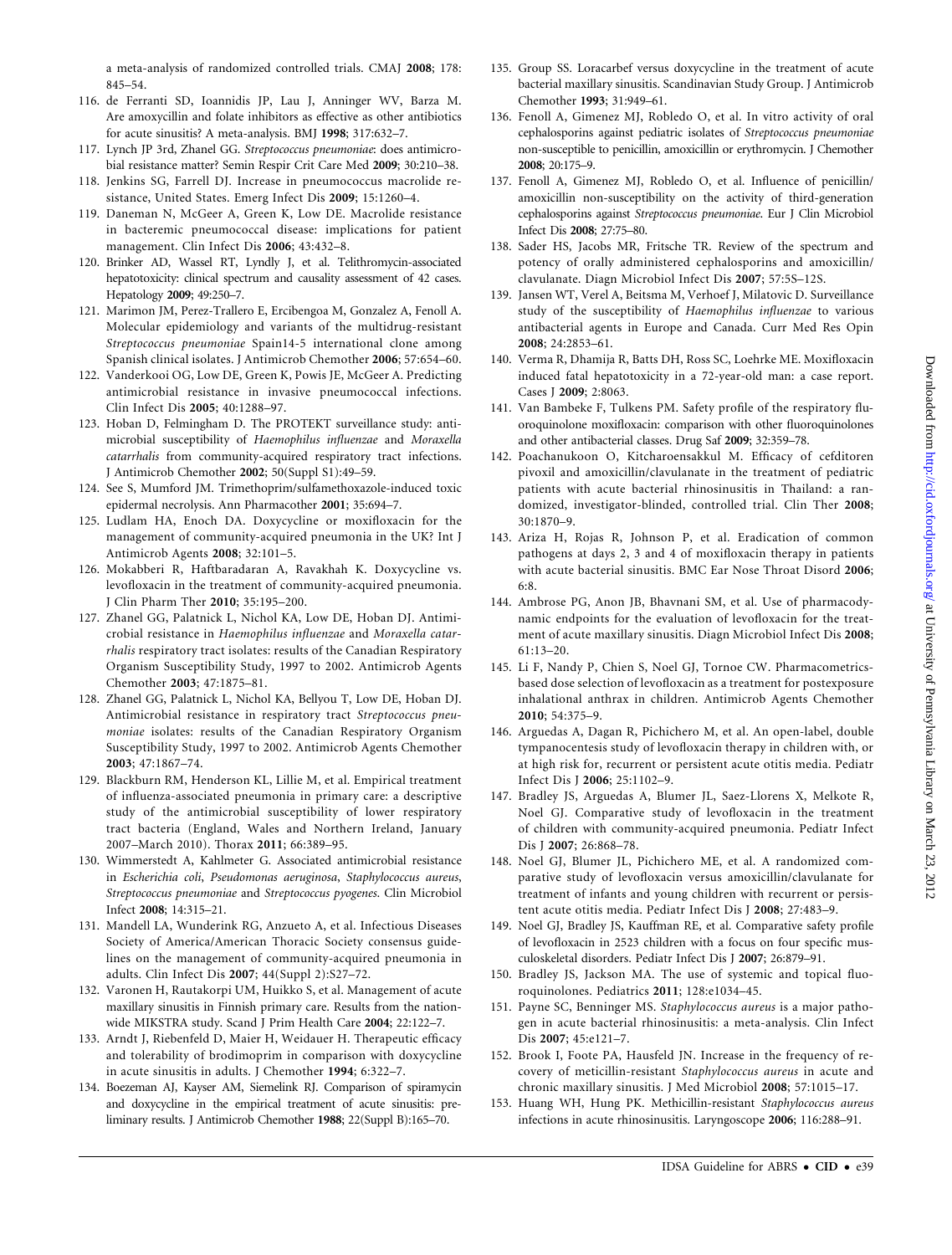a meta-analysis of randomized controlled trials. CMAJ **2008**; 178: 845–54.

116. de Ferranti SD, Ioannidis JP, Lau J, Anninger WV, Barza M. Are amoxycillin and folate inhibitors as effective as other antibiotics for acute sinusitis? A meta-analysis. BMJ **1998**; 317:632–7.
117. Lynch JP 3rd, Zhanel GG. *Streptococcus pneumoniae*: does antimicrobial resistance matter? Semin Respir Crit Care Med **2009**; 30:210–38.
118. Jenkins SG, Farrell DJ. Increase in pneumococcus macrolide resistance, United States. Emerg Infect Dis **2009**; 15:1260–4.
119. Daneman N, McGeer A, Green K, Low DE. Macrolide resistance in bacteremic pneumococcal disease: implications for patient management. Clin Infect Dis **2006**; 43:432–8.
120. Brinker AD, Wassel RT, Lyndly J, et al. Telithromycin-associated hepatotoxicity: clinical spectrum and causality assessment of 42 cases. Hepatology **2009**; 49:250–7.
121. Marimon JM, Perez-Trallero E, Ercibengoa M, Gonzalez A, Fenoll A. Molecular epidemiology and variants of the multidrug-resistant *Streptococcus pneumoniae* Spain14-5 international clone among Spanish clinical isolates. J Antimicrob Chemother **2006**; 57:654–60.
122. Vanderkooi OG, Low DE, Green K, Powis JE, McGeer A. Predicting antimicrobial resistance in invasive pneumococcal infections. Clin Infect Dis **2005**; 40:1288–97.
123. Hoban D, Felmingham D. The PROTEKT surveillance study: antimicrobial susceptibility of *Haemophilus influenzae* and *Moraxella catarrhalis* from community-acquired respiratory tract infections. J Antimicrob Chemother **2002**; 50(Suppl S1):49–59.
124. See S, Mumford JM. Trimethoprim/sulfamethoxazole-induced toxic epidermal necrolysis. Ann Pharmacother **2001**; 35:694–7.
125. Ludlam HA, Enoch DA. Doxycycline or moxifloxacin for the management of community-acquired pneumonia in the UK? Int J Antimicrob Agents **2008**; 32:101–5.
126. Mokabberi R, Haftbaradaran A, Ravakhah K. Doxycycline vs. levofloxacin in the treatment of community-acquired pneumonia. J Clin Pharm Ther **2010**; 35:195–200.
127. Zhanel GG, Palatnick L, Nichol KA, Low DE, Hoban DJ. Antimicrobial resistance in *Haemophilus influenzae* and *Moraxella catarrhalis* respiratory tract isolates: results of the Canadian Respiratory Organism Susceptibility Study, 1997 to 2002. Antimicrob Agents Chemother **2003**; 47:1875–81.
128. Zhanel GG, Palatnick L, Nichol KA, Bellyou T, Low DE, Hoban DJ. Antimicrobial resistance in respiratory tract *Streptococcus pneumoniae* isolates: results of the Canadian Respiratory Organism Susceptibility Study, 1997 to 2002. Antimicrob Agents Chemother **2003**; 47:1867–74.
129. Blackburn RM, Henderson KL, Lillie M, et al. Empirical treatment of influenza-associated pneumonia in primary care: a descriptive study of the antimicrobial susceptibility of lower respiratory tract bacteria (England, Wales and Northern Ireland, January 2007–March 2010). Thorax **2011**; 66:389–95.
130. Wimmerstedt A, Kahlmeter G. Associated antimicrobial resistance in *Escherichia coli*, *Pseudomonas aeruginosa*, *Staphylococcus aureus*, *Streptococcus pneumoniae* and *Streptococcus pyogenes*. Clin Microbiol Infect **2008**; 14:315–21.
131. Mandell LA, Wunderink RG, Anzueto A, et al. Infectious Diseases Society of America/American Thoracic Society consensus guidelines on the management of community-acquired pneumonia in adults. Clin Infect Dis **2007**; 44(Suppl 2):S27–72.
132. Varonen H, Rautakorpi UM, Huikko S, et al. Management of acute maxillary sinusitis in Finnish primary care. Results from the nationwide MIKSTRA study. Scand J Prim Health Care **2004**; 22:122–7.
133. Arndt J, Riebenfeld D, Maier H, Weidauer H. Therapeutic efficacy and tolerability of brodimoprim in comparison with doxycycline in acute sinusitis in adults. J Chemother **1994**; 6:322–7.
134. Boezeman AJ, Kayser AM, Siemelink RJ. Comparison of spiramycin and doxycycline in the empirical treatment of acute sinusitis: preliminary results. J Antimicrob Chemother **1988**; 22(Suppl B):165–70.
135. Group SS. Loracarbef versus doxycycline in the treatment of acute bacterial maxillary sinusitis. Scandinavian Study Group. J Antimicrob Chemother **1993**; 31:949–61.
136. Fenoll A, Gimenez MJ, Robledo O, et al. In vitro activity of oral cephalosporins against pediatric isolates of *Streptococcus pneumoniae* non-susceptible to penicillin, amoxicillin or erythromycin. J Chemother **2008**; 20:175–9.
137. Fenoll A, Gimenez MJ, Robledo O, et al. Influence of penicillin/amoxicillin non-susceptibility on the activity of third-generation cephalosporins against *Streptococcus pneumoniae*. Eur J Clin Microbiol Infect Dis **2008**; 27:75–80.
138. Sader HS, Jacobs MR, Fritsche TR. Review of the spectrum and potency of orally administered cephalosporins and amoxicillin/clavulanate. Diagn Microbiol Infect Dis **2007**; 57:5S–12S.
139. Jansen WT, Verel A, Beitsma M, Verhoef J, Milatovic D. Surveillance study of the susceptibility of *Haemophilus influenzae* to various antibacterial agents in Europe and Canada. Curr Med Res Opin **2008**; 24:2853–61.
140. Verma R, Dhamija R, Batts DH, Ross SC, Loehrke ME. Moxifloxacin induced fatal hepatotoxicity in a 72-year-old man: a case report. Cases J **2009**; 2:8063.
141. Van Bambeke F, Tulkens PM. Safety profile of the respiratory fluoroquinolone moxifloxacin: comparison with other fluoroquinolones and other antibacterial classes. Drug Saf **2009**; 32:359–78.
142. Poachanukoon O, Kitcharoensakkul M. Efficacy of cefditoren pivoxil and amoxicillin/clavulanate in the treatment of pediatric patients with acute bacterial rhinosinusitis in Thailand: a randomized, investigator-blinded, controlled trial. Clin Ther **2008**; 30:1870–9.
143. Ariza H, Rojas R, Johnson P, et al. Eradication of common pathogens at days 2, 3 and 4 of moxifloxacin therapy in patients with acute bacterial sinusitis. BMC Ear Nose Throat Disord **2006**; 6:8.
144. Ambrose PG, Anon JB, Bhavnani SM, et al. Use of pharmacodynamic endpoints for the evaluation of levofloxacin for the treatment of acute maxillary sinusitis. Diagn Microbiol Infect Dis **2008**; 61:13–20.
145. Li F, Nandy P, Chien S, Noel GJ, Tornoe CW. Pharmacometrics-based dose selection of levofloxacin as a treatment for postexposure inhalational anthrax in children. Antimicrob Agents Chemother **2010**; 54:375–9.
146. Arguedas A, Dagan R, Pichichero M, et al. An open-label, double tympanocentesis study of levofloxacin therapy in children with, or at high risk for, recurrent or persistent acute otitis media. Pediatr Infect Dis J **2006**; 25:1102–9.
147. Bradley JS, Arguedas A, Blumer JL, Saez-Llorens X, Melkote R, Noel GJ. Comparative study of levofloxacin in the treatment of children with community-acquired pneumonia. Pediatr Infect Dis J **2007**; 26:868–78.
148. Noel GJ, Blumer JL, Pichichero ME, et al. A randomized comparative study of levofloxacin versus amoxicillin/clavulanate for treatment of infants and young children with recurrent or persistent acute otitis media. Pediatr Infect Dis J **2008**; 27:483–9.
149. Noel GJ, Bradley JS, Kauffman RE, et al. Comparative safety profile of levofloxacin in 2523 children with a focus on four specific musculoskeletal disorders. Pediatr Infect Dis J **2007**; 26:879–91.
150. Bradley JS, Jackson MA. The use of systemic and topical fluoroquinolones. Pediatrics **2011**; 128:e1034–45.
151. Payne SC, Benninger MS. *Staphylococcus aureus* is a major pathogen in acute bacterial rhinosinusitis: a meta-analysis. Clin Infect Dis **2007**; 45:e121–7.
152. Brook I, Foote PA, Hausfeld JN. Increase in the frequency of recovery of meticillin-resistant *Staphylococcus aureus* in acute and chronic maxillary sinusitis. J Med Microbiol **2008**; 57:1015–17.
153. Huang WH, Hung PK. Methicillin-resistant *Staphylococcus aureus* infections in acute rhinosinusitis. Laryngoscope **2006**; 116:288–91.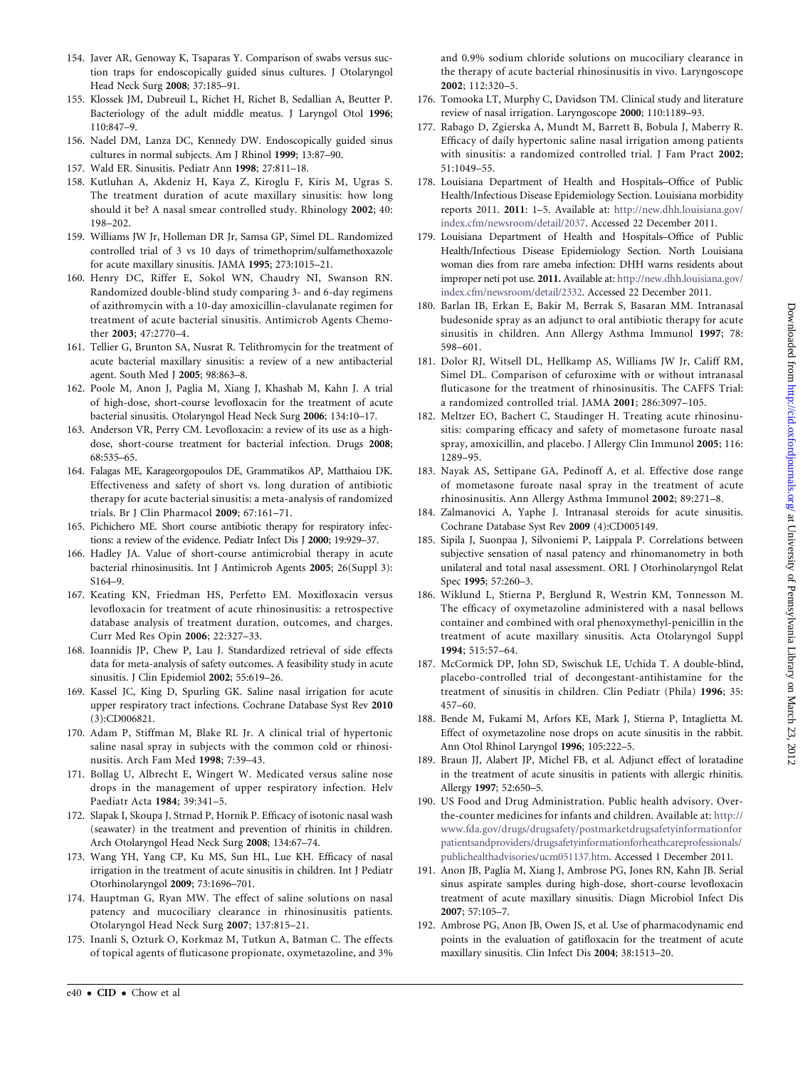154. Javer AR, Genoway K, Tsaparas Y. Comparison of swabs versus suction traps for endoscopically guided sinus cultures. J Otolaryngol Head Neck Surg **2008**; 37:185–91.
155. Klossek JM, Dubreuil L, Richet H, Richet B, Sedallian A, Beutter P. Bacteriology of the adult middle meatus. J Laryngol Otol **1996**; 110:847–9.
156. Nadel DM, Lanza DC, Kennedy DW. Endoscopically guided sinus cultures in normal subjects. Am J Rhinol **1999**; 13:87–90.
157. Wald ER. Sinusitis. Pediatr Ann **1998**; 27:811–18.
158. Kutluhan A, Akdeniz H, Kaya Z, Kiroglu F, Kiris M, Ugras S. The treatment duration of acute maxillary sinusitis: how long should it be? A nasal smear controlled study. Rhinology **2002**; 40: 198–202.
159. Williams JW Jr, Holleman DR Jr, Samsa GP, Simel DL. Randomized controlled trial of 3 vs 10 days of trimethoprim/sulfamethoxazole for acute maxillary sinusitis. JAMA **1995**; 273:1015–21.
160. Henry DC, Riffer E, Sokol WN, Chaudry NI, Swanson RN. Randomized double-blind study comparing 3- and 6-day regimens of azithromycin with a 10-day amoxicillin-clavulanate regimen for treatment of acute bacterial sinusitis. Antimicrob Agents Chemother **2003**; 47:2770–4.
161. Tellier G, Brunton SA, Nusrat R. Telithromycin for the treatment of acute bacterial maxillary sinusitis: a review of a new antibacterial agent. South Med J **2005**; 98:863–8.
162. Poole M, Anon J, Paglia M, Xiang J, Khashab M, Kahn J. A trial of high-dose, short-course levofloxacin for the treatment of acute bacterial sinusitis. Otolaryngol Head Neck Surg **2006**; 134:10–17.
163. Anderson VR, Perry CM. Levofloxacin: a review of its use as a high-dose, short-course treatment for bacterial infection. Drugs **2008**; 68:535–65.
164. Falagas ME, Karageorgopoulos DE, Grammatikos AP, Matthaiou DK. Effectiveness and safety of short vs. long duration of antibiotic therapy for acute bacterial sinusitis: a meta-analysis of randomized trials. Br J Clin Pharmacol **2009**; 67:161–71.
165. Pichichero ME. Short course antibiotic therapy for respiratory infections: a review of the evidence. Pediatr Infect Dis J **2000**; 19:929–37.
166. Hadley JA. Value of short-course antimicrobial therapy in acute bacterial rhinosinusitis. Int J Antimicrob Agents **2005**; 26(Suppl 3): S164–9.
167. Keating KN, Friedman HS, Perfetto EM. Moxifloxacin versus levofloxacin for treatment of acute rhinosinusitis: a retrospective database analysis of treatment duration, outcomes, and charges. Curr Med Res Opin **2006**; 22:327–33.
168. Ioannidis JP, Chew P, Lau J. Standardized retrieval of side effects data for meta-analysis of safety outcomes. A feasibility study in acute sinusitis. J Clin Epidemiol **2002**; 55:619–26.
169. Kassel JC, King D, Spurling GK. Saline nasal irrigation for acute upper respiratory tract infections. Cochrane Database Syst Rev **2010** (3):CD006821.
170. Adam P, Stiffman M, Blake RL Jr. A clinical trial of hypertonic saline nasal spray in subjects with the common cold or rhinosinusitis. Arch Fam Med **1998**; 7:39–43.
171. Bollag U, Albrecht E, Wingert W. Medicated versus saline nose drops in the management of upper respiratory infection. Helv Paediatr Acta **1984**; 39:341–5.
172. Slapak I, Skoupa J, Strnad P, Hornik P. Efficacy of isotonic nasal wash (seawater) in the treatment and prevention of rhinitis in children. Arch Otolaryngol Head Neck Surg **2008**; 134:67–74.
173. Wang YH, Yang CP, Ku MS, Sun HL, Lue KH. Efficacy of nasal irrigation in the treatment of acute sinusitis in children. Int J Pediatr Otorhinolaryngol **2009**; 73:1696–701.
174. Hauptman G, Ryan MW. The effect of saline solutions on nasal patency and mucociliary clearance in rhinosinusitis patients. Otolaryngol Head Neck Surg **2007**; 137:815–21.
175. Inanli S, Ozturk O, Korkmaz M, Tutkun A, Batman C. The effects of topical agents of fluticasone propionate, oxymetazoline, and 3% and 0.9% sodium chloride solutions on mucociliary clearance in the therapy of acute bacterial rhinosinusitis in vivo. Laryngoscope **2002**; 112:320–5.
176. Tomooka LT, Murphy C, Davidson TM. Clinical study and literature review of nasal irrigation. Laryngoscope **2000**; 110:1189–93.
177. Rabago D, Zgierska A, Mundt M, Barrett B, Bobula J, Maberry R. Efficacy of daily hypertonic saline nasal irrigation among patients with sinusitis: a randomized controlled trial. J Fam Pract **2002**; 51:1049–55.
178. Louisiana Department of Health and Hospitals–Office of Public Health/Infectious Disease Epidemiology Section. Louisiana morbidity reports 2011. **2011**: 1–5. Available at: http://new.dhh.louisiana.gov/index.cfm/newsroom/detail/2037. Accessed 22 December 2011.
179. Louisiana Department of Health and Hospitals–Office of Public Health/Infectious Disease Epidemiology Section. North Louisiana woman dies from rare ameba infection: DHH warns residents about improper neti pot use. **2011.** Available at: http://new.dhh.louisiana.gov/index.cfm/newsroom/detail/2332. Accessed 22 December 2011.
180. Barlan IB, Erkan E, Bakir M, Berrak S, Basaran MM. Intranasal budesonide spray as an adjunct to oral antibiotic therapy for acute sinusitis in children. Ann Allergy Asthma Immunol **1997**; 78: 598–601.
181. Dolor RJ, Witsell DL, Hellkamp AS, Williams JW Jr, Califf RM, Simel DL. Comparison of cefuroxime with or without intranasal fluticasone for the treatment of rhinosinusitis. The CAFFS Trial: a randomized controlled trial. JAMA **2001**; 286:3097–105.
182. Meltzer EO, Bachert C, Staudinger H. Treating acute rhinosinusitis: comparing efficacy and safety of mometasone furoate nasal spray, amoxicillin, and placebo. J Allergy Clin Immunol **2005**; 116: 1289–95.
183. Nayak AS, Settipane GA, Pedinoff A, et al. Effective dose range of mometasone furoate nasal spray in the treatment of acute rhinosinusitis. Ann Allergy Asthma Immunol **2002**; 89:271–8.
184. Zalmanovici A, Yaphe J. Intranasal steroids for acute sinusitis. Cochrane Database Syst Rev **2009** (4):CD005149.
185. Sipila J, Suonpaa J, Silvoniemi P, Laippala P. Correlations between subjective sensation of nasal patency and rhinomanometry in both unilateral and total nasal assessment. ORL J Otorhinolaryngol Relat Spec **1995**; 57:260–3.
186. Wiklund L, Stierna P, Berglund R, Westrin KM, Tonnesson M. The efficacy of oxymetazoline administered with a nasal bellows container and combined with oral phenoxymethyl-penicillin in the treatment of acute maxillary sinusitis. Acta Otolaryngol Suppl **1994**; 515:57–64.
187. McCormick DP, John SD, Swischuk LE, Uchida T. A double-blind, placebo-controlled trial of decongestant-antihistamine for the treatment of sinusitis in children. Clin Pediatr (Phila) **1996**; 35: 457–60.
188. Bende M, Fukami M, Arfors KE, Mark J, Stierna P, Intaglietta M. Effect of oxymetazoline nose drops on acute sinusitis in the rabbit. Ann Otol Rhinol Laryngol **1996**; 105:222–5.
189. Braun JJ, Alabert JP, Michel FB, et al. Adjunct effect of loratadine in the treatment of acute sinusitis in patients with allergic rhinitis. Allergy **1997**; 52:650–5.
190. US Food and Drug Administration. Public health advisory. Over-the-counter medicines for infants and children. Available at: http://www.fda.gov/drugs/drugsafety/postmarketdrugsafetyinformationforpatientsandproviders/drugsafetyinformationforheathcareprofessionals/publichealthadvisories/ucm051137.htm. Accessed 1 December 2011.
191. Anon JB, Paglia M, Xiang J, Ambrose PG, Jones RN, Kahn JB. Serial sinus aspirate samples during high-dose, short-course levofloxacin treatment of acute maxillary sinusitis. Diagn Microbiol Infect Dis **2007**; 57:105–7.
192. Ambrose PG, Anon JB, Owen JS, et al. Use of pharmacodynamic end points in the evaluation of gatifloxacin for the treatment of acute maxillary sinusitis. Clin Infect Dis **2004**; 38:1513–20.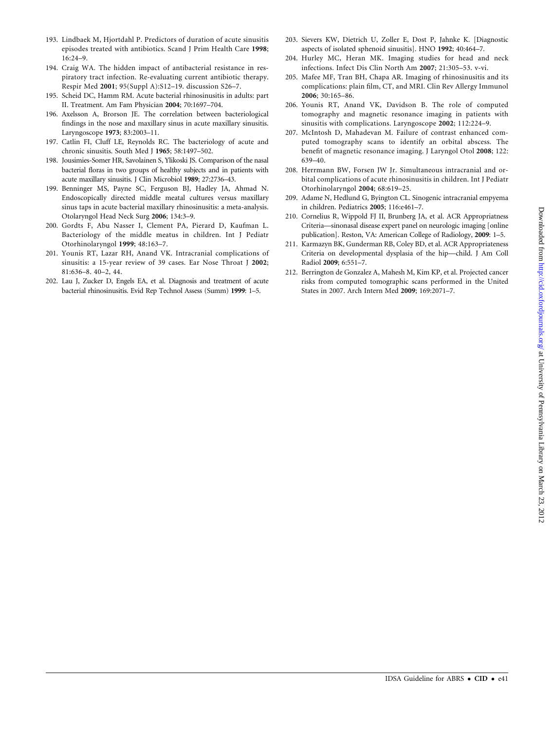193. Lindbaek M, Hjortdahl P. Predictors of duration of acute sinusitis episodes treated with antibiotics. Scand J Prim Health Care **1998**; 16:24–9.
194. Craig WA. The hidden impact of antibacterial resistance in respiratory tract infection. Re-evaluating current antibiotic therapy. Respir Med **2001**; 95(Suppl A):S12–19. discussion S26–7.
195. Scheid DC, Hamm RM. Acute bacterial rhinosinusitis in adults: part II. Treatment. Am Fam Physician **2004**; 70:1697–704.
196. Axelsson A, Brorson JE. The correlation between bacteriological findings in the nose and maxillary sinus in acute maxillary sinusitis. Laryngoscope **1973**; 83:2003–11.
197. Catlin FI, Cluff LE, Reynolds RC. The bacteriology of acute and chronic sinusitis. South Med J **1965**; 58:1497–502.
198. Jousimies-Somer HR, Savolainen S, Ylikoski JS. Comparison of the nasal bacterial floras in two groups of healthy subjects and in patients with acute maxillary sinusitis. J Clin Microbiol **1989**; 27:2736–43.
199. Benninger MS, Payne SC, Ferguson BJ, Hadley JA, Ahmad N. Endoscopically directed middle meatal cultures versus maxillary sinus taps in acute bacterial maxillary rhinosinusitis: a meta-analysis. Otolaryngol Head Neck Surg **2006**; 134:3–9.
200. Gordts F, Abu Nasser I, Clement PA, Pierard D, Kaufman L. Bacteriology of the middle meatus in children. Int J Pediatr Otorhinolaryngol **1999**; 48:163–7.
201. Younis RT, Lazar RH, Anand VK. Intracranial complications of sinusitis: a 15-year review of 39 cases. Ear Nose Throat J **2002**; 81:636–8. 40–2, 44.
202. Lau J, Zucker D, Engels EA, et al. Diagnosis and treatment of acute bacterial rhinosinusitis. Evid Rep Technol Assess (Summ) **1999**: 1–5.
203. Sievers KW, Dietrich U, Zoller E, Dost P, Jahnke K. [Diagnostic aspects of isolated sphenoid sinusitis]. HNO **1992**; 40:464–7.
204. Hurley MC, Heran MK. Imaging studies for head and neck infections. Infect Dis Clin North Am **2007**; 21:305–53. v-vi.
205. Mafee MF, Tran BH, Chapa AR. Imaging of rhinosinusitis and its complications: plain film, CT, and MRI. Clin Rev Allergy Immunol **2006**; 30:165–86.
206. Younis RT, Anand VK, Davidson B. The role of computed tomography and magnetic resonance imaging in patients with sinusitis with complications. Laryngoscope **2002**; 112:224–9.
207. McIntosh D, Mahadevan M. Failure of contrast enhanced computed tomography scans to identify an orbital abscess. The benefit of magnetic resonance imaging. J Laryngol Otol **2008**; 122: 639–40.
208. Herrmann BW, Forsen JW Jr. Simultaneous intracranial and orbital complications of acute rhinosinusitis in children. Int J Pediatr Otorhinolaryngol **2004**; 68:619–25.
209. Adame N, Hedlund G, Byington CL. Sinogenic intracranial empyema in children. Pediatrics **2005**; 116:e461–7.
210. Cornelius R, Wippold FJ II, Brunberg JA, et al. ACR Appropriatness Criteria—sinonasal disease expert panel on neurologic imaging [online publication]. Reston, VA: American College of Radiology, **2009**: 1–5.
211. Karmazyn BK, Gunderman RB, Coley BD, et al. ACR Appropriateness Criteria on developmental dysplasia of the hip—child. J Am Coll Radiol **2009**; 6:551–7.
212. Berrington de Gonzalez A, Mahesh M, Kim KP, et al. Projected cancer risks from computed tomographic scans performed in the United States in 2007. Arch Intern Med **2009**; 169:2071–7.